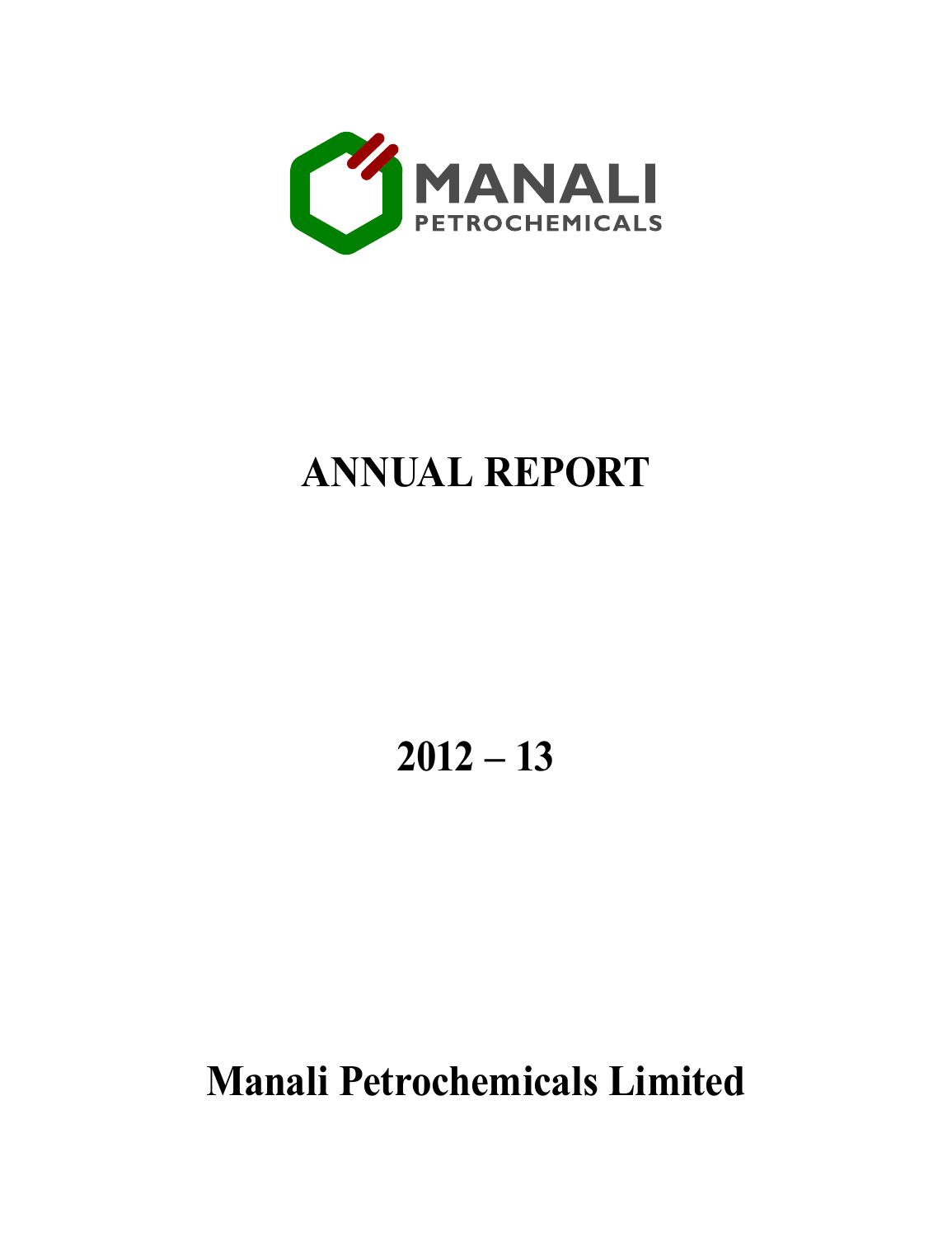MANALI
PETROCHEMICALS

# ANNUAL REPORT

# 2012 – 13

# Manali Petrochemicals Limited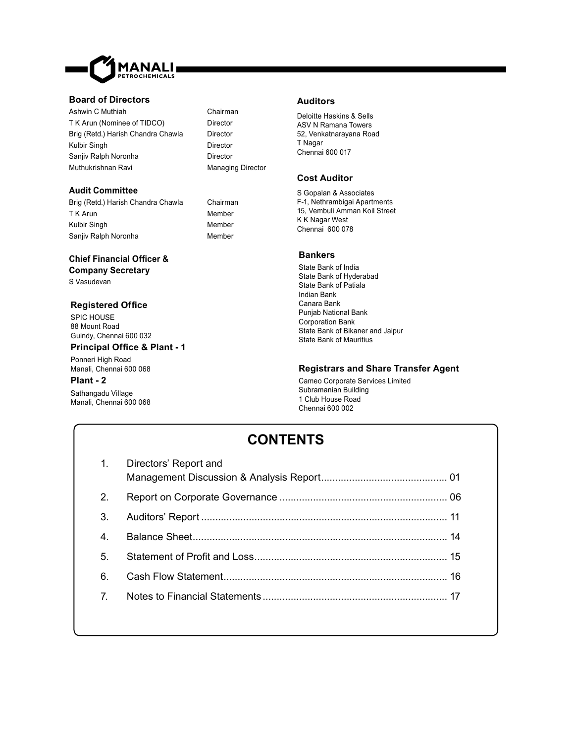MANALI PETROCHEMICALS

### Board of Directors

| | |
|---|---|
| Ashwin C Muthiah | Chairman |
| T K Arun (Nominee of TIDCO) | Director |
| Brig (Retd.) Harish Chandra Chawla | Director |
| Kulbir Singh | Director |
| Sanjiv Ralph Noronha | Director |
| Muthukrishnan Ravi | Managing Director |

### Audit Committee

| | |
|---|---|
| Brig (Retd.) Harish Chandra Chawla | Chairman |
| T K Arun | Member |
| Kulbir Singh | Member |
| Sanjiv Ralph Noronha | Member |

### Chief Financial Officer & Company Secretary

S Vasudevan

### Registered Office

SPIC HOUSE
88 Mount Road
Guindy, Chennai 600 032

### Principal Office & Plant - 1

Ponneri High Road
Manali, Chennai 600 068

### Plant - 2

Sathangadu Village
Manali, Chennai 600 068

### Auditors

Deloitte Haskins & Sells
ASV N Ramana Towers
52, Venkatnarayana Road
T Nagar
Chennai 600 017

### Cost Auditor

S Gopalan & Associates
F-1, Nethrambigai Apartments
15, Vembuli Amman Koil Street
K K Nagar West
Chennai 600 078

### Bankers

State Bank of India
State Bank of Hyderabad
State Bank of Patiala
Indian Bank
Canara Bank
Punjab National Bank
Corporation Bank
State Bank of Bikaner and Jaipur
State Bank of Mauritius

### Registrars and Share Transfer Agent

Cameo Corporate Services Limited
Subramanian Building
1 Club House Road
Chennai 600 002

## CONTENTS

| | | |
|---|---|---|
| 1. | Directors' Report and Management Discussion & Analysis Report | 01 |
| 2. | Report on Corporate Governance | 06 |
| 3. | Auditors' Report | 11 |
| 4. | Balance Sheet | 14 |
| 5. | Statement of Profit and Loss | 15 |
| 6. | Cash Flow Statement | 16 |
| 7. | Notes to Financial Statements | 17 |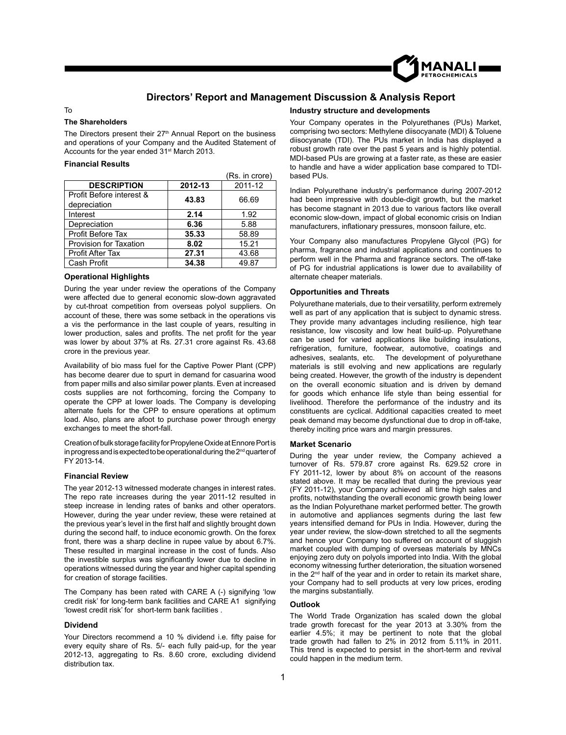# Directors' Report and Management Discussion & Analysis Report

To

**The Shareholders**

The Directors present their 27th Annual Report on the business and operations of your Company and the Audited Statement of Accounts for the year ended 31st March 2013.

### Financial Results

(Rs. in crore)

| DESCRIPTION | 2012-13 | 2011-12 |
|---|---|---|
| Profit Before interest & depreciation | **43.83** | 66.69 |
| Interest | **2.14** | 1.92 |
| Depreciation | **6.36** | 5.88 |
| Profit Before Tax | **35.33** | 58.89 |
| Provision for Taxation | **8.02** | 15.21 |
| Profit After Tax | **27.31** | 43.68 |
| Cash Profit | **34.38** | 49.87 |

### Operational Highlights

During the year under review the operations of the Company were affected due to general economic slow-down aggravated by cut-throat competition from overseas polyol suppliers. On account of these, there was some setback in the operations vis a vis the performance in the last couple of years, resulting in lower production, sales and profits. The net profit for the year was lower by about 37% at Rs. 27.31 crore against Rs. 43.68 crore in the previous year.

Availability of bio mass fuel for the Captive Power Plant (CPP) has become dearer due to spurt in demand for casuarina wood from paper mills and also similar power plants. Even at increased costs supplies are not forthcoming, forcing the Company to operate the CPP at lower loads. The Company is developing alternate fuels for the CPP to ensure operations at optimum load. Also, plans are afoot to purchase power through energy exchanges to meet the short-fall.

Creation of bulk storage facility for Propylene Oxide at Ennore Port is in progress and is expected to be operational during the 2nd quarter of FY 2013-14.

### Financial Review

The year 2012-13 witnessed moderate changes in interest rates. The repo rate increases during the year 2011-12 resulted in steep increase in lending rates of banks and other operators. However, during the year under review, these were retained at the previous year's level in the first half and slightly brought down during the second half, to induce economic growth. On the forex front, there was a sharp decline in rupee value by about 6.7%. These resulted in marginal increase in the cost of funds. Also the investible surplus was significantly lower due to decline in operations witnessed during the year and higher capital spending for creation of storage facilities.

The Company has been rated with CARE A (-) signifying 'low credit risk' for long-term bank facilities and CARE A1 signifying 'lowest credit risk' for short-term bank facilities .

### Dividend

Your Directors recommend a 10 % dividend i.e. fifty paise for every equity share of Rs. 5/- each fully paid-up, for the year 2012-13, aggregating to Rs. 8.60 crore, excluding dividend distribution tax.

### Industry structure and developments

Your Company operates in the Polyurethanes (PUs) Market, comprising two sectors: Methylene diisocyanate (MDI) & Toluene diisocyanate (TDI). The PUs market in India has displayed a robust growth rate over the past 5 years and is highly potential. MDI-based PUs are growing at a faster rate, as these are easier to handle and have a wider application base compared to TDI-based PUs.

Indian Polyurethane industry's performance during 2007-2012 had been impressive with double-digit growth, but the market has become stagnant in 2013 due to various factors like overall economic slow-down, impact of global economic crisis on Indian manufacturers, inflationary pressures, monsoon failure, etc.

Your Company also manufactures Propylene Glycol (PG) for pharma, fragrance and industrial applications and continues to perform well in the Pharma and fragrance sectors. The off-take of PG for industrial applications is lower due to availability of alternate cheaper materials.

### Opportunities and Threats

Polyurethane materials, due to their versatility, perform extremely well as part of any application that is subject to dynamic stress. They provide many advantages including resilience, high tear resistance, low viscosity and low heat build-up. Polyurethane can be used for varied applications like building insulations, refrigeration, furniture, footwear, automotive, coatings and adhesives, sealants, etc. The development of polyurethane materials is still evolving and new applications are regularly being created. However, the growth of the industry is dependent on the overall economic situation and is driven by demand for goods which enhance life style than being essential for livelihood. Therefore the performance of the industry and its constituents are cyclical. Additional capacities created to meet peak demand may become dysfunctional due to drop in off-take, thereby inciting price wars and margin pressures.

### Market Scenario

During the year under review, the Company achieved a turnover of Rs. 579.87 crore against Rs. 629.52 crore in FY 2011-12, lower by about 8% on account of the reasons stated above. It may be recalled that during the previous year (FY 2011-12), your Company achieved all time high sales and profits, notwithstanding the overall economic growth being lower as the Indian Polyurethane market performed better. The growth in automotive and appliances segments during the last few years intensified demand for PUs in India. However, during the year under review, the slow-down stretched to all the segments and hence your Company too suffered on account of sluggish market coupled with dumping of overseas materials by MNCs enjoying zero duty on polyols imported into India. With the global economy witnessing further deterioration, the situation worsened in the 2nd half of the year and in order to retain its market share, your Company had to sell products at very low prices, eroding the margins substantially.

### Outlook

The World Trade Organization has scaled down the global trade growth forecast for the year 2013 at 3.30% from the earlier 4.5%; it may be pertinent to note that the global trade growth had fallen to 2% in 2012 from 5.11% in 2011. This trend is expected to persist in the short-term and revival could happen in the medium term.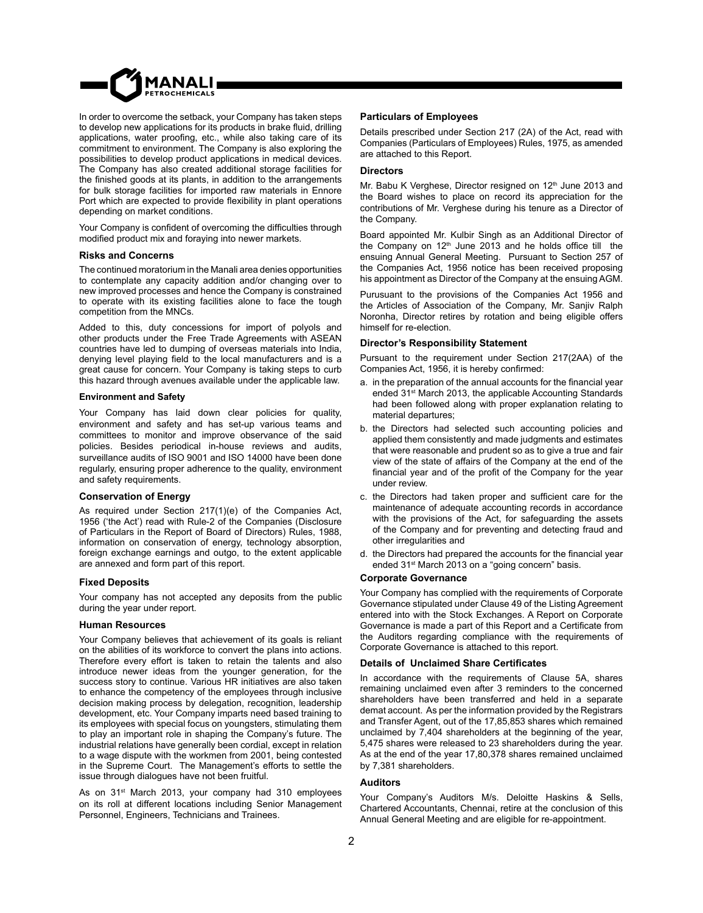In order to overcome the setback, your Company has taken steps to develop new applications for its products in brake fluid, drilling applications, water proofing, etc., while also taking care of its commitment to environment. The Company is also exploring the possibilities to develop product applications in medical devices. The Company has also created additional storage facilities for the finished goods at its plants, in addition to the arrangements for bulk storage facilities for imported raw materials in Ennore Port which are expected to provide flexibility in plant operations depending on market conditions.

Your Company is confident of overcoming the difficulties through modified product mix and foraying into newer markets.

### Risks and Concerns

The continued moratorium in the Manali area denies opportunities to contemplate any capacity addition and/or changing over to new improved processes and hence the Company is constrained to operate with its existing facilities alone to face the tough competition from the MNCs.

Added to this, duty concessions for import of polyols and other products under the Free Trade Agreements with ASEAN countries have led to dumping of overseas materials into India, denying level playing field to the local manufacturers and is a great cause for concern. Your Company is taking steps to curb this hazard through avenues available under the applicable law.

### Environment and Safety

Your Company has laid down clear policies for quality, environment and safety and has set-up various teams and committees to monitor and improve observance of the said policies. Besides periodical in-house reviews and audits, surveillance audits of ISO 9001 and ISO 14000 have been done regularly, ensuring proper adherence to the quality, environment and safety requirements.

### Conservation of Energy

As required under Section 217(1)(e) of the Companies Act, 1956 ('the Act') read with Rule-2 of the Companies (Disclosure of Particulars in the Report of Board of Directors) Rules, 1988, information on conservation of energy, technology absorption, foreign exchange earnings and outgo, to the extent applicable are annexed and form part of this report.

### Fixed Deposits

Your company has not accepted any deposits from the public during the year under report.

### Human Resources

Your Company believes that achievement of its goals is reliant on the abilities of its workforce to convert the plans into actions. Therefore every effort is taken to retain the talents and also introduce newer ideas from the younger generation, for the success story to continue. Various HR initiatives are also taken to enhance the competency of the employees through inclusive decision making process by delegation, recognition, leadership development, etc. Your Company imparts need based training to its employees with special focus on youngsters, stimulating them to play an important role in shaping the Company's future. The industrial relations have generally been cordial, except in relation to a wage dispute with the workmen from 2001, being contested in the Supreme Court. The Management's efforts to settle the issue through dialogues have not been fruitful.

As on 31st March 2013, your company had 310 employees on its roll at different locations including Senior Management Personnel, Engineers, Technicians and Trainees.

### Particulars of Employees

Details prescribed under Section 217 (2A) of the Act, read with Companies (Particulars of Employees) Rules, 1975, as amended are attached to this Report.

### Directors

Mr. Babu K Verghese, Director resigned on 12th June 2013 and the Board wishes to place on record its appreciation for the contributions of Mr. Verghese during his tenure as a Director of the Company.

Board appointed Mr. Kulbir Singh as an Additional Director of the Company on 12th June 2013 and he holds office till the ensuing Annual General Meeting. Pursuant to Section 257 of the Companies Act, 1956 notice has been received proposing his appointment as Director of the Company at the ensuing AGM.

Purusuant to the provisions of the Companies Act 1956 and the Articles of Association of the Company, Mr. Sanjiv Ralph Noronha, Director retires by rotation and being eligible offers himself for re-election.

### Director's Responsibility Statement

Pursuant to the requirement under Section 217(2AA) of the Companies Act, 1956, it is hereby confirmed:

a. in the preparation of the annual accounts for the financial year ended 31st March 2013, the applicable Accounting Standards had been followed along with proper explanation relating to material departures;
b. the Directors had selected such accounting policies and applied them consistently and made judgments and estimates that were reasonable and prudent so as to give a true and fair view of the state of affairs of the Company at the end of the financial year and of the profit of the Company for the year under review.
c. the Directors had taken proper and sufficient care for the maintenance of adequate accounting records in accordance with the provisions of the Act, for safeguarding the assets of the Company and for preventing and detecting fraud and other irregularities and
d. the Directors had prepared the accounts for the financial year ended 31st March 2013 on a "going concern" basis.

### Corporate Governance

Your Company has complied with the requirements of Corporate Governance stipulated under Clause 49 of the Listing Agreement entered into with the Stock Exchanges. A Report on Corporate Governance is made a part of this Report and a Certificate from the Auditors regarding compliance with the requirements of Corporate Governance is attached to this report.

### Details of Unclaimed Share Certificates

In accordance with the requirements of Clause 5A, shares remaining unclaimed even after 3 reminders to the concerned shareholders have been transferred and held in a separate demat account. As per the information provided by the Registrars and Transfer Agent, out of the 17,85,853 shares which remained unclaimed by 7,404 shareholders at the beginning of the year, 5,475 shares were released to 23 shareholders during the year. As at the end of the year 17,80,378 shares remained unclaimed by 7,381 shareholders.

### Auditors

Your Company's Auditors M/s. Deloitte Haskins & Sells, Chartered Accountants, Chennai, retire at the conclusion of this Annual General Meeting and are eligible for re-appointment.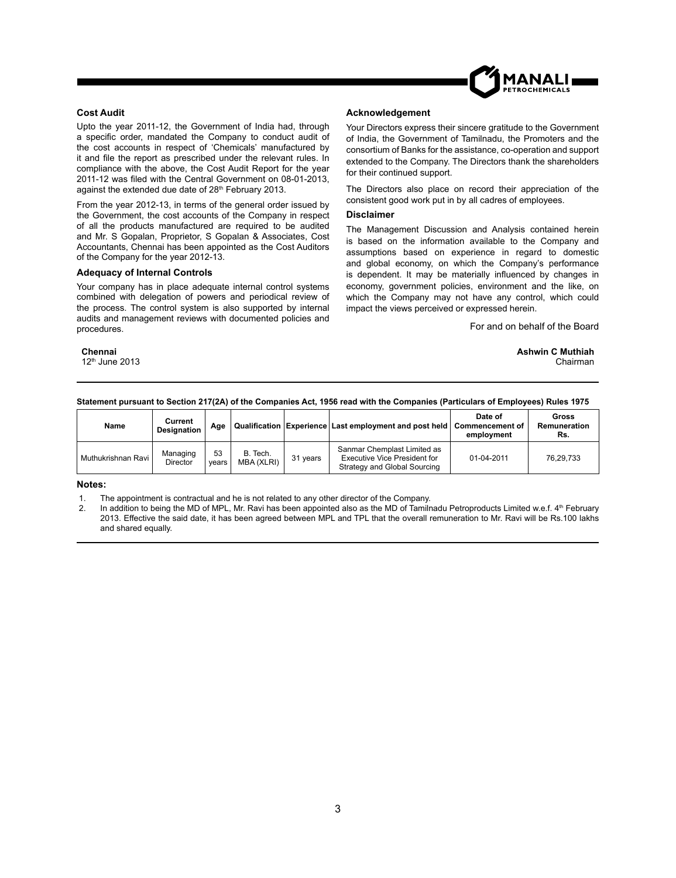### Cost Audit

Upto the year 2011-12, the Government of India had, through a specific order, mandated the Company to conduct audit of the cost accounts in respect of 'Chemicals' manufactured by it and file the report as prescribed under the relevant rules. In compliance with the above, the Cost Audit Report for the year 2011-12 was filed with the Central Government on 08-01-2013, against the extended due date of 28th February 2013.

From the year 2012-13, in terms of the general order issued by the Government, the cost accounts of the Company in respect of all the products manufactured are required to be audited and Mr. S Gopalan, Proprietor, S Gopalan & Associates, Cost Accountants, Chennai has been appointed as the Cost Auditors of the Company for the year 2012-13.

### Adequacy of Internal Controls

Your company has in place adequate internal control systems combined with delegation of powers and periodical review of the process. The control system is also supported by internal audits and management reviews with documented policies and procedures.

### Acknowledgement

Your Directors express their sincere gratitude to the Government of India, the Government of Tamilnadu, the Promoters and the consortium of Banks for the assistance, co-operation and support extended to the Company. The Directors thank the shareholders for their continued support.

The Directors also place on record their appreciation of the consistent good work put in by all cadres of employees.

### Disclaimer

The Management Discussion and Analysis contained herein is based on the information available to the Company and assumptions based on experience in regard to domestic and global economy, on which the Company's performance is dependent. It may be materially influenced by changes in economy, government policies, environment and the like, on which the Company may not have any control, which could impact the views perceived or expressed herein.

For and on behalf of the Board

**Chennai**
12th June 2013

**Ashwin C Muthiah**
Chairman

**Statement pursuant to Section 217(2A) of the Companies Act, 1956 read with the Companies (Particulars of Employees) Rules 1975**

| Name | Current Designation | Age | Qualification | Experience | Last employment and post held | Date of Commencement of employment | Gross Remuneration Rs. |
|---|---|---|---|---|---|---|---|
| Muthukrishnan Ravi | Managing Director | 53 years | B. Tech. MBA (XLRI) | 31 years | Sanmar Chemplast Limited as Executive Vice President for Strategy and Global Sourcing | 01-04-2011 | 76,29,733 |

**Notes:**

1. The appointment is contractual and he is not related to any other director of the Company.
2. In addition to being the MD of MPL, Mr. Ravi has been appointed also as the MD of Tamilnadu Petroproducts Limited w.e.f. 4th February 2013. Effective the said date, it has been agreed between MPL and TPL that the overall remuneration to Mr. Ravi will be Rs.100 lakhs and shared equally.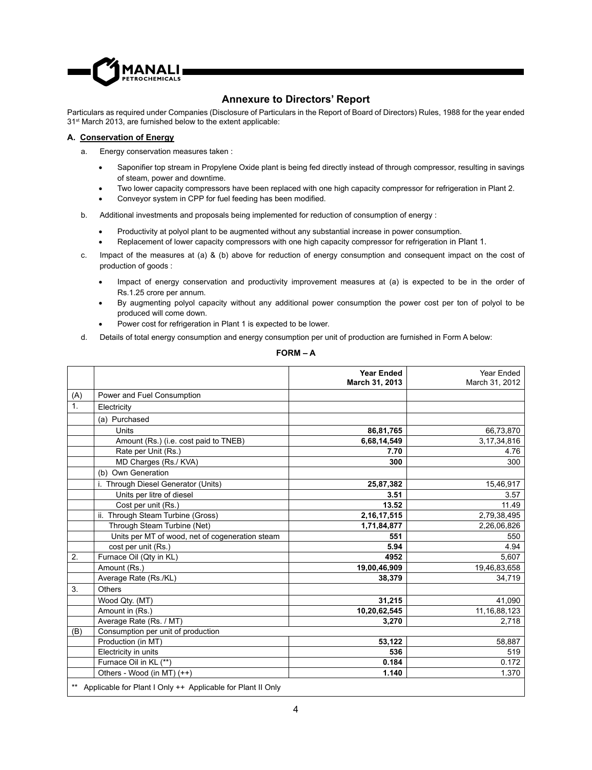# Annexure to Directors' Report

Particulars as required under Companies (Disclosure of Particulars in the Report of Board of Directors) Rules, 1988 for the year ended 31st March 2013, are furnished below to the extent applicable:

## A. Conservation of Energy

a. Energy conservation measures taken :

- Saponifier top stream in Propylene Oxide plant is being fed directly instead of through compressor, resulting in savings of steam, power and downtime.
- Two lower capacity compressors have been replaced with one high capacity compressor for refrigeration in Plant 2.
- Conveyor system in CPP for fuel feeding has been modified.

b. Additional investments and proposals being implemented for reduction of consumption of energy :

- Productivity at polyol plant to be augmented without any substantial increase in power consumption.
- Replacement of lower capacity compressors with one high capacity compressor for refrigeration in Plant 1.

c. Impact of the measures at (a) & (b) above for reduction of energy consumption and consequent impact on the cost of production of goods :

- Impact of energy conservation and productivity improvement measures at (a) is expected to be in the order of Rs.1.25 crore per annum.
- By augmenting polyol capacity without any additional power consumption the power cost per ton of polyol to be produced will come down.
- Power cost for refrigeration in Plant 1 is expected to be lower.

d. Details of total energy consumption and energy consumption per unit of production are furnished in Form A below:

**FORM – A**

| | | **Year Ended March 31, 2013** | Year Ended March 31, 2012 |
|---|---|---|---|
| (A) | Power and Fuel Consumption | | |
| 1. | Electricity | | |
| | (a) Purchased | | |
| | Units | **86,81,765** | 66,73,870 |
| | Amount (Rs.) (i.e. cost paid to TNEB) | **6,68,14,549** | 3,17,34,816 |
| | Rate per Unit (Rs.) | **7.70** | 4.76 |
| | MD Charges (Rs./ KVA) | **300** | 300 |
| | (b) Own Generation | | |
| | i. Through Diesel Generator (Units) | **25,87,382** | 15,46,917 |
| | Units per litre of diesel | **3.51** | 3.57 |
| | Cost per unit (Rs.) | **13.52** | 11.49 |
| | ii. Through Steam Turbine (Gross) | **2,16,17,515** | 2,79,38,495 |
| | Through Steam Turbine (Net) | **1,71,84,877** | 2,26,06,826 |
| | Units per MT of wood, net of cogeneration steam | **551** | 550 |
| | cost per unit (Rs.) | **5.94** | 4.94 |
| 2. | Furnace Oil (Qty in KL) | **4952** | 5,607 |
| | Amount (Rs.) | **19,00,46,909** | 19,46,83,658 |
| | Average Rate (Rs./KL) | **38,379** | 34,719 |
| 3. | Others | | |
| | Wood Qty. (MT) | **31,215** | 41,090 |
| | Amount in (Rs.) | **10,20,62,545** | 11,16,88,123 |
| | Average Rate (Rs. / MT) | **3,270** | 2,718 |
| (B) | Consumption per unit of production | | |
| | Production (in MT) | **53,122** | 58,887 |
| | Electricity in units | **536** | 519 |
| | Furnace Oil in KL (**) | **0.184** | 0.172 |
| | Others - Wood (in MT) (++) | **1.140** | 1.370 |

** Applicable for Plant I Only ++ Applicable for Plant II Only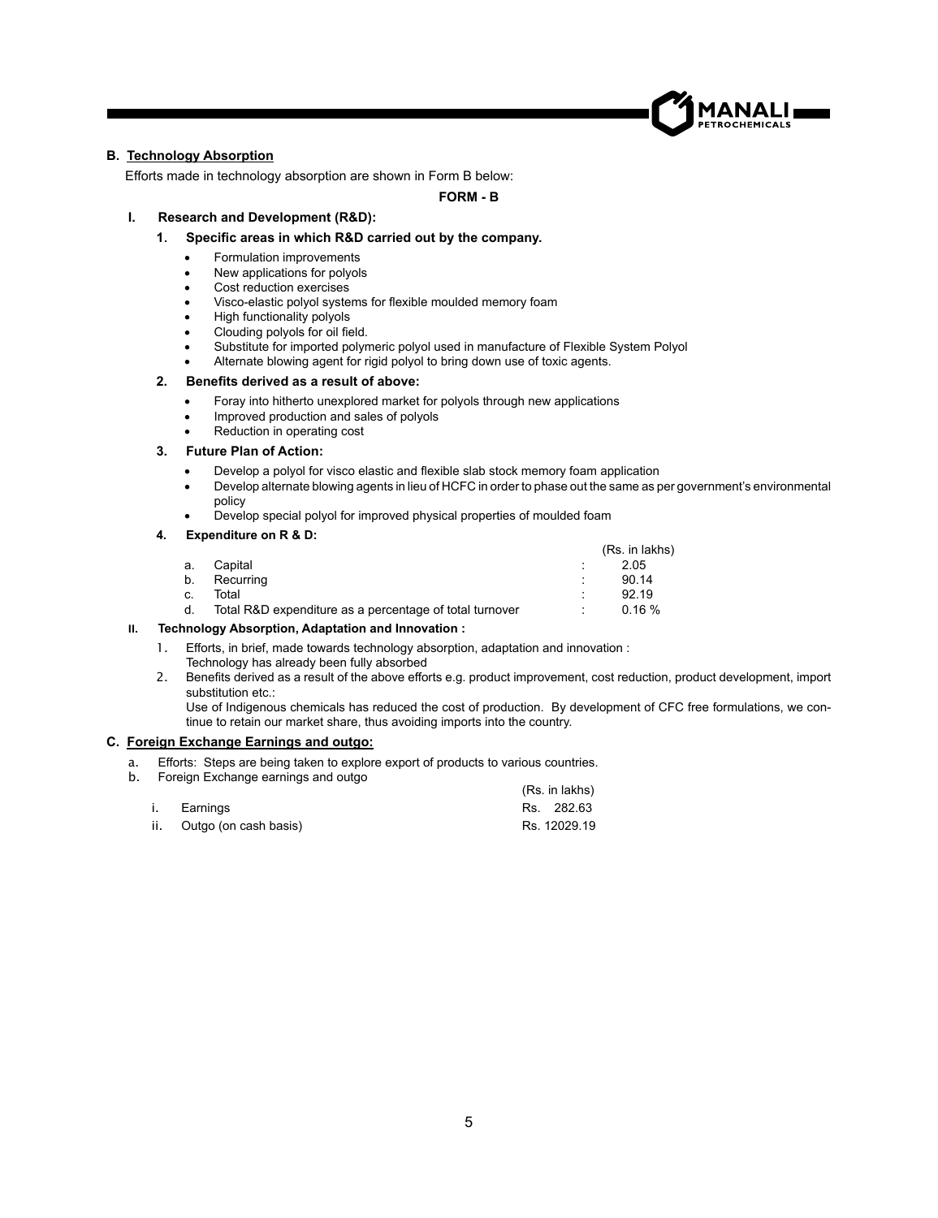## B. Technology Absorption

Efforts made in technology absorption are shown in Form B below:

**FORM - B**

### I. Research and Development (R&D):

**1. Specific areas in which R&D carried out by the company.**

- Formulation improvements
- New applications for polyols
- Cost reduction exercises
- Visco-elastic polyol systems for flexible moulded memory foam
- High functionality polyols
- Clouding polyols for oil field.
- Substitute for imported polymeric polyol used in manufacture of Flexible System Polyol
- Alternate blowing agent for rigid polyol to bring down use of toxic agents.

**2. Benefits derived as a result of above:**

- Foray into hitherto unexplored market for polyols through new applications
- Improved production and sales of polyols
- Reduction in operating cost

**3. Future Plan of Action:**

- Develop a polyol for visco elastic and flexible slab stock memory foam application
- Develop alternate blowing agents in lieu of HCFC in order to phase out the same as per government's environmental policy
- Develop special polyol for improved physical properties of moulded foam

**4. Expenditure on R & D:**

| | | | (Rs. in lakhs) |
|---|---|---|---|
| a. | Capital | : | 2.05 |
| b. | Recurring | : | 90.14 |
| c. | Total | : | 92.19 |
| d. | Total R&D expenditure as a percentage of total turnover | : | 0.16 % |

### II. Technology Absorption, Adaptation and Innovation :

1. Efforts, in brief, made towards technology absorption, adaptation and innovation :
   Technology has already been fully absorbed
2. Benefits derived as a result of the above efforts e.g. product improvement, cost reduction, product development, import substitution etc.:
   Use of Indigenous chemicals has reduced the cost of production. By development of CFC free formulations, we continue to retain our market share, thus avoiding imports into the country.

## C. Foreign Exchange Earnings and outgo:

a. Efforts: Steps are being taken to explore export of products to various countries.

b. Foreign Exchange earnings and outgo

| | | (Rs. in lakhs) |
|---|---|---|
| i. | Earnings | Rs. 282.63 |
| ii. | Outgo (on cash basis) | Rs. 12029.19 |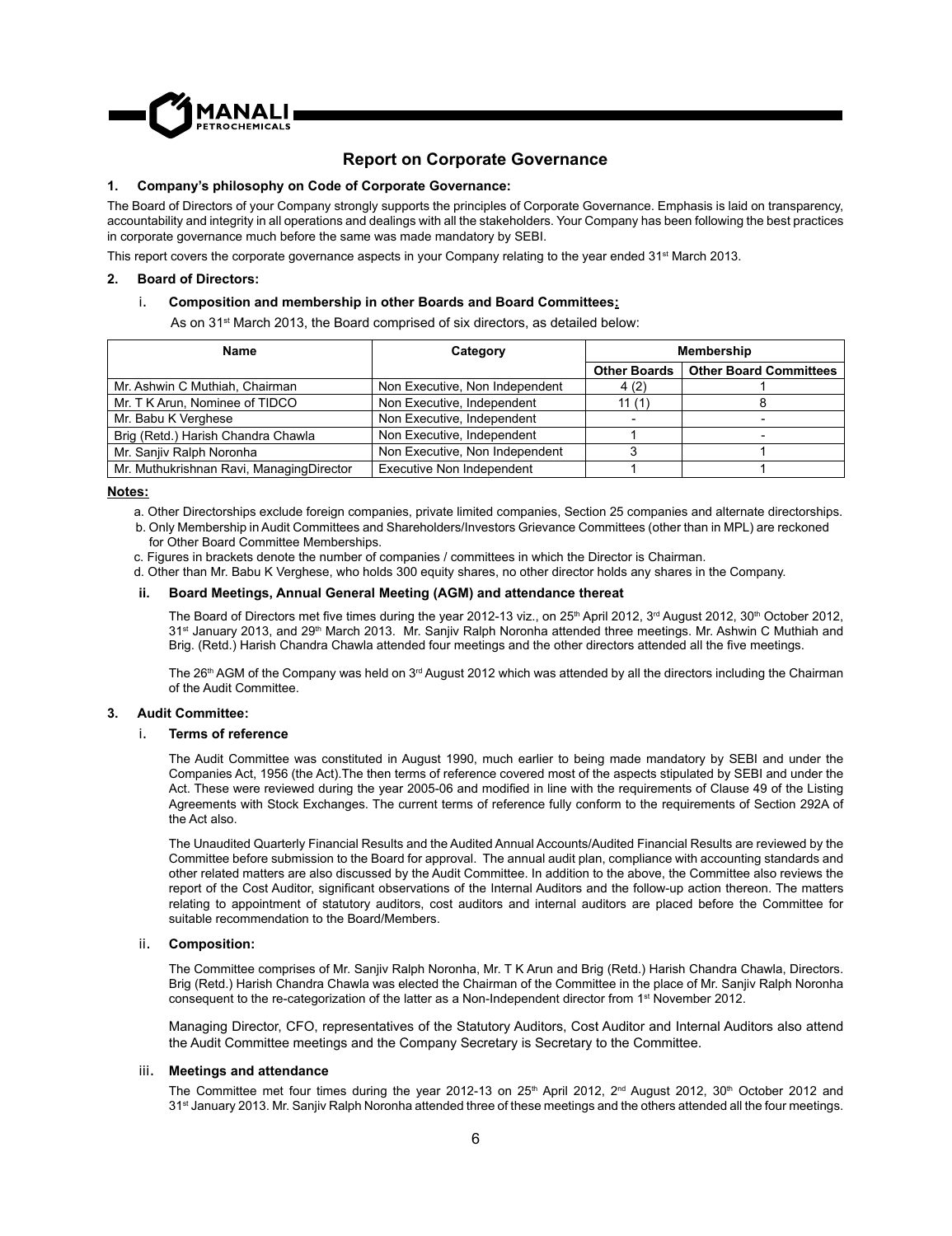## Report on Corporate Governance

### 1. Company's philosophy on Code of Corporate Governance:

The Board of Directors of your Company strongly supports the principles of Corporate Governance. Emphasis is laid on transparency, accountability and integrity in all operations and dealings with all the stakeholders. Your Company has been following the best practices in corporate governance much before the same was made mandatory by SEBI.

This report covers the corporate governance aspects in your Company relating to the year ended 31st March 2013.

### 2. Board of Directors:

#### i. Composition and membership in other Boards and Board Committees:

As on 31st March 2013, the Board comprised of six directors, as detailed below:

| Name | Category | Membership | |
|---|---|---|---|
| | | Other Boards | Other Board Committees |
| Mr. Ashwin C Muthiah, Chairman | Non Executive, Non Independent | 4 (2) | 1 |
| Mr. T K Arun, Nominee of TIDCO | Non Executive, Independent | 11 (1) | 8 |
| Mr. Babu K Verghese | Non Executive, Independent | - | - |
| Brig (Retd.) Harish Chandra Chawla | Non Executive, Independent | 1 | - |
| Mr. Sanjiv Ralph Noronha | Non Executive, Non Independent | 3 | 1 |
| Mr. Muthukrishnan Ravi, ManagingDirector | Executive Non Independent | 1 | 1 |

**Notes:**

a. Other Directorships exclude foreign companies, private limited companies, Section 25 companies and alternate directorships.

b. Only Membership in Audit Committees and Shareholders/Investors Grievance Committees (other than in MPL) are reckoned for Other Board Committee Memberships.

c. Figures in brackets denote the number of companies / committees in which the Director is Chairman.

d. Other than Mr. Babu K Verghese, who holds 300 equity shares, no other director holds any shares in the Company.

#### ii. Board Meetings, Annual General Meeting (AGM) and attendance thereat

The Board of Directors met five times during the year 2012-13 viz., on 25th April 2012, 3rd August 2012, 30th October 2012, 31st January 2013, and 29th March 2013. Mr. Sanjiv Ralph Noronha attended three meetings. Mr. Ashwin C Muthiah and Brig. (Retd.) Harish Chandra Chawla attended four meetings and the other directors attended all the five meetings.

The 26th AGM of the Company was held on 3rd August 2012 which was attended by all the directors including the Chairman of the Audit Committee.

### 3. Audit Committee:

#### i. Terms of reference

The Audit Committee was constituted in August 1990, much earlier to being made mandatory by SEBI and under the Companies Act, 1956 (the Act).The then terms of reference covered most of the aspects stipulated by SEBI and under the Act. These were reviewed during the year 2005-06 and modified in line with the requirements of Clause 49 of the Listing Agreements with Stock Exchanges. The current terms of reference fully conform to the requirements of Section 292A of the Act also.

The Unaudited Quarterly Financial Results and the Audited Annual Accounts/Audited Financial Results are reviewed by the Committee before submission to the Board for approval. The annual audit plan, compliance with accounting standards and other related matters are also discussed by the Audit Committee. In addition to the above, the Committee also reviews the report of the Cost Auditor, significant observations of the Internal Auditors and the follow-up action thereon. The matters relating to appointment of statutory auditors, cost auditors and internal auditors are placed before the Committee for suitable recommendation to the Board/Members.

#### ii. Composition:

The Committee comprises of Mr. Sanjiv Ralph Noronha, Mr. T K Arun and Brig (Retd.) Harish Chandra Chawla, Directors. Brig (Retd.) Harish Chandra Chawla was elected the Chairman of the Committee in the place of Mr. Sanjiv Ralph Noronha consequent to the re-categorization of the latter as a Non-Independent director from 1st November 2012.

Managing Director, CFO, representatives of the Statutory Auditors, Cost Auditor and Internal Auditors also attend the Audit Committee meetings and the Company Secretary is Secretary to the Committee.

#### iii. Meetings and attendance

The Committee met four times during the year 2012-13 on 25th April 2012, 2nd August 2012, 30th October 2012 and 31st January 2013. Mr. Sanjiv Ralph Noronha attended three of these meetings and the others attended all the four meetings.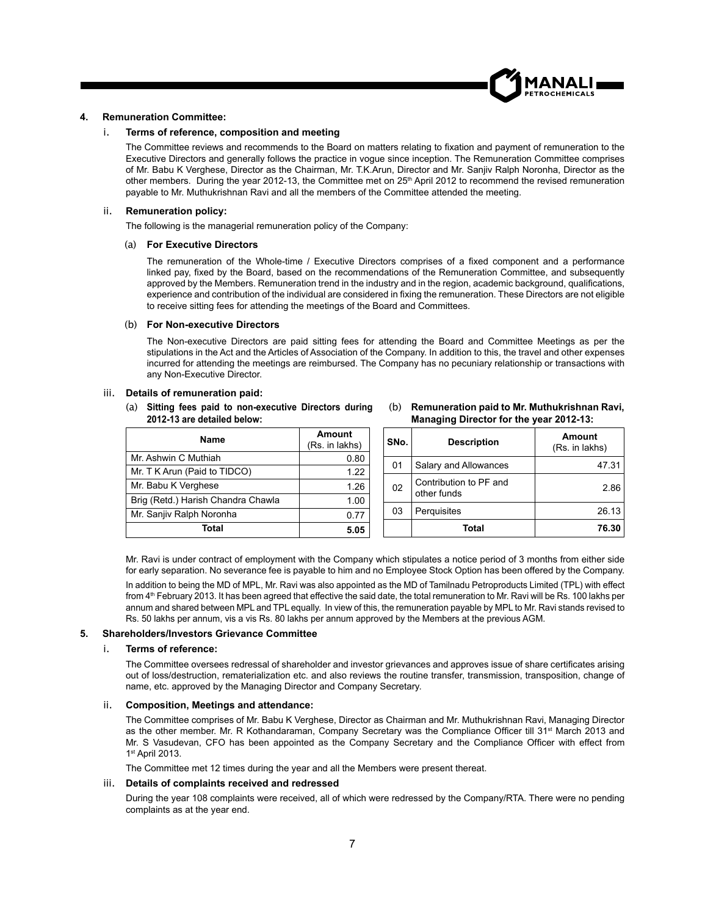## 4. Remuneration Committee:

### i. Terms of reference, composition and meeting

The Committee reviews and recommends to the Board on matters relating to fixation and payment of remuneration to the Executive Directors and generally follows the practice in vogue since inception. The Remuneration Committee comprises of Mr. Babu K Verghese, Director as the Chairman, Mr. T.K.Arun, Director and Mr. Sanjiv Ralph Noronha, Director as the other members. During the year 2012-13, the Committee met on 25th April 2012 to recommend the revised remuneration payable to Mr. Muthukrishnan Ravi and all the members of the Committee attended the meeting.

### ii. Remuneration policy:

The following is the managerial remuneration policy of the Company:

#### (a) For Executive Directors

The remuneration of the Whole-time / Executive Directors comprises of a fixed component and a performance linked pay, fixed by the Board, based on the recommendations of the Remuneration Committee, and subsequently approved by the Members. Remuneration trend in the industry and in the region, academic background, qualifications, experience and contribution of the individual are considered in fixing the remuneration. These Directors are not eligible to receive sitting fees for attending the meetings of the Board and Committees.

#### (b) For Non-executive Directors

The Non-executive Directors are paid sitting fees for attending the Board and Committee Meetings as per the stipulations in the Act and the Articles of Association of the Company. In addition to this, the travel and other expenses incurred for attending the meetings are reimbursed. The Company has no pecuniary relationship or transactions with any Non-Executive Director.

### iii. Details of remuneration paid:

(a) **Sitting fees paid to non-executive Directors during 2012-13 are detailed below:**

| Name | Amount (Rs. in lakhs) |
|---|---|
| Mr. Ashwin C Muthiah | 0.80 |
| Mr. T K Arun (Paid to TIDCO) | 1.22 |
| Mr. Babu K Verghese | 1.26 |
| Brig (Retd.) Harish Chandra Chawla | 1.00 |
| Mr. Sanjiv Ralph Noronha | 0.77 |
| **Total** | **5.05** |

(b) **Remuneration paid to Mr. Muthukrishnan Ravi, Managing Director for the year 2012-13:**

| SNo. | Description | Amount (Rs. in lakhs) |
|---|---|---|
| 01 | Salary and Allowances | 47.31 |
| 02 | Contribution to PF and other funds | 2.86 |
| 03 | Perquisites | 26.13 |
| | **Total** | **76.30** |

Mr. Ravi is under contract of employment with the Company which stipulates a notice period of 3 months from either side for early separation. No severance fee is payable to him and no Employee Stock Option has been offered by the Company.

In addition to being the MD of MPL, Mr. Ravi was also appointed as the MD of Tamilnadu Petroproducts Limited (TPL) with effect from 4th February 2013. It has been agreed that effective the said date, the total remuneration to Mr. Ravi will be Rs. 100 lakhs per annum and shared between MPL and TPL equally. In view of this, the remuneration payable by MPL to Mr. Ravi stands revised to Rs. 50 lakhs per annum, vis a vis Rs. 80 lakhs per annum approved by the Members at the previous AGM.

## 5. Shareholders/Investors Grievance Committee

### i. Terms of reference:

The Committee oversees redressal of shareholder and investor grievances and approves issue of share certificates arising out of loss/destruction, rematerialization etc. and also reviews the routine transfer, transmission, transposition, change of name, etc. approved by the Managing Director and Company Secretary.

### ii. Composition, Meetings and attendance:

The Committee comprises of Mr. Babu K Verghese, Director as Chairman and Mr. Muthukrishnan Ravi, Managing Director as the other member. Mr. R Kothandaraman, Company Secretary was the Compliance Officer till 31st March 2013 and Mr. S Vasudevan, CFO has been appointed as the Company Secretary and the Compliance Officer with effect from 1st April 2013.

The Committee met 12 times during the year and all the Members were present thereat.

### iii. Details of complaints received and redressed

During the year 108 complaints were received, all of which were redressed by the Company/RTA. There were no pending complaints as at the year end.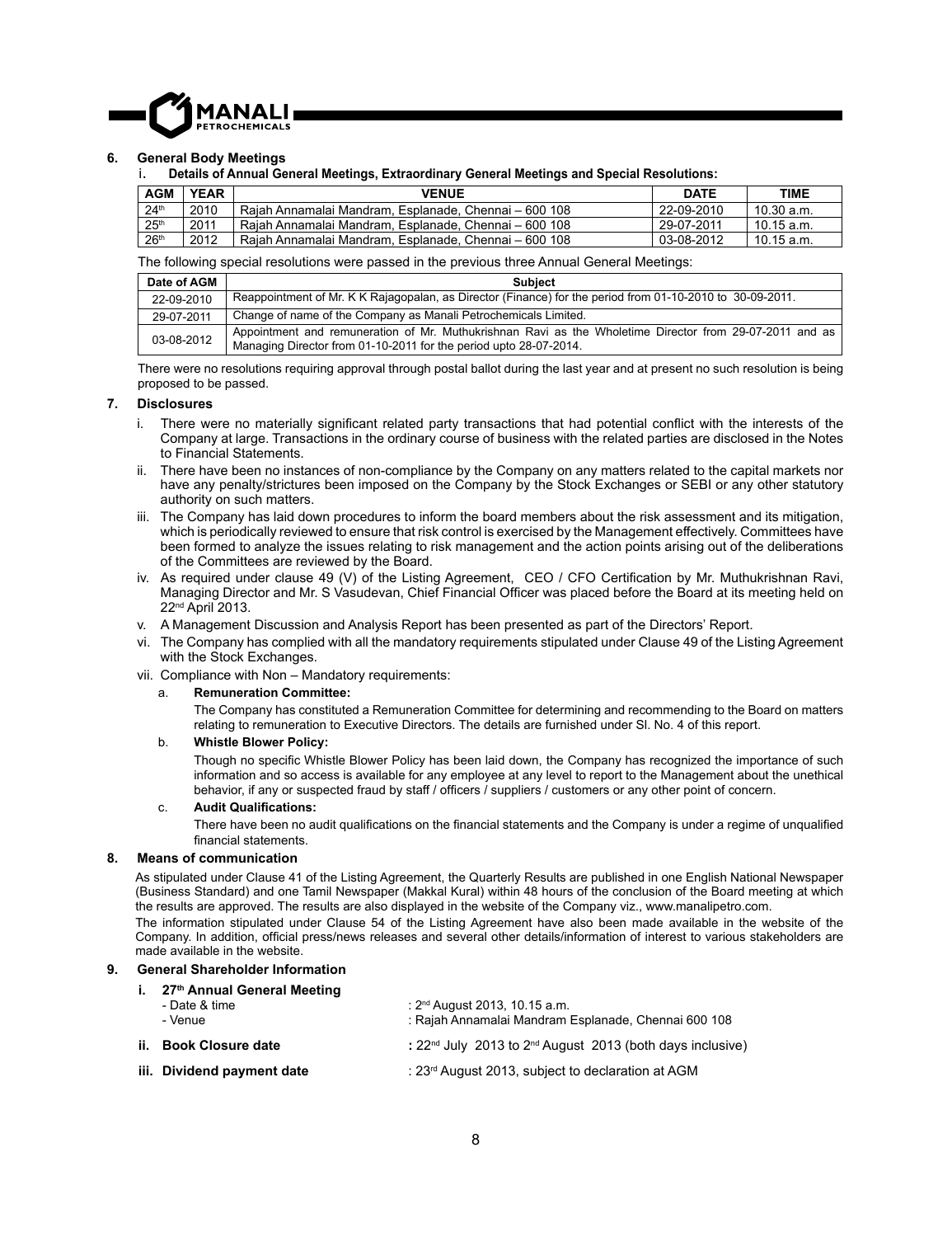## 6. General Body Meetings

### i. Details of Annual General Meetings, Extraordinary General Meetings and Special Resolutions:

| AGM | YEAR | VENUE | DATE | TIME |
|---|---|---|---|---|
| 24th | 2010 | Rajah Annamalai Mandram, Esplanade, Chennai – 600 108 | 22-09-2010 | 10.30 a.m. |
| 25th | 2011 | Rajah Annamalai Mandram, Esplanade, Chennai – 600 108 | 29-07-2011 | 10.15 a.m. |
| 26th | 2012 | Rajah Annamalai Mandram, Esplanade, Chennai – 600 108 | 03-08-2012 | 10.15 a.m. |

The following special resolutions were passed in the previous three Annual General Meetings:

| Date of AGM | Subject |
|---|---|
| 22-09-2010 | Reappointment of Mr. K K Rajagopalan, as Director (Finance) for the period from 01-10-2010 to 30-09-2011. |
| 29-07-2011 | Change of name of the Company as Manali Petrochemicals Limited. |
| 03-08-2012 | Appointment and remuneration of Mr. Muthukrishnan Ravi as the Wholetime Director from 29-07-2011 and as Managing Director from 01-10-2011 for the period upto 28-07-2014. |

There were no resolutions requiring approval through postal ballot during the last year and at present no such resolution is being proposed to be passed.

## 7. Disclosures

i. There were no materially significant related party transactions that had potential conflict with the interests of the Company at large. Transactions in the ordinary course of business with the related parties are disclosed in the Notes to Financial Statements.

ii. There have been no instances of non-compliance by the Company on any matters related to the capital markets nor have any penalty/strictures been imposed on the Company by the Stock Exchanges or SEBI or any other statutory authority on such matters.

iii. The Company has laid down procedures to inform the board members about the risk assessment and its mitigation, which is periodically reviewed to ensure that risk control is exercised by the Management effectively. Committees have been formed to analyze the issues relating to risk management and the action points arising out of the deliberations of the Committees are reviewed by the Board.

iv. As required under clause 49 (V) of the Listing Agreement, CEO / CFO Certification by Mr. Muthukrishnan Ravi, Managing Director and Mr. S Vasudevan, Chief Financial Officer was placed before the Board at its meeting held on 22nd April 2013.

v. A Management Discussion and Analysis Report has been presented as part of the Directors' Report.

vi. The Company has complied with all the mandatory requirements stipulated under Clause 49 of the Listing Agreement with the Stock Exchanges.

vii. Compliance with Non – Mandatory requirements:

a. **Remuneration Committee:**

The Company has constituted a Remuneration Committee for determining and recommending to the Board on matters relating to remuneration to Executive Directors. The details are furnished under Sl. No. 4 of this report.

b. **Whistle Blower Policy:**

Though no specific Whistle Blower Policy has been laid down, the Company has recognized the importance of such information and so access is available for any employee at any level to report to the Management about the unethical behavior, if any or suspected fraud by staff / officers / suppliers / customers or any other point of concern.

c. **Audit Qualifications:**

There have been no audit qualifications on the financial statements and the Company is under a regime of unqualified financial statements.

## 8. Means of communication

As stipulated under Clause 41 of the Listing Agreement, the Quarterly Results are published in one English National Newspaper (Business Standard) and one Tamil Newspaper (Makkal Kural) within 48 hours of the conclusion of the Board meeting at which the results are approved. The results are also displayed in the website of the Company viz., www.manalipetro.com.

The information stipulated under Clause 54 of the Listing Agreement have also been made available in the website of the Company. In addition, official press/news releases and several other details/information of interest to various stakeholders are made available in the website.

## 9. General Shareholder Information

**i. 27th Annual General Meeting**

- Date & time : 2nd August 2013, 10.15 a.m.
- Venue : Rajah Annamalai Mandram Esplanade, Chennai 600 108

**ii. Book Closure date** : 22nd July 2013 to 2nd August 2013 (both days inclusive)

**iii. Dividend payment date** : 23rd August 2013, subject to declaration at AGM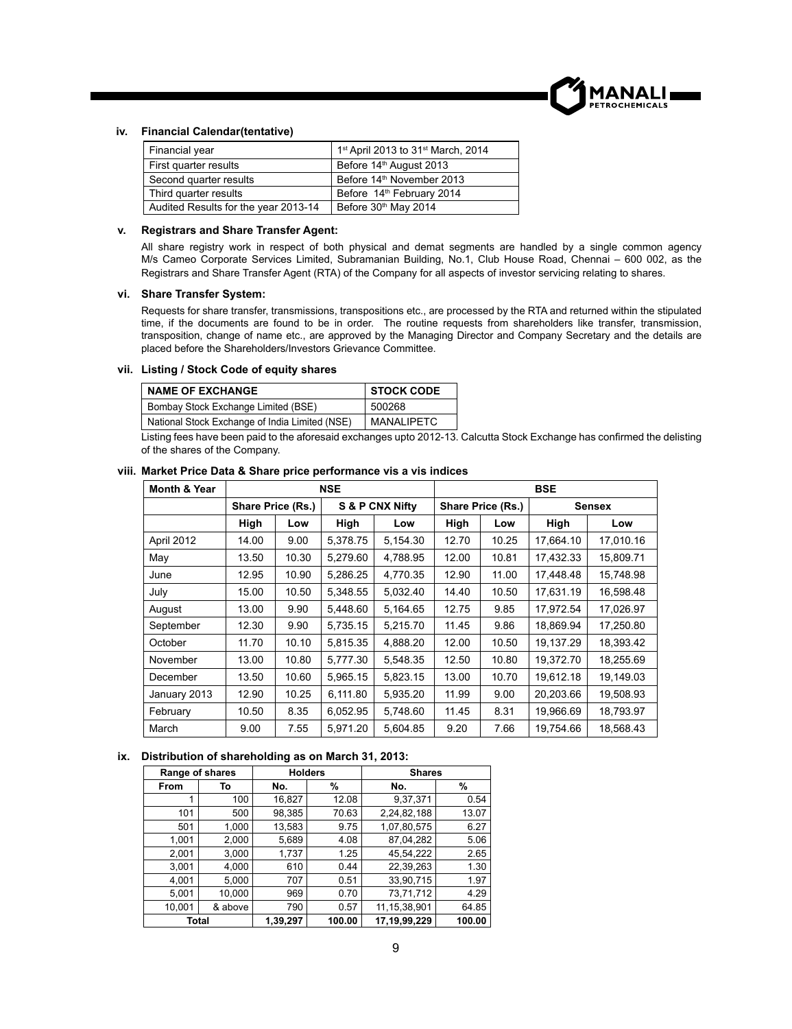### iv. Financial Calendar(tentative)

| Financial year | 1st April 2013 to 31st March, 2014 |
|---|---|
| First quarter results | Before 14th August 2013 |
| Second quarter results | Before 14th November 2013 |
| Third quarter results | Before 14th February 2014 |
| Audited Results for the year 2013-14 | Before 30th May 2014 |

### v. Registrars and Share Transfer Agent:

All share registry work in respect of both physical and demat segments are handled by a single common agency M/s Cameo Corporate Services Limited, Subramanian Building, No.1, Club House Road, Chennai – 600 002, as the Registrars and Share Transfer Agent (RTA) of the Company for all aspects of investor servicing relating to shares.

### vi. Share Transfer System:

Requests for share transfer, transmissions, transpositions etc., are processed by the RTA and returned within the stipulated time, if the documents are found to be in order. The routine requests from shareholders like transfer, transmission, transposition, change of name etc., are approved by the Managing Director and Company Secretary and the details are placed before the Shareholders/Investors Grievance Committee.

### vii. Listing / Stock Code of equity shares

| NAME OF EXCHANGE | STOCK CODE |
|---|---|
| Bombay Stock Exchange Limited (BSE) | 500268 |
| National Stock Exchange of India Limited (NSE) | MANALIPETC |

Listing fees have been paid to the aforesaid exchanges upto 2012-13. Calcutta Stock Exchange has confirmed the delisting of the shares of the Company.

### viii. Market Price Data & Share price performance vis a vis indices

| Month & Year | NSE | | | | BSE | | | |
|---|---|---|---|---|---|---|---|---|
| | Share Price (Rs.) | | S & P CNX Nifty | | Share Price (Rs.) | | Sensex | |
| | High | Low | High | Low | High | Low | High | Low |
| April 2012 | 14.00 | 9.00 | 5,378.75 | 5,154.30 | 12.70 | 10.25 | 17,664.10 | 17,010.16 |
| May | 13.50 | 10.30 | 5,279.60 | 4,788.95 | 12.00 | 10.81 | 17,432.33 | 15,809.71 |
| June | 12.95 | 10.90 | 5,286.25 | 4,770.35 | 12.90 | 11.00 | 17,448.48 | 15,748.98 |
| July | 15.00 | 10.50 | 5,348.55 | 5,032.40 | 14.40 | 10.50 | 17,631.19 | 16,598.48 |
| August | 13.00 | 9.90 | 5,448.60 | 5,164.65 | 12.75 | 9.85 | 17,972.54 | 17,026.97 |
| September | 12.30 | 9.90 | 5,735.15 | 5,215.70 | 11.45 | 9.86 | 18,869.94 | 17,250.80 |
| October | 11.70 | 10.10 | 5,815.35 | 4,888.20 | 12.00 | 10.50 | 19,137.29 | 18,393.42 |
| November | 13.00 | 10.80 | 5,777.30 | 5,548.35 | 12.50 | 10.80 | 19,372.70 | 18,255.69 |
| December | 13.50 | 10.60 | 5,965.15 | 5,823.15 | 13.00 | 10.70 | 19,612.18 | 19,149.03 |
| January 2013 | 12.90 | 10.25 | 6,111.80 | 5,935.20 | 11.99 | 9.00 | 20,203.66 | 19,508.93 |
| February | 10.50 | 8.35 | 6,052.95 | 5,748.60 | 11.45 | 8.31 | 19,966.69 | 18,793.97 |
| March | 9.00 | 7.55 | 5,971.20 | 5,604.85 | 9.20 | 7.66 | 19,754.66 | 18,568.43 |

### ix. Distribution of shareholding as on March 31, 2013:

| Range of shares | | Holders | | Shares | |
|---|---|---|---|---|---|
| From | To | No. | % | No. | % |
| 1 | 100 | 16,827 | 12.08 | 9,37,371 | 0.54 |
| 101 | 500 | 98,385 | 70.63 | 2,24,82,188 | 13.07 |
| 501 | 1,000 | 13,583 | 9.75 | 1,07,80,575 | 6.27 |
| 1,001 | 2,000 | 5,689 | 4.08 | 87,04,282 | 5.06 |
| 2,001 | 3,000 | 1,737 | 1.25 | 45,54,222 | 2.65 |
| 3,001 | 4,000 | 610 | 0.44 | 22,39,263 | 1.30 |
| 4,001 | 5,000 | 707 | 0.51 | 33,90,715 | 1.97 |
| 5,001 | 10,000 | 969 | 0.70 | 73,71,712 | 4.29 |
| 10,001 | & above | 790 | 0.57 | 11,15,38,901 | 64.85 |
| Total | | 1,39,297 | 100.00 | 17,19,99,229 | 100.00 |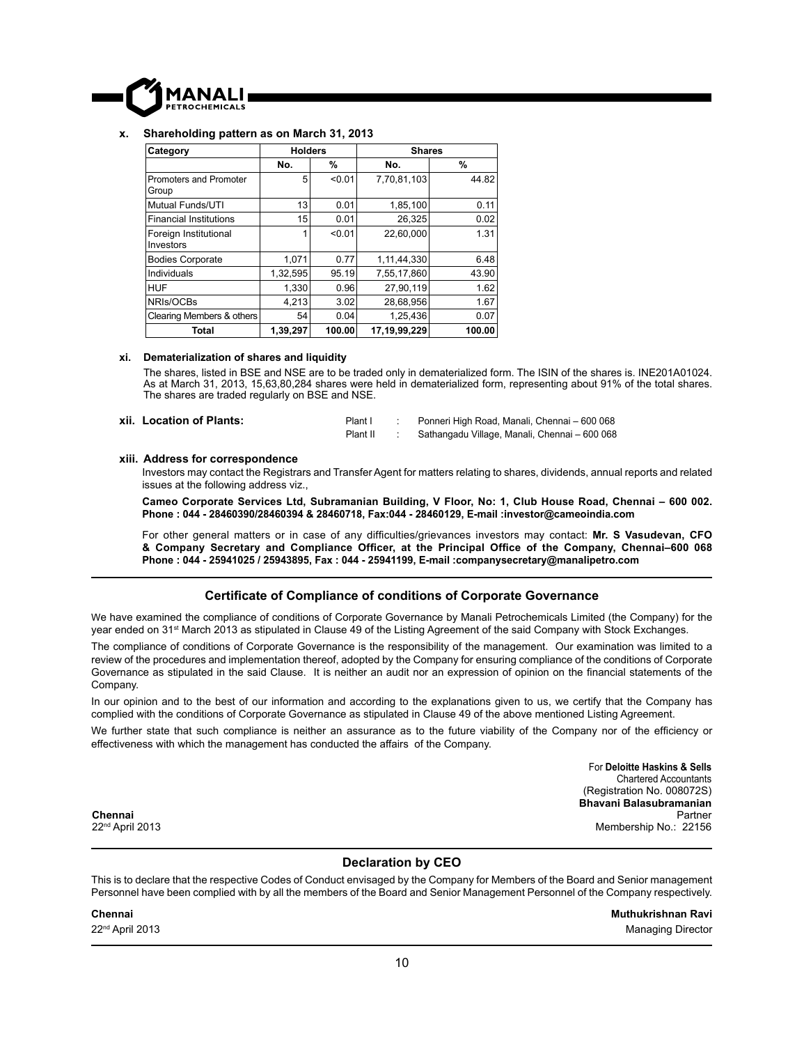**x. Shareholding pattern as on March 31, 2013**

| Category | Holders | | Shares | |
|---|---|---|---|---|
| | No. | % | No. | % |
| Promoters and Promoter Group | 5 | <0.01 | 7,70,81,103 | 44.82 |
| Mutual Funds/UTI | 13 | 0.01 | 1,85,100 | 0.11 |
| Financial Institutions | 15 | 0.01 | 26,325 | 0.02 |
| Foreign Institutional Investors | 1 | <0.01 | 22,60,000 | 1.31 |
| Bodies Corporate | 1,071 | 0.77 | 1,11,44,330 | 6.48 |
| Individuals | 1,32,595 | 95.19 | 7,55,17,860 | 43.90 |
| HUF | 1,330 | 0.96 | 27,90,119 | 1.62 |
| NRIs/OCBs | 4,213 | 3.02 | 28,68,956 | 1.67 |
| Clearing Members & others | 54 | 0.04 | 1,25,436 | 0.07 |
| **Total** | **1,39,297** | **100.00** | **17,19,99,229** | **100.00** |

**xi. Dematerialization of shares and liquidity**

The shares, listed in BSE and NSE are to be traded only in dematerialized form. The ISIN of the shares is. INE201A01024. As at March 31, 2013, 15,63,80,284 shares were held in dematerialized form, representing about 91% of the total shares. The shares are traded regularly on BSE and NSE.

**xii. Location of Plants:**

Plant I : Ponneri High Road, Manali, Chennai – 600 068

Plant II : Sathangadu Village, Manali, Chennai – 600 068

**xiii. Address for correspondence**

Investors may contact the Registrars and Transfer Agent for matters relating to shares, dividends, annual reports and related issues at the following address viz.,

**Cameo Corporate Services Ltd, Subramanian Building, V Floor, No: 1, Club House Road, Chennai – 600 002. Phone : 044 - 28460390/28460394 & 28460718, Fax:044 - 28460129, E-mail :investor@cameoindia.com**

For other general matters or in case of any difficulties/grievances investors may contact: **Mr. S Vasudevan, CFO & Company Secretary and Compliance Officer, at the Principal Office of the Company, Chennai–600 068 Phone : 044 - 25941025 / 25943895, Fax : 044 - 25941199, E-mail :companysecretary@manalipetro.com**

## Certificate of Compliance of conditions of Corporate Governance

We have examined the compliance of conditions of Corporate Governance by Manali Petrochemicals Limited (the Company) for the year ended on 31st March 2013 as stipulated in Clause 49 of the Listing Agreement of the said Company with Stock Exchanges.

The compliance of conditions of Corporate Governance is the responsibility of the management. Our examination was limited to a review of the procedures and implementation thereof, adopted by the Company for ensuring compliance of the conditions of Corporate Governance as stipulated in the said Clause. It is neither an audit nor an expression of opinion on the financial statements of the Company.

In our opinion and to the best of our information and according to the explanations given to us, we certify that the Company has complied with the conditions of Corporate Governance as stipulated in Clause 49 of the above mentioned Listing Agreement.

We further state that such compliance is neither an assurance as to the future viability of the Company nor of the efficiency or effectiveness with which the management has conducted the affairs of the Company.

For **Deloitte Haskins & Sells**
Chartered Accountants
(Registration No. 008072S)
**Bhavani Balasubramanian**
Partner
Membership No.: 22156

**Chennai**
22nd April 2013

## Declaration by CEO

This is to declare that the respective Codes of Conduct envisaged by the Company for Members of the Board and Senior management Personnel have been complied with by all the members of the Board and Senior Management Personnel of the Company respectively.

**Chennai**
22nd April 2013

**Muthukrishnan Ravi**
Managing Director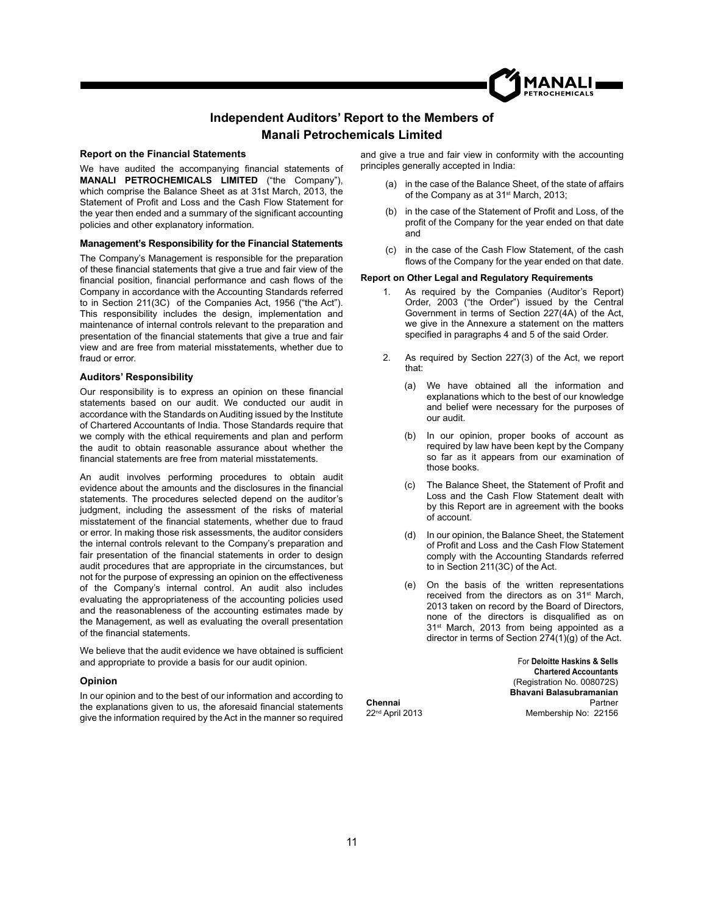# Independent Auditors' Report to the Members of Manali Petrochemicals Limited

### Report on the Financial Statements

We have audited the accompanying financial statements of **MANALI PETROCHEMICALS LIMITED** ("the Company"), which comprise the Balance Sheet as at 31st March, 2013, the Statement of Profit and Loss and the Cash Flow Statement for the year then ended and a summary of the significant accounting policies and other explanatory information.

### Management's Responsibility for the Financial Statements

The Company's Management is responsible for the preparation of these financial statements that give a true and fair view of the financial position, financial performance and cash flows of the Company in accordance with the Accounting Standards referred to in Section 211(3C) of the Companies Act, 1956 ("the Act"). This responsibility includes the design, implementation and maintenance of internal controls relevant to the preparation and presentation of the financial statements that give a true and fair view and are free from material misstatements, whether due to fraud or error.

### Auditors' Responsibility

Our responsibility is to express an opinion on these financial statements based on our audit. We conducted our audit in accordance with the Standards on Auditing issued by the Institute of Chartered Accountants of India. Those Standards require that we comply with the ethical requirements and plan and perform the audit to obtain reasonable assurance about whether the financial statements are free from material misstatements.

An audit involves performing procedures to obtain audit evidence about the amounts and the disclosures in the financial statements. The procedures selected depend on the auditor's judgment, including the assessment of the risks of material misstatement of the financial statements, whether due to fraud or error. In making those risk assessments, the auditor considers the internal controls relevant to the Company's preparation and fair presentation of the financial statements in order to design audit procedures that are appropriate in the circumstances, but not for the purpose of expressing an opinion on the effectiveness of the Company's internal control. An audit also includes evaluating the appropriateness of the accounting policies used and the reasonableness of the accounting estimates made by the Management, as well as evaluating the overall presentation of the financial statements.

We believe that the audit evidence we have obtained is sufficient and appropriate to provide a basis for our audit opinion.

### Opinion

In our opinion and to the best of our information and according to the explanations given to us, the aforesaid financial statements give the information required by the Act in the manner so required and give a true and fair view in conformity with the accounting principles generally accepted in India:

(a) in the case of the Balance Sheet, of the state of affairs of the Company as at 31st March, 2013;

(b) in the case of the Statement of Profit and Loss, of the profit of the Company for the year ended on that date and

(c) in the case of the Cash Flow Statement, of the cash flows of the Company for the year ended on that date.

### Report on Other Legal and Regulatory Requirements

1. As required by the Companies (Auditor's Report) Order, 2003 ("the Order") issued by the Central Government in terms of Section 227(4A) of the Act, we give in the Annexure a statement on the matters specified in paragraphs 4 and 5 of the said Order.

2. As required by Section 227(3) of the Act, we report that:

   (a) We have obtained all the information and explanations which to the best of our knowledge and belief were necessary for the purposes of our audit.

   (b) In our opinion, proper books of account as required by law have been kept by the Company so far as it appears from our examination of those books.

   (c) The Balance Sheet, the Statement of Profit and Loss and the Cash Flow Statement dealt with by this Report are in agreement with the books of account.

   (d) In our opinion, the Balance Sheet, the Statement of Profit and Loss and the Cash Flow Statement comply with the Accounting Standards referred to in Section 211(3C) of the Act.

   (e) On the basis of the written representations received from the directors as on 31st March, 2013 taken on record by the Board of Directors, none of the directors is disqualified as on 31st March, 2013 from being appointed as a director in terms of Section 274(1)(g) of the Act.

For **Deloitte Haskins & Sells**
**Chartered Accountants**
(Registration No. 008072S)
**Bhavani Balasubramanian**
Partner
Membership No: 22156

**Chennai**
22nd April 2013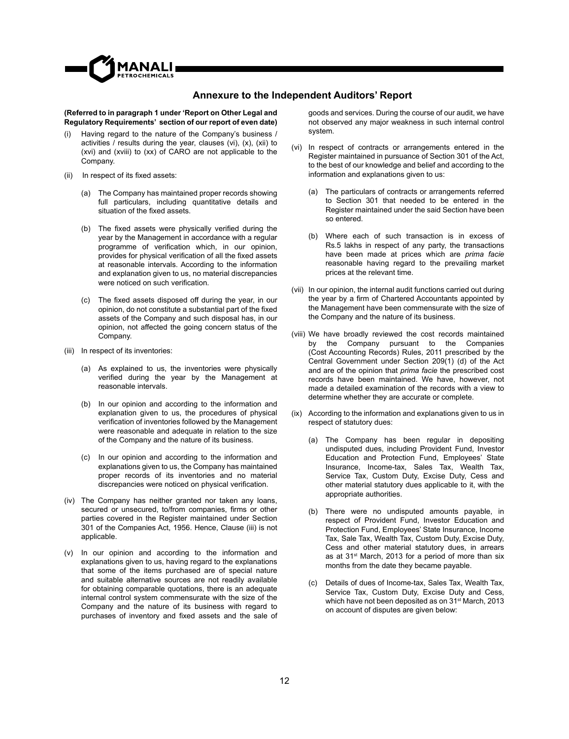## Annexure to the Independent Auditors' Report

**(Referred to in paragraph 1 under 'Report on Other Legal and Regulatory Requirements' section of our report of even date)**

(i) Having regard to the nature of the Company's business / activities / results during the year, clauses (vi), (x), (xii) to (xvi) and (xviii) to (xx) of CARO are not applicable to the Company.

(ii) In respect of its fixed assets:

(a) The Company has maintained proper records showing full particulars, including quantitative details and situation of the fixed assets.

(b) The fixed assets were physically verified during the year by the Management in accordance with a regular programme of verification which, in our opinion, provides for physical verification of all the fixed assets at reasonable intervals. According to the information and explanation given to us, no material discrepancies were noticed on such verification.

(c) The fixed assets disposed off during the year, in our opinion, do not constitute a substantial part of the fixed assets of the Company and such disposal has, in our opinion, not affected the going concern status of the Company.

(iii) In respect of its inventories:

(a) As explained to us, the inventories were physically verified during the year by the Management at reasonable intervals.

(b) In our opinion and according to the information and explanation given to us, the procedures of physical verification of inventories followed by the Management were reasonable and adequate in relation to the size of the Company and the nature of its business.

(c) In our opinion and according to the information and explanations given to us, the Company has maintained proper records of its inventories and no material discrepancies were noticed on physical verification.

(iv) The Company has neither granted nor taken any loans, secured or unsecured, to/from companies, firms or other parties covered in the Register maintained under Section 301 of the Companies Act, 1956. Hence, Clause (iii) is not applicable.

(v) In our opinion and according to the information and explanations given to us, having regard to the explanations that some of the items purchased are of special nature and suitable alternative sources are not readily available for obtaining comparable quotations, there is an adequate internal control system commensurate with the size of the Company and the nature of its business with regard to purchases of inventory and fixed assets and the sale of goods and services. During the course of our audit, we have not observed any major weakness in such internal control system.

(vi) In respect of contracts or arrangements entered in the Register maintained in pursuance of Section 301 of the Act, to the best of our knowledge and belief and according to the information and explanations given to us:

(a) The particulars of contracts or arrangements referred to Section 301 that needed to be entered in the Register maintained under the said Section have been so entered.

(b) Where each of such transaction is in excess of Rs.5 lakhs in respect of any party, the transactions have been made at prices which are *prima facie* reasonable having regard to the prevailing market prices at the relevant time.

(vii) In our opinion, the internal audit functions carried out during the year by a firm of Chartered Accountants appointed by the Management have been commensurate with the size of the Company and the nature of its business.

(viii) We have broadly reviewed the cost records maintained by the Company pursuant to the Companies (Cost Accounting Records) Rules, 2011 prescribed by the Central Government under Section 209(1) (d) of the Act and are of the opinion that *prima facie* the prescribed cost records have been maintained. We have, however, not made a detailed examination of the records with a view to determine whether they are accurate or complete.

(ix) According to the information and explanations given to us in respect of statutory dues:

(a) The Company has been regular in depositing undisputed dues, including Provident Fund, Investor Education and Protection Fund, Employees' State Insurance, Income-tax, Sales Tax, Wealth Tax, Service Tax, Custom Duty, Excise Duty, Cess and other material statutory dues applicable to it, with the appropriate authorities.

(b) There were no undisputed amounts payable, in respect of Provident Fund, Investor Education and Protection Fund, Employees' State Insurance, Income Tax, Sale Tax, Wealth Tax, Custom Duty, Excise Duty, Cess and other material statutory dues, in arrears as at 31st March, 2013 for a period of more than six months from the date they became payable.

(c) Details of dues of Income-tax, Sales Tax, Wealth Tax, Service Tax, Custom Duty, Excise Duty and Cess, which have not been deposited as on 31st March, 2013 on account of disputes are given below: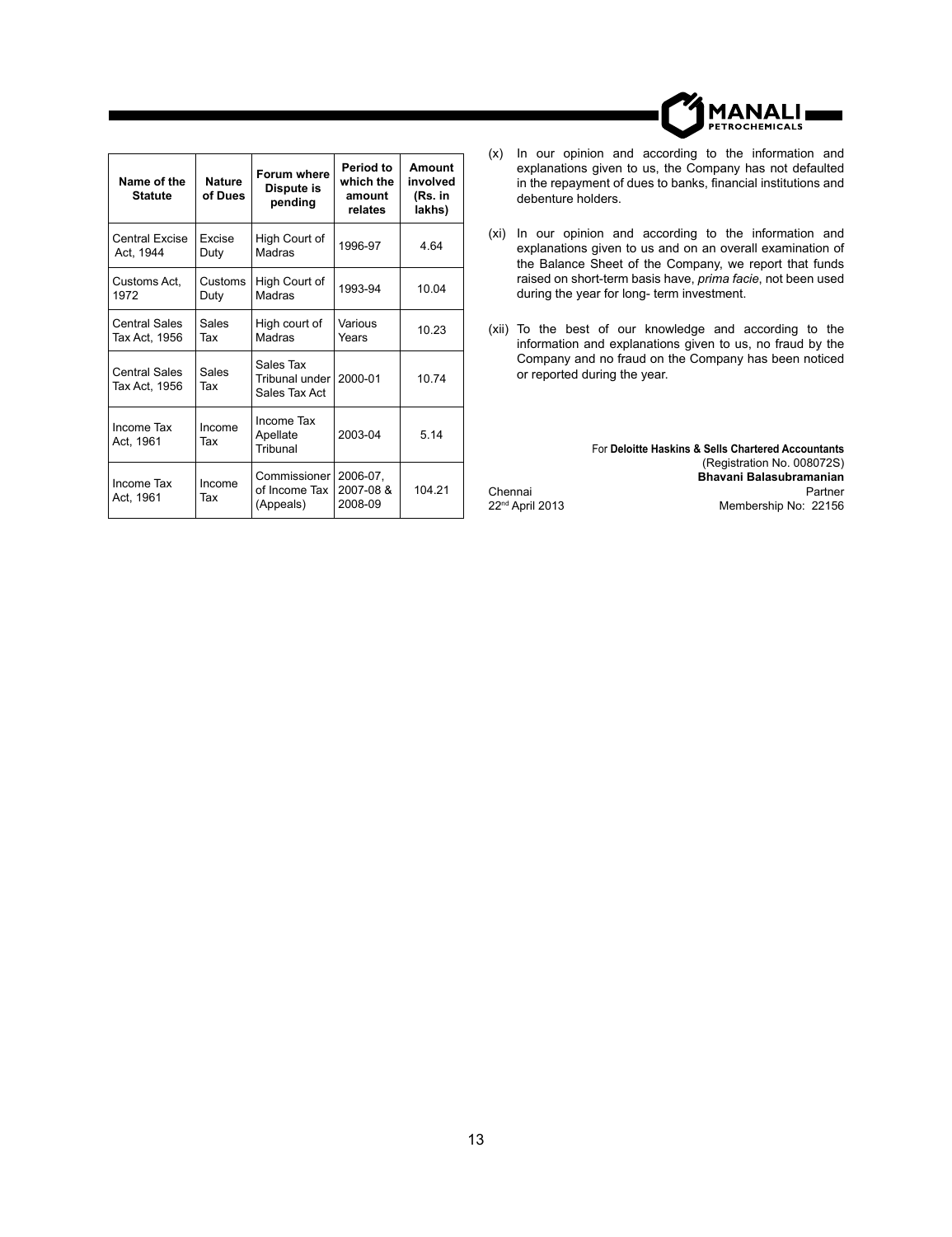| Name of the Statute | Nature of Dues | Forum where Dispute is pending | Period to which the amount relates | Amount involved (Rs. in lakhs) |
|---|---|---|---|---|
| Central Excise Act, 1944 | Excise Duty | High Court of Madras | 1996-97 | 4.64 |
| Customs Act, 1972 | Customs Duty | High Court of Madras | 1993-94 | 10.04 |
| Central Sales Tax Act, 1956 | Sales Tax | High court of Madras | Various Years | 10.23 |
| Central Sales Tax Act, 1956 | Sales Tax | Sales Tax Tribunal under Sales Tax Act | 2000-01 | 10.74 |
| Income Tax Act, 1961 | Income Tax | Income Tax Apellate Tribunal | 2003-04 | 5.14 |
| Income Tax Act, 1961 | Income Tax | Commissioner of Income Tax (Appeals) | 2006-07, 2007-08 & 2008-09 | 104.21 |

(x) In our opinion and according to the information and explanations given to us, the Company has not defaulted in the repayment of dues to banks, financial institutions and debenture holders.

(xi) In our opinion and according to the information and explanations given to us and on an overall examination of the Balance Sheet of the Company, we report that funds raised on short-term basis have, *prima facie*, not been used during the year for long- term investment.

(xii) To the best of our knowledge and according to the information and explanations given to us, no fraud by the Company and no fraud on the Company has been noticed or reported during the year.

For **Deloitte Haskins & Sells Chartered Accountants**
(Registration No. 008072S)
**Bhavani Balasubramanian**
Partner
Membership No: 22156

Chennai
22nd April 2013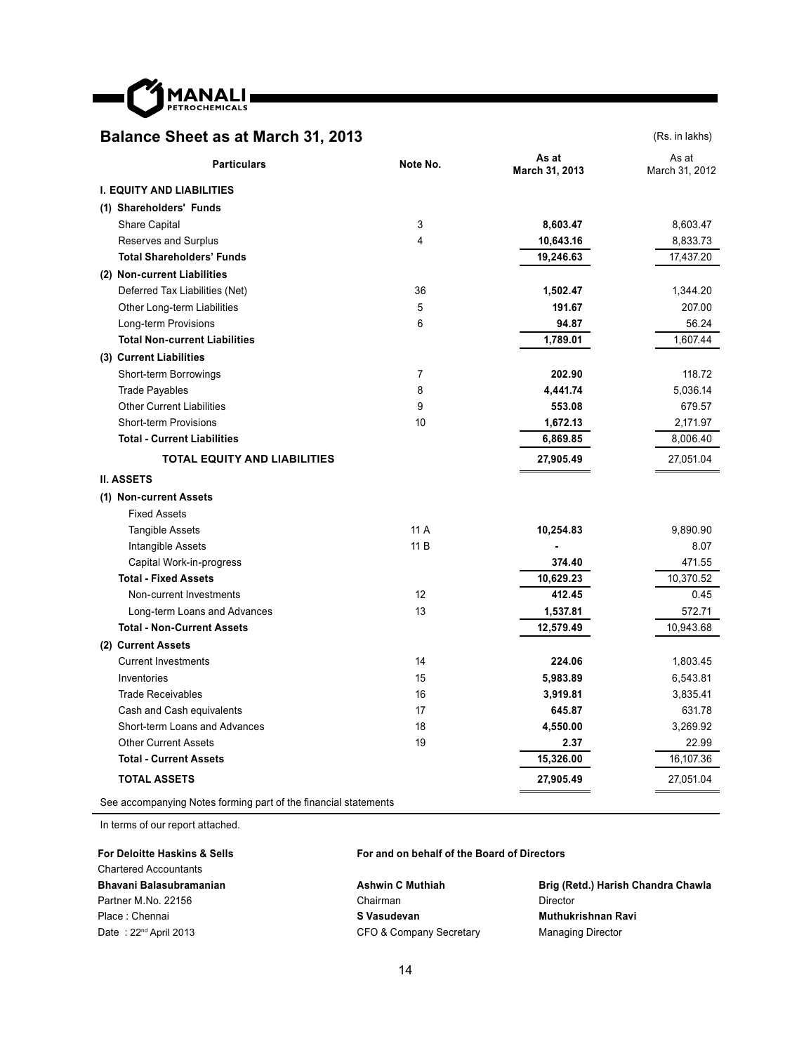## Balance Sheet as at March 31, 2013

(Rs. in lakhs)

| Particulars | Note No. | As at March 31, 2013 | As at March 31, 2012 |
|---|---|---|---|
| **I. EQUITY AND LIABILITIES** | | | |
| **(1) Shareholders' Funds** | | | |
| Share Capital | 3 | **8,603.47** | 8,603.47 |
| Reserves and Surplus | 4 | **10,643.16** | 8,833.73 |
| **Total Shareholders' Funds** | | **19,246.63** | 17,437.20 |
| **(2) Non-current Liabilities** | | | |
| Deferred Tax Liabilities (Net) | 36 | **1,502.47** | 1,344.20 |
| Other Long-term Liabilities | 5 | **191.67** | 207.00 |
| Long-term Provisions | 6 | **94.87** | 56.24 |
| **Total Non-current Liabilities** | | **1,789.01** | 1,607.44 |
| **(3) Current Liabilities** | | | |
| Short-term Borrowings | 7 | **202.90** | 118.72 |
| Trade Payables | 8 | **4,441.74** | 5,036.14 |
| Other Current Liabilities | 9 | **553.08** | 679.57 |
| Short-term Provisions | 10 | **1,672.13** | 2,171.97 |
| **Total - Current Liabilities** | | **6,869.85** | 8,006.40 |
| **TOTAL EQUITY AND LIABILITIES** | | **27,905.49** | 27,051.04 |
| **II. ASSETS** | | | |
| **(1) Non-current Assets** | | | |
| Fixed Assets | | | |
| Tangible Assets | 11 A | **10,254.83** | 9,890.90 |
| Intangible Assets | 11 B | **-** | 8.07 |
| Capital Work-in-progress | | **374.40** | 471.55 |
| **Total - Fixed Assets** | | **10,629.23** | 10,370.52 |
| Non-current Investments | 12 | **412.45** | 0.45 |
| Long-term Loans and Advances | 13 | **1,537.81** | 572.71 |
| **Total - Non-Current Assets** | | **12,579.49** | 10,943.68 |
| **(2) Current Assets** | | | |
| Current Investments | 14 | **224.06** | 1,803.45 |
| Inventories | 15 | **5,983.89** | 6,543.81 |
| Trade Receivables | 16 | **3,919.81** | 3,835.41 |
| Cash and Cash equivalents | 17 | **645.87** | 631.78 |
| Short-term Loans and Advances | 18 | **4,550.00** | 3,269.92 |
| Other Current Assets | 19 | **2.37** | 22.99 |
| **Total - Current Assets** | | **15,326.00** | 16,107.36 |
| **TOTAL ASSETS** | | **27,905.49** | 27,051.04 |

See accompanying Notes forming part of the financial statements

In terms of our report attached.

**For Deloitte Haskins & Sells**
Chartered Accountants
**Bhavani Balasubramanian**
Partner M.No. 22156
Place : Chennai
Date : 22nd April 2013

**For and on behalf of the Board of Directors**

**Ashwin C Muthiah**
Chairman

**S Vasudevan**
CFO & Company Secretary

**Brig (Retd.) Harish Chandra Chawla**
Director

**Muthukrishnan Ravi**
Managing Director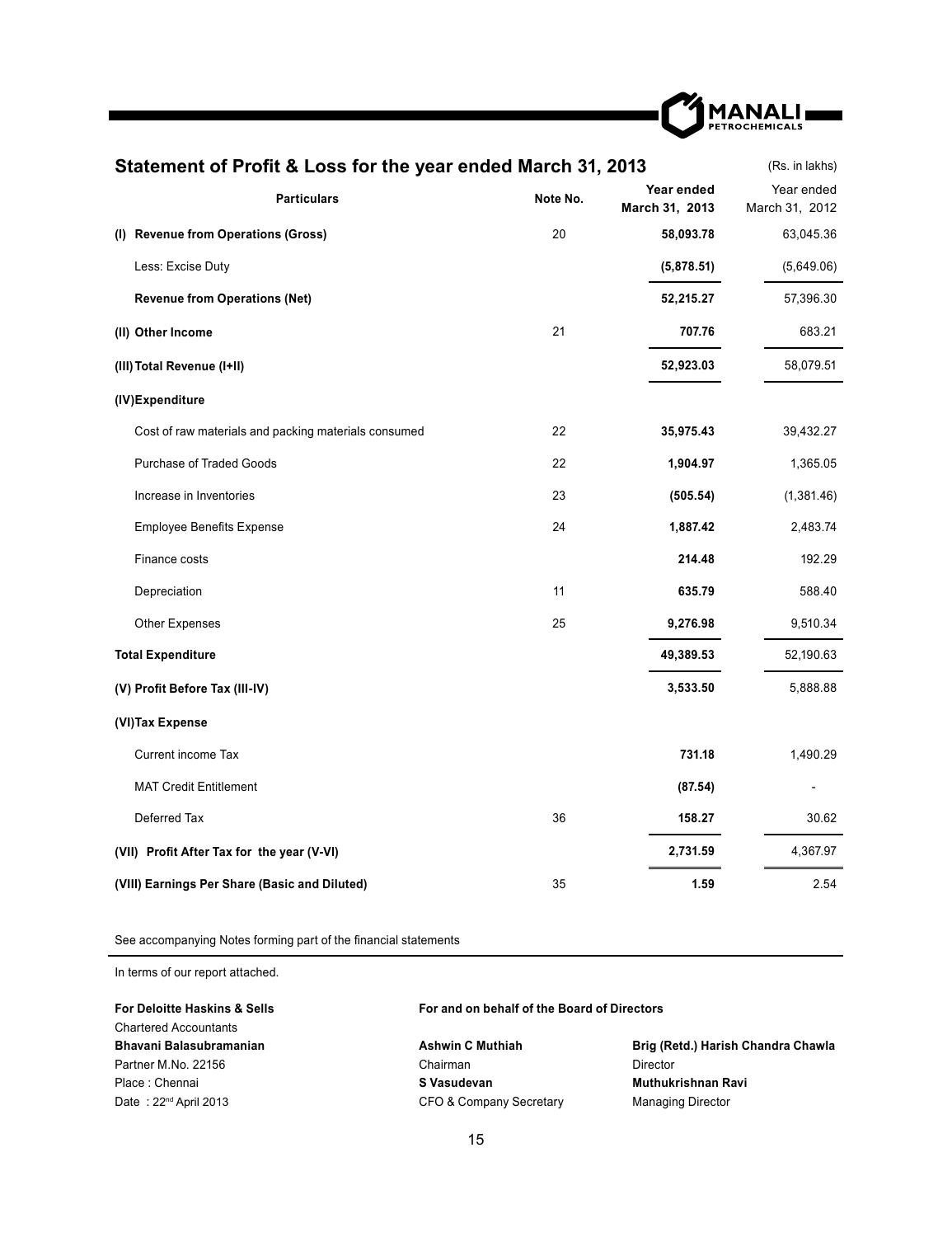## Statement of Profit & Loss for the year ended March 31, 2013

(Rs. in lakhs)

| Particulars | Note No. | Year ended March 31, 2013 | Year ended March 31, 2012 |
|---|---|---|---|
| **(I) Revenue from Operations (Gross)** | 20 | **58,093.78** | 63,045.36 |
| Less: Excise Duty | | **(5,878.51)** | (5,649.06) |
| **Revenue from Operations (Net)** | | **52,215.27** | 57,396.30 |
| **(II) Other Income** | 21 | **707.76** | 683.21 |
| **(III) Total Revenue (I+II)** | | **52,923.03** | 58,079.51 |
| **(IV) Expenditure** | | | |
| Cost of raw materials and packing materials consumed | 22 | **35,975.43** | 39,432.27 |
| Purchase of Traded Goods | 22 | **1,904.97** | 1,365.05 |
| Increase in Inventories | 23 | **(505.54)** | (1,381.46) |
| Employee Benefits Expense | 24 | **1,887.42** | 2,483.74 |
| Finance costs | | **214.48** | 192.29 |
| Depreciation | 11 | **635.79** | 588.40 |
| Other Expenses | 25 | **9,276.98** | 9,510.34 |
| **Total Expenditure** | | **49,389.53** | 52,190.63 |
| **(V) Profit Before Tax (III-IV)** | | **3,533.50** | 5,888.88 |
| **(VI) Tax Expense** | | | |
| Current income Tax | | **731.18** | 1,490.29 |
| MAT Credit Entitlement | | **(87.54)** | - |
| Deferred Tax | 36 | **158.27** | 30.62 |
| **(VII) Profit After Tax for the year (V-VI)** | | **2,731.59** | 4,367.97 |
| **(VIII) Earnings Per Share (Basic and Diluted)** | 35 | **1.59** | 2.54 |

See accompanying Notes forming part of the financial statements

In terms of our report attached.

**For Deloitte Haskins & Sells**
Chartered Accountants
**Bhavani Balasubramanian**
Partner M.No. 22156
Place : Chennai
Date : 22nd April 2013

**For and on behalf of the Board of Directors**

**Ashwin C Muthiah**
Chairman

**S Vasudevan**
CFO & Company Secretary

**Brig (Retd.) Harish Chandra Chawla**
Director

**Muthukrishnan Ravi**
Managing Director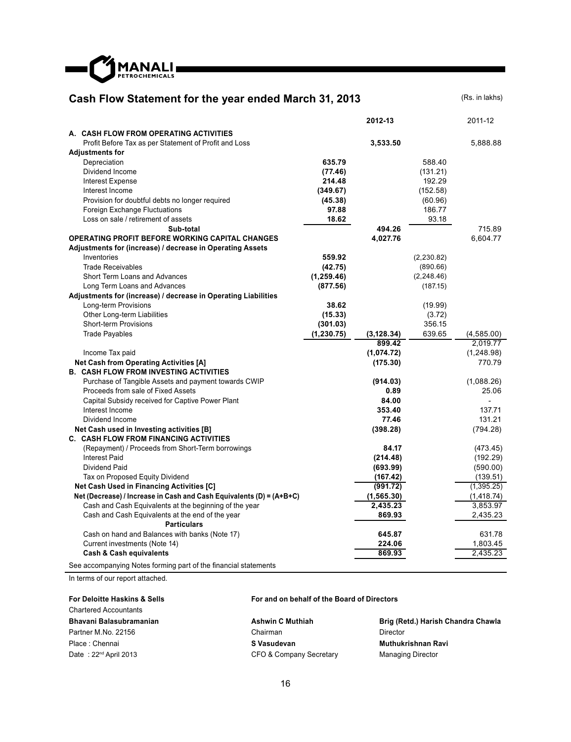## Cash Flow Statement for the year ended March 31, 2013

(Rs. in lakhs)

| | | 2012-13 | | 2011-12 |
|---|---|---|---|---|
| **A. CASH FLOW FROM OPERATING ACTIVITIES** | | | | |
| Profit Before Tax as per Statement of Profit and Loss | | **3,533.50** | | 5,888.88 |
| **Adjustments for** | | | | |
| Depreciation | **635.79** | | 588.40 | |
| Dividend Income | **(77.46)** | | (131.21) | |
| Interest Expense | **214.48** | | 192.29 | |
| Interest Income | **(349.67)** | | (152.58) | |
| Provision for doubtful debts no longer required | **(45.38)** | | (60.96) | |
| Foreign Exchange Fluctuations | **97.88** | | 186.77 | |
| Loss on sale / retirement of assets | **18.62** | | 93.18 | |
| **Sub-total** | | **494.26** | | 715.89 |
| **OPERATING PROFIT BEFORE WORKING CAPITAL CHANGES** | | **4,027.76** | | 6,604.77 |
| **Adjustments for (increase) / decrease in Operating Assets** | | | | |
| Inventories | **559.92** | | (2,230.82) | |
| Trade Receivables | **(42.75)** | | (890.66) | |
| Short Term Loans and Advances | **(1,259.46)** | | (2,248.46) | |
| Long Term Loans and Advances | **(877.56)** | | (187.15) | |
| **Adjustments for (increase) / decrease in Operating Liabilities** | | | | |
| Long-term Provisions | **38.62** | | (19.99) | |
| Other Long-term Liabilities | **(15.33)** | | (3.72) | |
| Short-term Provisions | **(301.03)** | | 356.15 | |
| Trade Payables | **(1,230.75)** | **(3,128.34)** | 639.65 | (4,585.00) |
| | | **899.42** | | 2,019.77 |
| Income Tax paid | | **(1,074.72)** | | (1,248.98) |
| **Net Cash from Operating Activities [A]** | | **(175.30)** | | 770.79 |
| **B. CASH FLOW FROM INVESTING ACTIVITIES** | | | | |
| Purchase of Tangible Assets and payment towards CWIP | | **(914.03)** | | (1,088.26) |
| Proceeds from sale of Fixed Assets | | **0.89** | | 25.06 |
| Capital Subsidy received for Captive Power Plant | | **84.00** | | - |
| Interest Income | | **353.40** | | 137.71 |
| Dividend Income | | **77.46** | | 131.21 |
| **Net Cash used in Investing activities [B]** | | **(398.28)** | | (794.28) |
| **C. CASH FLOW FROM FINANCING ACTIVITIES** | | | | |
| (Repayment) / Proceeds from Short-Term borrowings | | **84.17** | | (473.45) |
| Interest Paid | | **(214.48)** | | (192.29) |
| Dividend Paid | | **(693.99)** | | (590.00) |
| Tax on Proposed Equity Dividend | | **(167.42)** | | (139.51) |
| **Net Cash Used in Financing Activities [C]** | | **(991.72)** | | (1,395.25) |
| **Net (Decrease) / Increase in Cash and Cash Equivalents (D) = (A+B+C)** | | **(1,565.30)** | | (1,418.74) |
| Cash and Cash Equivalents at the beginning of the year | | **2,435.23** | | 3,853.97 |
| Cash and Cash Equivalents at the end of the year | | **869.93** | | 2,435.23 |
| **Particulars** | | | | |
| Cash on hand and Balances with banks (Note 17) | | **645.87** | | 631.78 |
| Current investments (Note 14) | | **224.06** | | 1,803.45 |
| **Cash & Cash equivalents** | | **869.93** | | 2,435.23 |

See accompanying Notes forming part of the financial statements

In terms of our report attached.

**For Deloitte Haskins & Sells**
Chartered Accountants
**Bhavani Balasubramanian**
Partner M.No. 22156
Place : Chennai
Date : 22nd April 2013

**For and on behalf of the Board of Directors**

**Ashwin C Muthiah**
Chairman

**S Vasudevan**
CFO & Company Secretary

**Brig (Retd.) Harish Chandra Chawla**
Director

**Muthukrishnan Ravi**
Managing Director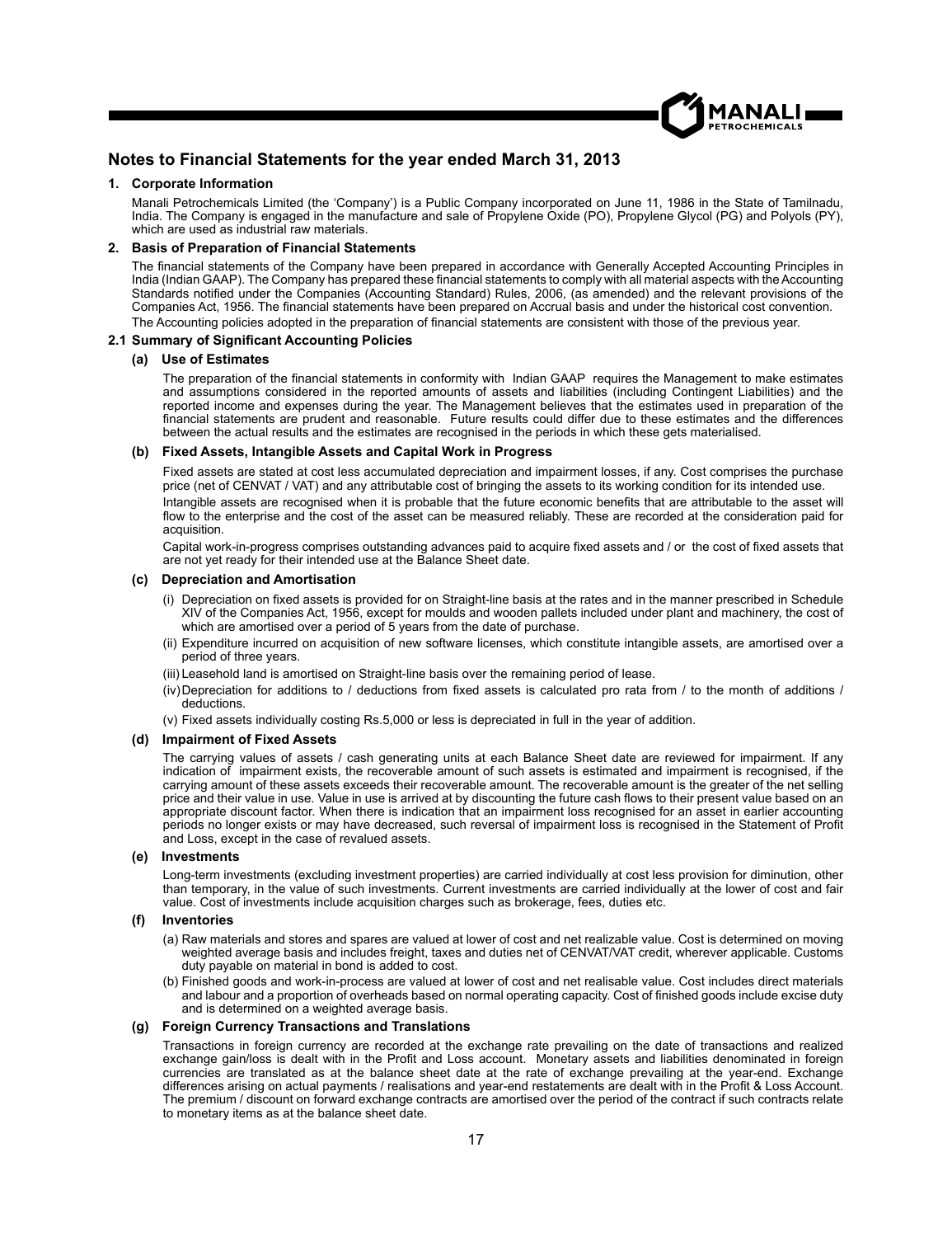## Notes to Financial Statements for the year ended March 31, 2013

### 1. Corporate Information

Manali Petrochemicals Limited (the 'Company') is a Public Company incorporated on June 11, 1986 in the State of Tamilnadu, India. The Company is engaged in the manufacture and sale of Propylene Oxide (PO), Propylene Glycol (PG) and Polyols (PY), which are used as industrial raw materials.

### 2. Basis of Preparation of Financial Statements

The financial statements of the Company have been prepared in accordance with Generally Accepted Accounting Principles in India (Indian GAAP). The Company has prepared these financial statements to comply with all material aspects with the Accounting Standards notified under the Companies (Accounting Standard) Rules, 2006, (as amended) and the relevant provisions of the Companies Act, 1956. The financial statements have been prepared on Accrual basis and under the historical cost convention.

The Accounting policies adopted in the preparation of financial statements are consistent with those of the previous year.

### 2.1 Summary of Significant Accounting Policies

#### (a) Use of Estimates

The preparation of the financial statements in conformity with Indian GAAP requires the Management to make estimates and assumptions considered in the reported amounts of assets and liabilities (including Contingent Liabilities) and the reported income and expenses during the year. The Management believes that the estimates used in preparation of the financial statements are prudent and reasonable. Future results could differ due to these estimates and the differences between the actual results and the estimates are recognised in the periods in which these gets materialised.

#### (b) Fixed Assets, Intangible Assets and Capital Work in Progress

Fixed assets are stated at cost less accumulated depreciation and impairment losses, if any. Cost comprises the purchase price (net of CENVAT / VAT) and any attributable cost of bringing the assets to its working condition for its intended use.

Intangible assets are recognised when it is probable that the future economic benefits that are attributable to the asset will flow to the enterprise and the cost of the asset can be measured reliably. These are recorded at the consideration paid for acquisition.

Capital work-in-progress comprises outstanding advances paid to acquire fixed assets and / or the cost of fixed assets that are not yet ready for their intended use at the Balance Sheet date.

#### (c) Depreciation and Amortisation

(i) Depreciation on fixed assets is provided for on Straight-line basis at the rates and in the manner prescribed in Schedule XIV of the Companies Act, 1956, except for moulds and wooden pallets included under plant and machinery, the cost of which are amortised over a period of 5 years from the date of purchase.

(ii) Expenditure incurred on acquisition of new software licenses, which constitute intangible assets, are amortised over a period of three years.

(iii) Leasehold land is amortised on Straight-line basis over the remaining period of lease.

(iv) Depreciation for additions to / deductions from fixed assets is calculated pro rata from / to the month of additions / deductions.

(v) Fixed assets individually costing Rs.5,000 or less is depreciated in full in the year of addition.

#### (d) Impairment of Fixed Assets

The carrying values of assets / cash generating units at each Balance Sheet date are reviewed for impairment. If any indication of impairment exists, the recoverable amount of such assets is estimated and impairment is recognised, if the carrying amount of these assets exceeds their recoverable amount. The recoverable amount is the greater of the net selling price and their value in use. Value in use is arrived at by discounting the future cash flows to their present value based on an appropriate discount factor. When there is indication that an impairment loss recognised for an asset in earlier accounting periods no longer exists or may have decreased, such reversal of impairment loss is recognised in the Statement of Profit and Loss, except in the case of revalued assets.

#### (e) Investments

Long-term investments (excluding investment properties) are carried individually at cost less provision for diminution, other than temporary, in the value of such investments. Current investments are carried individually at the lower of cost and fair value. Cost of investments include acquisition charges such as brokerage, fees, duties etc.

#### (f) Inventories

(a) Raw materials and stores and spares are valued at lower of cost and net realizable value. Cost is determined on moving weighted average basis and includes freight, taxes and duties net of CENVAT/VAT credit, wherever applicable. Customs duty payable on material in bond is added to cost.

(b) Finished goods and work-in-process are valued at lower of cost and net realisable value. Cost includes direct materials and labour and a proportion of overheads based on normal operating capacity. Cost of finished goods include excise duty and is determined on a weighted average basis.

#### (g) Foreign Currency Transactions and Translations

Transactions in foreign currency are recorded at the exchange rate prevailing on the date of transactions and realized exchange gain/loss is dealt with in the Profit and Loss account. Monetary assets and liabilities denominated in foreign currencies are translated as at the balance sheet date at the rate of exchange prevailing at the year-end. Exchange differences arising on actual payments / realisations and year-end restatements are dealt with in the Profit & Loss Account. The premium / discount on forward exchange contracts are amortised over the period of the contract if such contracts relate to monetary items as at the balance sheet date.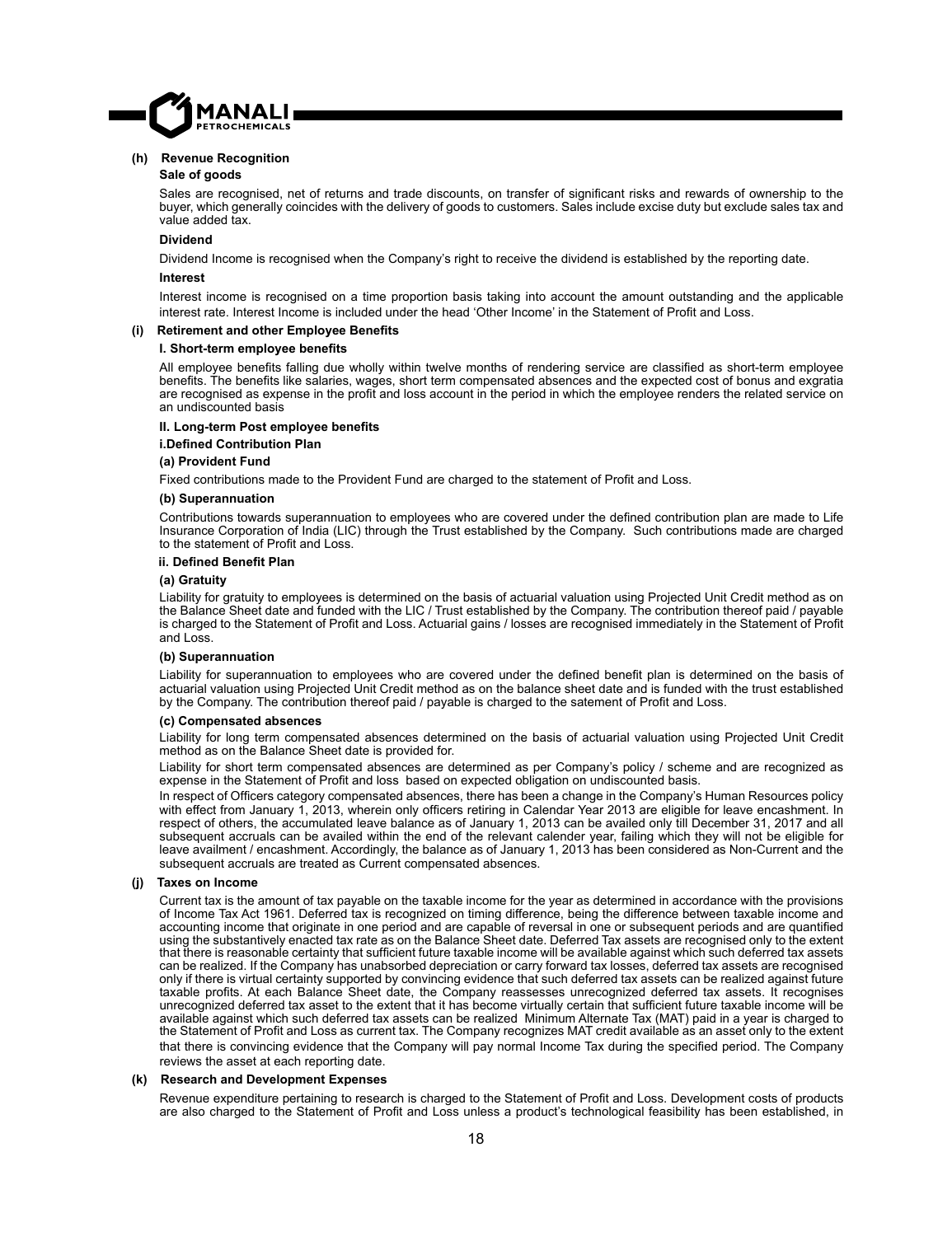**(h) Revenue Recognition**

**Sale of goods**

Sales are recognised, net of returns and trade discounts, on transfer of significant risks and rewards of ownership to the buyer, which generally coincides with the delivery of goods to customers. Sales include excise duty but exclude sales tax and value added tax.

**Dividend**

Dividend Income is recognised when the Company's right to receive the dividend is established by the reporting date.

**Interest**

Interest income is recognised on a time proportion basis taking into account the amount outstanding and the applicable interest rate. Interest Income is included under the head 'Other Income' in the Statement of Profit and Loss.

**(i) Retirement and other Employee Benefits**

**I. Short-term employee benefits**

All employee benefits falling due wholly within twelve months of rendering service are classified as short-term employee benefits. The benefits like salaries, wages, short term compensated absences and the expected cost of bonus and exgratia are recognised as expense in the profit and loss account in the period in which the employee renders the related service on an undiscounted basis

**II. Long-term Post employee benefits**

**i.Defined Contribution Plan**

**(a) Provident Fund**

Fixed contributions made to the Provident Fund are charged to the statement of Profit and Loss.

**(b) Superannuation**

Contributions towards superannuation to employees who are covered under the defined contribution plan are made to Life Insurance Corporation of India (LIC) through the Trust established by the Company. Such contributions made are charged to the statement of Profit and Loss.

**ii. Defined Benefit Plan**

**(a) Gratuity**

Liability for gratuity to employees is determined on the basis of actuarial valuation using Projected Unit Credit method as on the Balance Sheet date and funded with the LIC / Trust established by the Company. The contribution thereof paid / payable is charged to the Statement of Profit and Loss. Actuarial gains / losses are recognised immediately in the Statement of Profit and Loss.

**(b) Superannuation**

Liability for superannuation to employees who are covered under the defined benefit plan is determined on the basis of actuarial valuation using Projected Unit Credit method as on the balance sheet date and is funded with the trust established by the Company. The contribution thereof paid / payable is charged to the satement of Profit and Loss.

**(c) Compensated absences**

Liability for long term compensated absences determined on the basis of actuarial valuation using Projected Unit Credit method as on the Balance Sheet date is provided for.

Liability for short term compensated absences are determined as per Company's policy / scheme and are recognized as expense in the Statement of Profit and loss based on expected obligation on undiscounted basis.

In respect of Officers category compensated absences, there has been a change in the Company's Human Resources policy with effect from January 1, 2013, wherein only officers retiring in Calendar Year 2013 are eligible for leave encashment. In respect of others, the accumulated leave balance as of January 1, 2013 can be availed only till December 31, 2017 and all subsequent accruals can be availed within the end of the relevant calender year, failing which they will not be eligible for leave availment / encashment. Accordingly, the balance as of January 1, 2013 has been considered as Non-Current and the subsequent accruals are treated as Current compensated absences.

**(j) Taxes on Income**

Current tax is the amount of tax payable on the taxable income for the year as determined in accordance with the provisions of Income Tax Act 1961. Deferred tax is recognized on timing difference, being the difference between taxable income and accounting income that originate in one period and are capable of reversal in one or subsequent periods and are quantified using the substantively enacted tax rate as on the Balance Sheet date. Deferred Tax assets are recognised only to the extent that there is reasonable certainty that sufficient future taxable income will be available against which such deferred tax assets can be realized. If the Company has unabsorbed depreciation or carry forward tax losses, deferred tax assets are recognised only if there is virtual certainty supported by convincing evidence that such deferred tax assets can be realized against future taxable profits. At each Balance Sheet date, the Company reassesses unrecognized deferred tax assets. It recognises unrecognized deferred tax asset to the extent that it has become virtually certain that sufficient future taxable income will be available against which such deferred tax assets can be realized Minimum Alternate Tax (MAT) paid in a year is charged to the Statement of Profit and Loss as current tax. The Company recognizes MAT credit available as an asset only to the extent that there is convincing evidence that the Company will pay normal Income Tax during the specified period. The Company reviews the asset at each reporting date.

**(k) Research and Development Expenses**

Revenue expenditure pertaining to research is charged to the Statement of Profit and Loss. Development costs of products are also charged to the Statement of Profit and Loss unless a product's technological feasibility has been established, in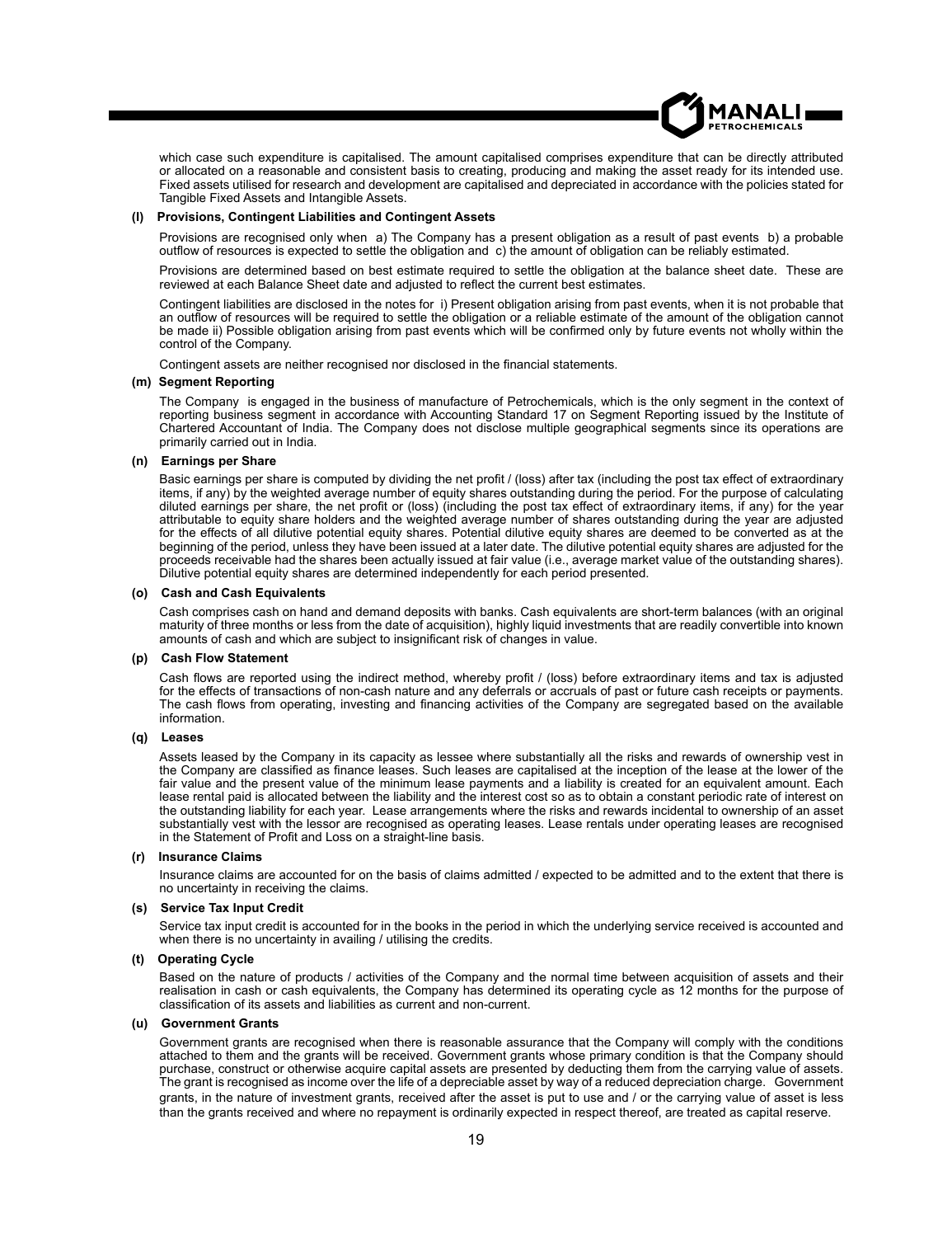which case such expenditure is capitalised. The amount capitalised comprises expenditure that can be directly attributed or allocated on a reasonable and consistent basis to creating, producing and making the asset ready for its intended use. Fixed assets utilised for research and development are capitalised and depreciated in accordance with the policies stated for Tangible Fixed Assets and Intangible Assets.

**(l) Provisions, Contingent Liabilities and Contingent Assets**

Provisions are recognised only when a) The Company has a present obligation as a result of past events b) a probable outflow of resources is expected to settle the obligation and c) the amount of obligation can be reliably estimated.

Provisions are determined based on best estimate required to settle the obligation at the balance sheet date. These are reviewed at each Balance Sheet date and adjusted to reflect the current best estimates.

Contingent liabilities are disclosed in the notes for i) Present obligation arising from past events, when it is not probable that an outflow of resources will be required to settle the obligation or a reliable estimate of the amount of the obligation cannot be made ii) Possible obligation arising from past events which will be confirmed only by future events not wholly within the control of the Company.

Contingent assets are neither recognised nor disclosed in the financial statements.

**(m) Segment Reporting**

The Company is engaged in the business of manufacture of Petrochemicals, which is the only segment in the context of reporting business segment in accordance with Accounting Standard 17 on Segment Reporting issued by the Institute of Chartered Accountant of India. The Company does not disclose multiple geographical segments since its operations are primarily carried out in India.

**(n) Earnings per Share**

Basic earnings per share is computed by dividing the net profit / (loss) after tax (including the post tax effect of extraordinary items, if any) by the weighted average number of equity shares outstanding during the period. For the purpose of calculating diluted earnings per share, the net profit or (loss) (including the post tax effect of extraordinary items, if any) for the year attributable to equity share holders and the weighted average number of shares outstanding during the year are adjusted for the effects of all dilutive potential equity shares. Potential dilutive equity shares are deemed to be converted as at the beginning of the period, unless they have been issued at a later date. The dilutive potential equity shares are adjusted for the proceeds receivable had the shares been actually issued at fair value (i.e., average market value of the outstanding shares). Dilutive potential equity shares are determined independently for each period presented.

**(o) Cash and Cash Equivalents**

Cash comprises cash on hand and demand deposits with banks. Cash equivalents are short-term balances (with an original maturity of three months or less from the date of acquisition), highly liquid investments that are readily convertible into known amounts of cash and which are subject to insignificant risk of changes in value.

**(p) Cash Flow Statement**

Cash flows are reported using the indirect method, whereby profit / (loss) before extraordinary items and tax is adjusted for the effects of transactions of non-cash nature and any deferrals or accruals of past or future cash receipts or payments. The cash flows from operating, investing and financing activities of the Company are segregated based on the available information.

**(q) Leases**

Assets leased by the Company in its capacity as lessee where substantially all the risks and rewards of ownership vest in the Company are classified as finance leases. Such leases are capitalised at the inception of the lease at the lower of the fair value and the present value of the minimum lease payments and a liability is created for an equivalent amount. Each lease rental paid is allocated between the liability and the interest cost so as to obtain a constant periodic rate of interest on the outstanding liability for each year. Lease arrangements where the risks and rewards incidental to ownership of an asset substantially vest with the lessor are recognised as operating leases. Lease rentals under operating leases are recognised in the Statement of Profit and Loss on a straight-line basis.

**(r) Insurance Claims**

Insurance claims are accounted for on the basis of claims admitted / expected to be admitted and to the extent that there is no uncertainty in receiving the claims.

**(s) Service Tax Input Credit**

Service tax input credit is accounted for in the books in the period in which the underlying service received is accounted and when there is no uncertainty in availing / utilising the credits.

**(t) Operating Cycle**

Based on the nature of products / activities of the Company and the normal time between acquisition of assets and their realisation in cash or cash equivalents, the Company has determined its operating cycle as 12 months for the purpose of classification of its assets and liabilities as current and non-current.

**(u) Government Grants**

Government grants are recognised when there is reasonable assurance that the Company will comply with the conditions attached to them and the grants will be received. Government grants whose primary condition is that the Company should purchase, construct or otherwise acquire capital assets are presented by deducting them from the carrying value of assets. The grant is recognised as income over the life of a depreciable asset by way of a reduced depreciation charge. Government grants, in the nature of investment grants, received after the asset is put to use and / or the carrying value of asset is less than the grants received and where no repayment is ordinarily expected in respect thereof, are treated as capital reserve.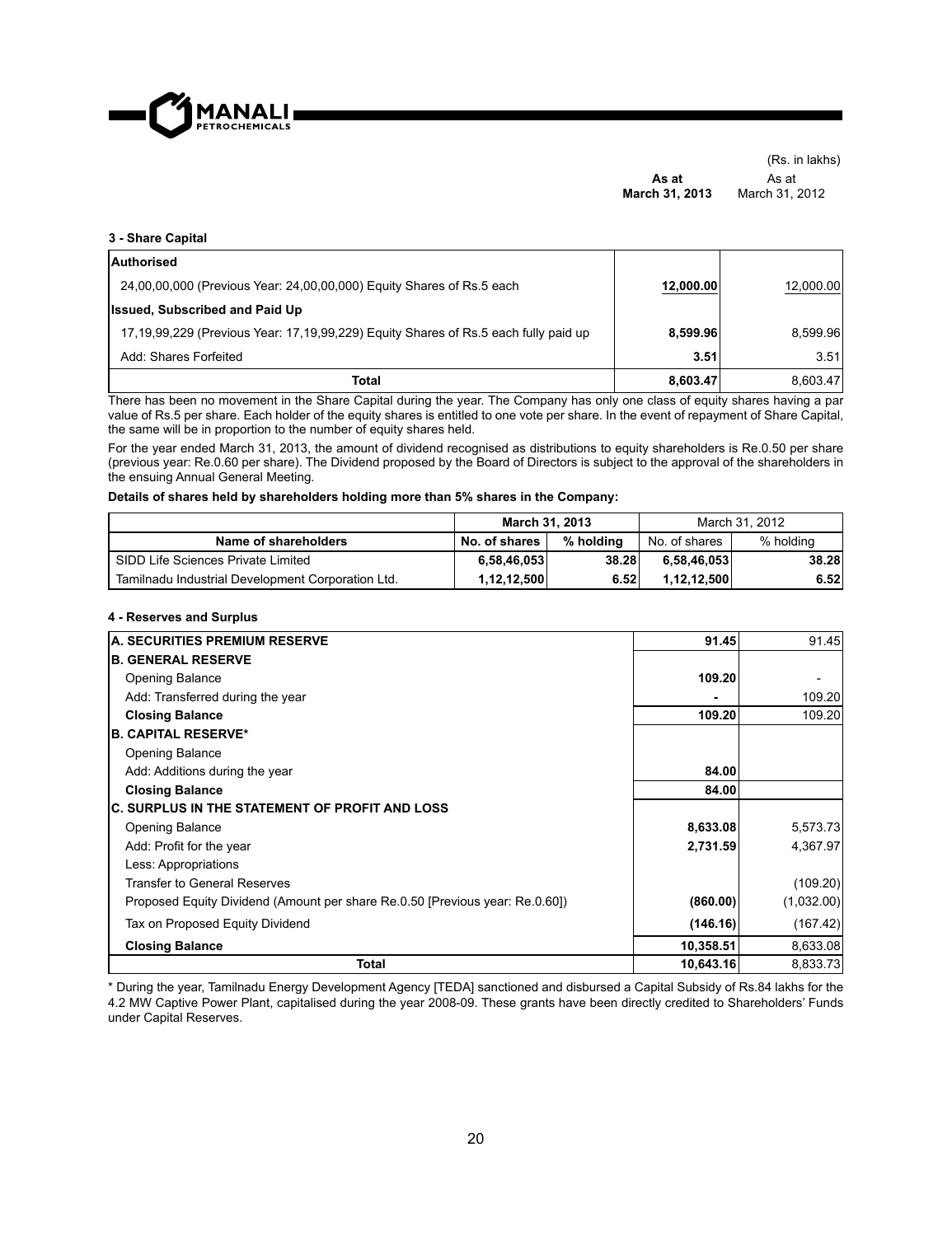(Rs. in lakhs)

### 3 - Share Capital

| | As at March 31, 2013 | As at March 31, 2012 |
|---|---|---|
| **Authorised** | | |
| 24,00,00,000 (Previous Year: 24,00,00,000) Equity Shares of Rs.5 each | **12,000.00** | 12,000.00 |
| **Issued, Subscribed and Paid Up** | | |
| 17,19,99,229 (Previous Year: 17,19,99,229) Equity Shares of Rs.5 each fully paid up | **8,599.96** | 8,599.96 |
| Add: Shares Forfeited | **3.51** | 3.51 |
| **Total** | **8,603.47** | 8,603.47 |

There has been no movement in the Share Capital during the year. The Company has only one class of equity shares having a par value of Rs.5 per share. Each holder of the equity shares is entitled to one vote per share. In the event of repayment of Share Capital, the same will be in proportion to the number of equity shares held.

For the year ended March 31, 2013, the amount of dividend recognised as distributions to equity shareholders is Re.0.50 per share (previous year: Re.0.60 per share). The Dividend proposed by the Board of Directors is subject to the approval of the shareholders in the ensuing Annual General Meeting.

**Details of shares held by shareholders holding more than 5% shares in the Company:**

| | March 31, 2013 | | March 31, 2012 | |
|---|---|---|---|---|
| **Name of shareholders** | **No. of shares** | **% holding** | No. of shares | % holding |
| SIDD Life Sciences Private Limited | **6,58,46,053** | **38.28** | **6,58,46,053** | **38.28** |
| Tamilnadu Industrial Development Corporation Ltd. | **1,12,12,500** | **6.52** | **1,12,12,500** | **6.52** |

### 4 - Reserves and Surplus

| | As at March 31, 2013 | As at March 31, 2012 |
|---|---|---|
| **A. SECURITIES PREMIUM RESERVE** | **91.45** | 91.45 |
| **B. GENERAL RESERVE** | | |
| Opening Balance | **109.20** | - |
| Add: Transferred during the year | **-** | 109.20 |
| **Closing Balance** | **109.20** | 109.20 |
| **B. CAPITAL RESERVE*** | | |
| Opening Balance | | |
| Add: Additions during the year | **84.00** | |
| **Closing Balance** | **84.00** | |
| **C. SURPLUS IN THE STATEMENT OF PROFIT AND LOSS** | | |
| Opening Balance | **8,633.08** | 5,573.73 |
| Add: Profit for the year | **2,731.59** | 4,367.97 |
| Less: Appropriations | | |
| Transfer to General Reserves | | (109.20) |
| Proposed Equity Dividend (Amount per share Re.0.50 [Previous year: Re.0.60]) | **(860.00)** | (1,032.00) |
| Tax on Proposed Equity Dividend | **(146.16)** | (167.42) |
| **Closing Balance** | **10,358.51** | 8,633.08 |
| **Total** | **10,643.16** | 8,833.73 |

* During the year, Tamilnadu Energy Development Agency [TEDA] sanctioned and disbursed a Capital Subsidy of Rs.84 lakhs for the 4.2 MW Captive Power Plant, capitalised during the year 2008-09. These grants have been directly credited to Shareholders' Funds under Capital Reserves.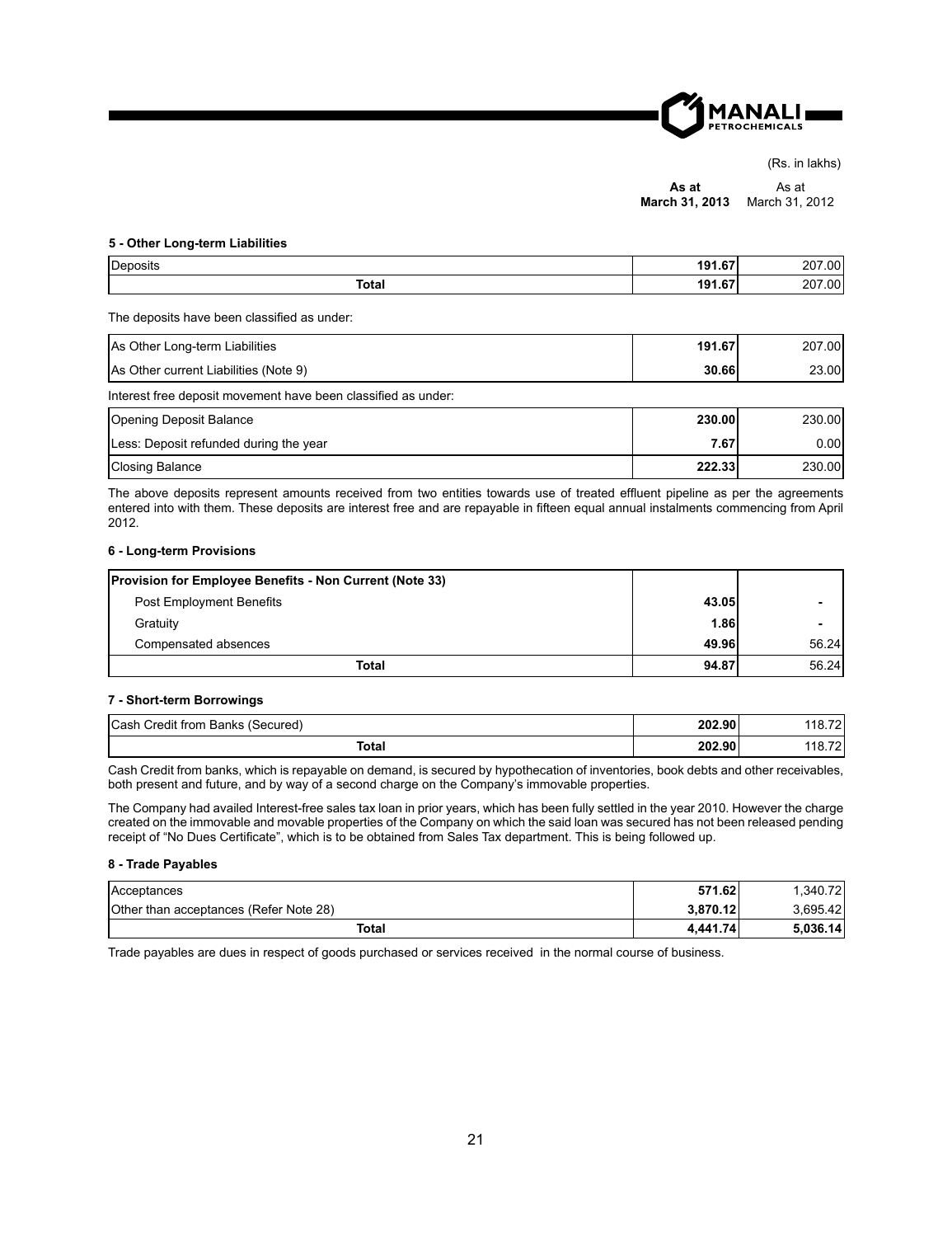(Rs. in lakhs)

| | **As at March 31, 2013** | As at March 31, 2012 |
|---|---|---|

**5 - Other Long-term Liabilities**

| | **As at March 31, 2013** | As at March 31, 2012 |
|---|---|---|
| Deposits | **191.67** | 207.00 |
| **Total** | **191.67** | 207.00 |

The deposits have been classified as under:

| | **As at March 31, 2013** | As at March 31, 2012 |
|---|---|---|
| As Other Long-term Liabilities | **191.67** | 207.00 |
| As Other current Liabilities (Note 9) | **30.66** | 23.00 |

Interest free deposit movement have been classified as under:

| | **As at March 31, 2013** | As at March 31, 2012 |
|---|---|---|
| Opening Deposit Balance | **230.00** | 230.00 |
| Less: Deposit refunded during the year | **7.67** | 0.00 |
| Closing Balance | **222.33** | 230.00 |

The above deposits represent amounts received from two entities towards use of treated effluent pipeline as per the agreements entered into with them. These deposits are interest free and are repayable in fifteen equal annual instalments commencing from April 2012.

**6 - Long-term Provisions**

| | **As at March 31, 2013** | As at March 31, 2012 |
|---|---|---|
| **Provision for Employee Benefits - Non Current (Note 33)** | | |
| Post Employment Benefits | **43.05** | - |
| Gratuity | **1.86** | - |
| Compensated absences | **49.96** | 56.24 |
| **Total** | **94.87** | 56.24 |

**7 - Short-term Borrowings**

| | **As at March 31, 2013** | As at March 31, 2012 |
|---|---|---|
| Cash Credit from Banks (Secured) | **202.90** | 118.72 |
| **Total** | **202.90** | 118.72 |

Cash Credit from banks, which is repayable on demand, is secured by hypothecation of inventories, book debts and other receivables, both present and future, and by way of a second charge on the Company's immovable properties.

The Company had availed Interest-free sales tax loan in prior years, which has been fully settled in the year 2010. However the charge created on the immovable and movable properties of the Company on which the said loan was secured has not been released pending receipt of "No Dues Certificate", which is to be obtained from Sales Tax department. This is being followed up.

**8 - Trade Payables**

| | **As at March 31, 2013** | As at March 31, 2012 |
|---|---|---|
| Acceptances | **571.62** | 1,340.72 |
| Other than acceptances (Refer Note 28) | **3,870.12** | 3,695.42 |
| **Total** | **4,441.74** | **5,036.14** |

Trade payables are dues in respect of goods purchased or services received in the normal course of business.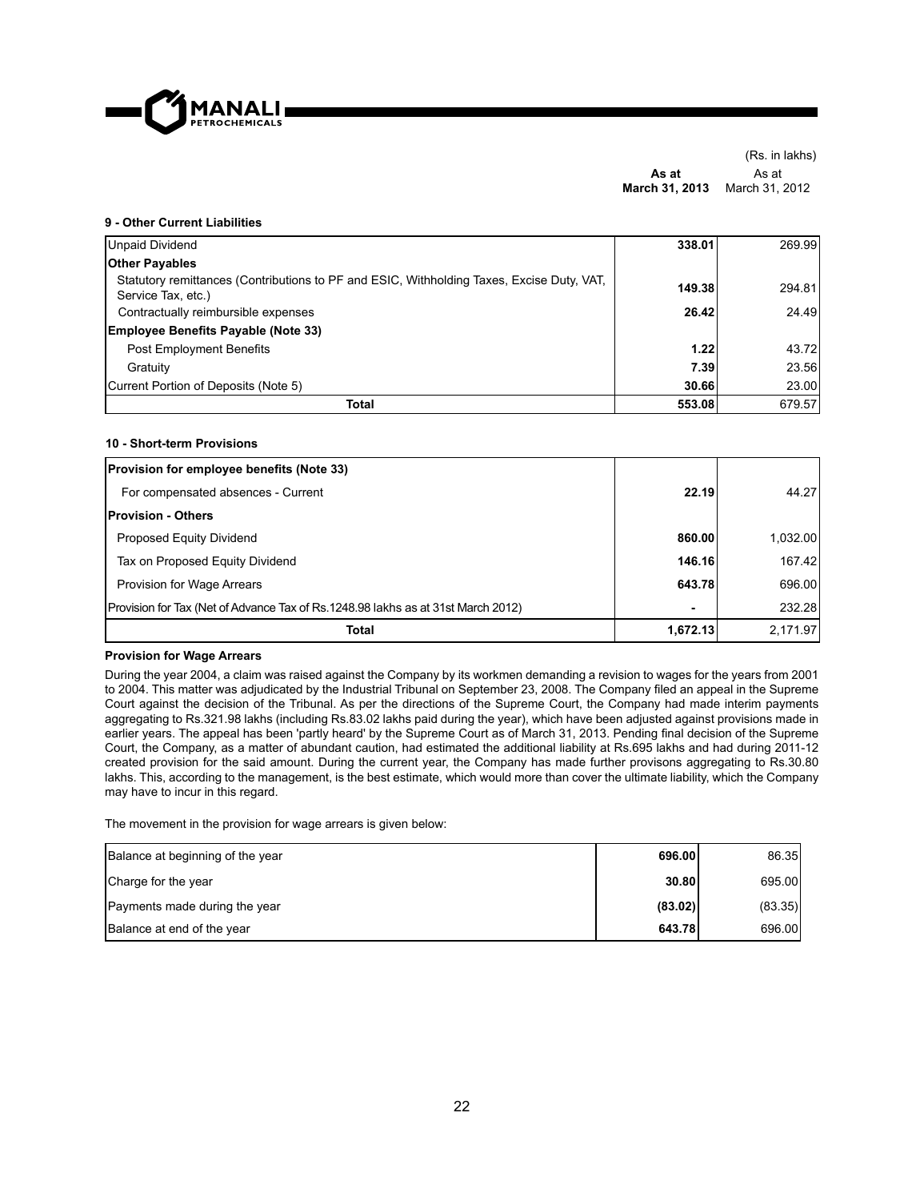(Rs. in lakhs)

### 9 - Other Current Liabilities

| | As at March 31, 2013 | As at March 31, 2012 |
|---|---|---|
| Unpaid Dividend | **338.01** | 269.99 |
| **Other Payables** | | |
| Statutory remittances (Contributions to PF and ESIC, Withholding Taxes, Excise Duty, VAT, Service Tax, etc.) | **149.38** | 294.81 |
| Contractually reimbursible expenses | **26.42** | 24.49 |
| **Employee Benefits Payable (Note 33)** | | |
| Post Employment Benefits | **1.22** | 43.72 |
| Gratuity | **7.39** | 23.56 |
| Current Portion of Deposits (Note 5) | **30.66** | 23.00 |
| **Total** | **553.08** | 679.57 |

### 10 - Short-term Provisions

| | As at March 31, 2013 | As at March 31, 2012 |
|---|---|---|
| **Provision for employee benefits (Note 33)** | | |
| For compensated absences - Current | **22.19** | 44.27 |
| **Provision - Others** | | |
| Proposed Equity Dividend | **860.00** | 1,032.00 |
| Tax on Proposed Equity Dividend | **146.16** | 167.42 |
| Provision for Wage Arrears | **643.78** | 696.00 |
| Provision for Tax (Net of Advance Tax of Rs.1248.98 lakhs as at 31st March 2012) | **-** | 232.28 |
| **Total** | **1,672.13** | 2,171.97 |

**Provision for Wage Arrears**

During the year 2004, a claim was raised against the Company by its workmen demanding a revision to wages for the years from 2001 to 2004. This matter was adjudicated by the Industrial Tribunal on September 23, 2008. The Company filed an appeal in the Supreme Court against the decision of the Tribunal. As per the directions of the Supreme Court, the Company had made interim payments aggregating to Rs.321.98 lakhs (including Rs.83.02 lakhs paid during the year), which have been adjusted against provisions made in earlier years. The appeal has been 'partly heard' by the Supreme Court as of March 31, 2013. Pending final decision of the Supreme Court, the Company, as a matter of abundant caution, had estimated the additional liability at Rs.695 lakhs and had during 2011-12 created provision for the said amount. During the current year, the Company has made further provisons aggregating to Rs.30.80 lakhs. This, according to the management, is the best estimate, which would more than cover the ultimate liability, which the Company may have to incur in this regard.

The movement in the provision for wage arrears is given below:

| | As at March 31, 2013 | As at March 31, 2012 |
|---|---|---|
| Balance at beginning of the year | **696.00** | 86.35 |
| Charge for the year | **30.80** | 695.00 |
| Payments made during the year | **(83.02)** | (83.35) |
| Balance at end of the year | **643.78** | 696.00 |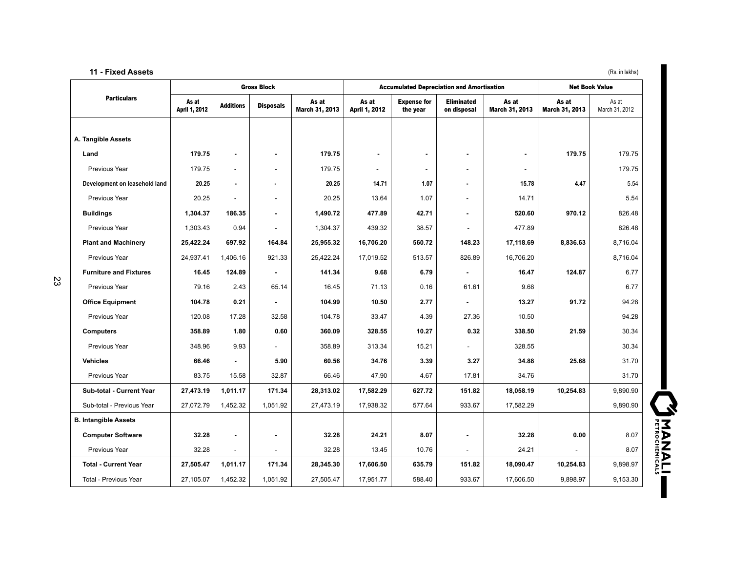## 11 - Fixed Assets

(Rs. in lakhs)

| Particulars | Gross Block | | | | Accumulated Depreciation and Amortisation | | | | Net Book Value | |
|---|---|---|---|---|---|---|---|---|---|---|
| | As at April 1, 2012 | Additions | Disposals | As at March 31, 2013 | As at April 1, 2012 | Expense for the year | Eliminated on disposal | As at March 31, 2013 | As at March 31, 2013 | As at March 31, 2012 |
| **A. Tangible Assets** | | | | | | | | | | |
| **Land** | **179.75** | **-** | **-** | **179.75** | **-** | **-** | **-** | **-** | **179.75** | 179.75 |
| Previous Year | 179.75 | - | - | 179.75 | - | - | - | - | | 179.75 |
| **Development on leasehold land** | **20.25** | **-** | **-** | **20.25** | **14.71** | **1.07** | **-** | **15.78** | **4.47** | 5.54 |
| Previous Year | 20.25 | - | - | 20.25 | 13.64 | 1.07 | - | 14.71 | | 5.54 |
| **Buildings** | **1,304.37** | **186.35** | **-** | **1,490.72** | **477.89** | **42.71** | **-** | **520.60** | **970.12** | 826.48 |
| Previous Year | 1,303.43 | 0.94 | - | 1,304.37 | 439.32 | 38.57 | - | 477.89 | | 826.48 |
| **Plant and Machinery** | **25,422.24** | **697.92** | **164.84** | **25,955.32** | **16,706.20** | **560.72** | **148.23** | **17,118.69** | **8,836.63** | 8,716.04 |
| Previous Year | 24,937.41 | 1,406.16 | 921.33 | 25,422.24 | 17,019.52 | 513.57 | 826.89 | 16,706.20 | | 8,716.04 |
| **Furniture and Fixtures** | **16.45** | **124.89** | **-** | **141.34** | **9.68** | **6.79** | **-** | **16.47** | **124.87** | 6.77 |
| Previous Year | 79.16 | 2.43 | 65.14 | 16.45 | 71.13 | 0.16 | 61.61 | 9.68 | | 6.77 |
| **Office Equipment** | **104.78** | **0.21** | **-** | **104.99** | **10.50** | **2.77** | **-** | **13.27** | **91.72** | 94.28 |
| Previous Year | 120.08 | 17.28 | 32.58 | 104.78 | 33.47 | 4.39 | 27.36 | 10.50 | | 94.28 |
| **Computers** | **358.89** | **1.80** | **0.60** | **360.09** | **328.55** | **10.27** | **0.32** | **338.50** | **21.59** | 30.34 |
| Previous Year | 348.96 | 9.93 | - | 358.89 | 313.34 | 15.21 | - | 328.55 | | 30.34 |
| **Vehicles** | **66.46** | **-** | **5.90** | **60.56** | **34.76** | **3.39** | **3.27** | **34.88** | **25.68** | 31.70 |
| Previous Year | 83.75 | 15.58 | 32.87 | 66.46 | 47.90 | 4.67 | 17.81 | 34.76 | | 31.70 |
| **Sub-total - Current Year** | **27,473.19** | **1,011.17** | **171.34** | **28,313.02** | **17,582.29** | **627.72** | **151.82** | **18,058.19** | **10,254.83** | 9,890.90 |
| Sub-total - Previous Year | 27,072.79 | 1,452.32 | 1,051.92 | 27,473.19 | 17,938.32 | 577.64 | 933.67 | 17,582.29 | | 9,890.90 |
| **B. Intangible Assets** | | | | | | | | | | |
| **Computer Software** | **32.28** | **-** | **-** | **32.28** | **24.21** | **8.07** | **-** | **32.28** | **0.00** | 8.07 |
| Previous Year | 32.28 | - | - | 32.28 | 13.45 | 10.76 | - | 24.21 | - | 8.07 |
| **Total - Current Year** | **27,505.47** | **1,011.17** | **171.34** | **28,345.30** | **17,606.50** | **635.79** | **151.82** | **18,090.47** | **10,254.83** | 9,898.97 |
| Total - Previous Year | 27,105.07 | 1,452.32 | 1,051.92 | 27,505.47 | 17,951.77 | 588.40 | 933.67 | 17,606.50 | 9,898.97 | 9,153.30 |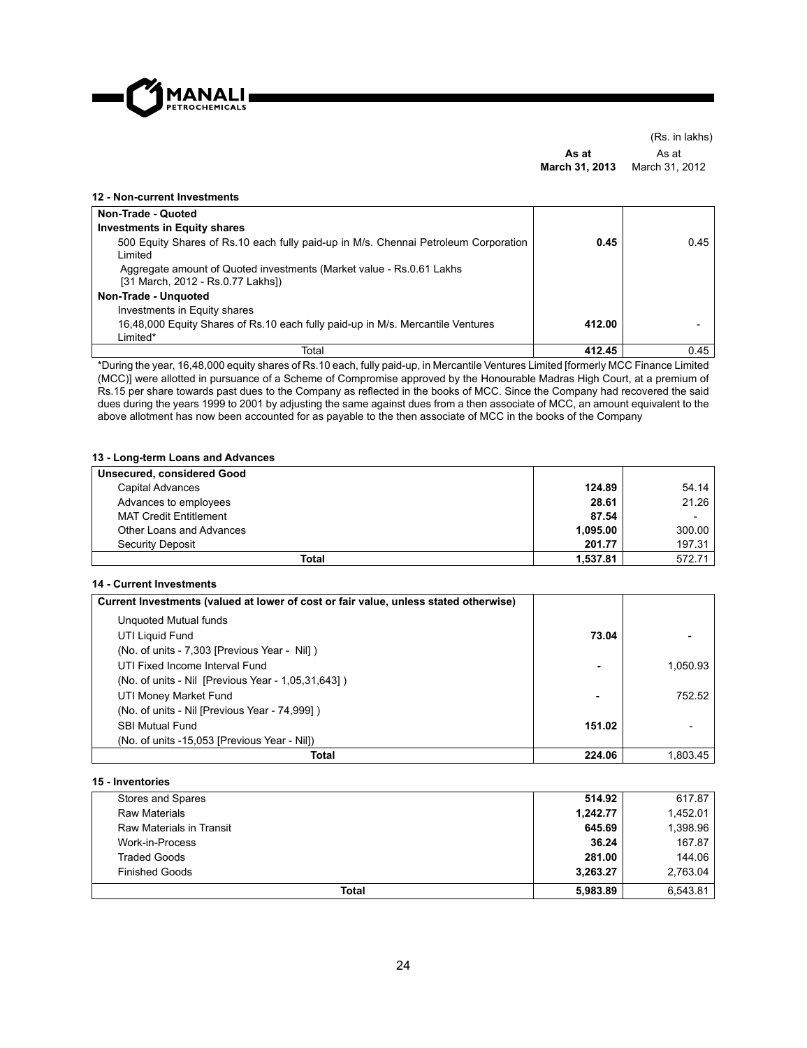(Rs. in lakhs)

| | As at March 31, 2013 | As at March 31, 2012 |
|---|---|---|

### 12 - Non-current Investments

| | As at March 31, 2013 | As at March 31, 2012 |
|---|---|---|
| **Non-Trade - Quoted** | | |
| **Investments in Equity shares** | | |
| 500 Equity Shares of Rs.10 each fully paid-up in M/s. Chennai Petroleum Corporation Limited | **0.45** | 0.45 |
| Aggregate amount of Quoted investments (Market value - Rs.0.61 Lakhs [31 March, 2012 - Rs.0.77 Lakhs]) | | |
| **Non-Trade - Unquoted** | | |
| Investments in Equity shares | | |
| 16,48,000 Equity Shares of Rs.10 each fully paid-up in M/s. Mercantile Ventures Limited* | **412.00** | - |
| Total | **412.45** | 0.45 |

*During the year, 16,48,000 equity shares of Rs.10 each, fully paid-up, in Mercantile Ventures Limited [formerly MCC Finance Limited (MCC)] were allotted in pursuance of a Scheme of Compromise approved by the Honourable Madras High Court, at a premium of Rs.15 per share towards past dues to the Company as reflected in the books of MCC. Since the Company had recovered the said dues during the years 1999 to 2001 by adjusting the same against dues from a then associate of MCC, an amount equivalent to the above allotment has now been accounted for as payable to the then associate of MCC in the books of the Company

### 13 - Long-term Loans and Advances

| | As at March 31, 2013 | As at March 31, 2012 |
|---|---|---|
| **Unsecured, considered Good** | | |
| Capital Advances | **124.89** | 54.14 |
| Advances to employees | **28.61** | 21.26 |
| MAT Credit Entitlement | **87.54** | - |
| Other Loans and Advances | **1,095.00** | 300.00 |
| Security Deposit | **201.77** | 197.31 |
| **Total** | **1,537.81** | 572.71 |

### 14 - Current Investments

| | As at March 31, 2013 | As at March 31, 2012 |
|---|---|---|
| **Current Investments (valued at lower of cost or fair value, unless stated otherwise)** | | |
| Unquoted Mutual funds | | |
| UTI Liquid Fund | **73.04** | - |
| (No. of units - 7,303 [Previous Year - Nil] ) | | |
| UTI Fixed Income Interval Fund | **-** | 1,050.93 |
| (No. of units - Nil [Previous Year - 1,05,31,643] ) | | |
| UTI Money Market Fund | **-** | 752.52 |
| (No. of units - Nil [Previous Year - 74,999] ) | | |
| SBI Mutual Fund | **151.02** | - |
| (No. of units -15,053 [Previous Year - Nil]) | | |
| **Total** | **224.06** | 1,803.45 |

### 15 - Inventories

| | As at March 31, 2013 | As at March 31, 2012 |
|---|---|---|
| Stores and Spares | **514.92** | 617.87 |
| Raw Materials | **1,242.77** | 1,452.01 |
| Raw Materials in Transit | **645.69** | 1,398.96 |
| Work-in-Process | **36.24** | 167.87 |
| Traded Goods | **281.00** | 144.06 |
| Finished Goods | **3,263.27** | 2,763.04 |
| **Total** | **5,983.89** | 6,543.81 |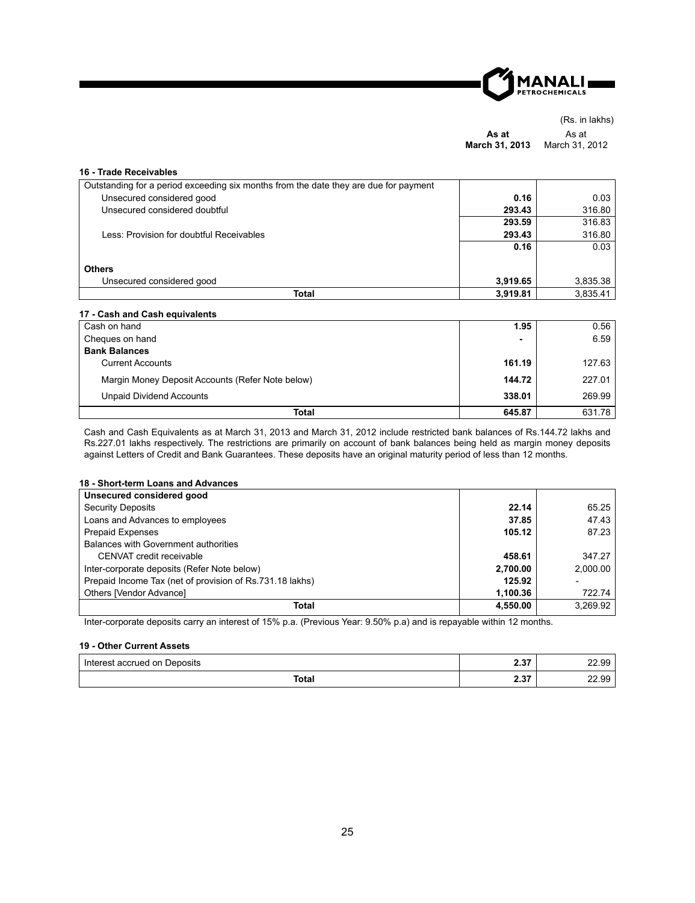(Rs. in lakhs)

### 16 - Trade Receivables

| | As at March 31, 2013 | As at March 31, 2012 |
|---|---|---|
| Outstanding for a period exceeding six months from the date they are due for payment | | |
| Unsecured considered good | **0.16** | 0.03 |
| Unsecured considered doubtful | **293.43** | 316.80 |
| | **293.59** | 316.83 |
| Less: Provision for doubtful Receivables | **293.43** | 316.80 |
| | **0.16** | 0.03 |
| **Others** | | |
| Unsecured considered good | **3,919.65** | 3,835.38 |
| **Total** | **3,919.81** | 3,835.41 |

### 17 - Cash and Cash equivalents

| | As at March 31, 2013 | As at March 31, 2012 |
|---|---|---|
| Cash on hand | **1.95** | 0.56 |
| Cheques on hand | **-** | 6.59 |
| **Bank Balances** | | |
| Current Accounts | **161.19** | 127.63 |
| Margin Money Deposit Accounts (Refer Note below) | **144.72** | 227.01 |
| Unpaid Dividend Accounts | **338.01** | 269.99 |
| **Total** | **645.87** | 631.78 |

Cash and Cash Equivalents as at March 31, 2013 and March 31, 2012 include restricted bank balances of Rs.144.72 lakhs and Rs.227.01 lakhs respectively. The restrictions are primarily on account of bank balances being held as margin money deposits against Letters of Credit and Bank Guarantees. These deposits have an original maturity period of less than 12 months.

### 18 - Short-term Loans and Advances

| | As at March 31, 2013 | As at March 31, 2012 |
|---|---|---|
| **Unsecured considered good** | | |
| Security Deposits | **22.14** | 65.25 |
| Loans and Advances to employees | **37.85** | 47.43 |
| Prepaid Expenses | **105.12** | 87.23 |
| Balances with Government authorities | | |
| CENVAT credit receivable | **458.61** | 347.27 |
| Inter-corporate deposits (Refer Note below) | **2,700.00** | 2,000.00 |
| Prepaid Income Tax (net of provision of Rs.731.18 lakhs) | **125.92** | - |
| Others [Vendor Advance] | **1,100.36** | 722.74 |
| **Total** | **4,550.00** | 3,269.92 |

Inter-corporate deposits carry an interest of 15% p.a. (Previous Year: 9.50% p.a) and is repayable within 12 months.

### 19 - Other Current Assets

| | As at March 31, 2013 | As at March 31, 2012 |
|---|---|---|
| Interest accrued on Deposits | **2.37** | 22.99 |
| **Total** | **2.37** | 22.99 |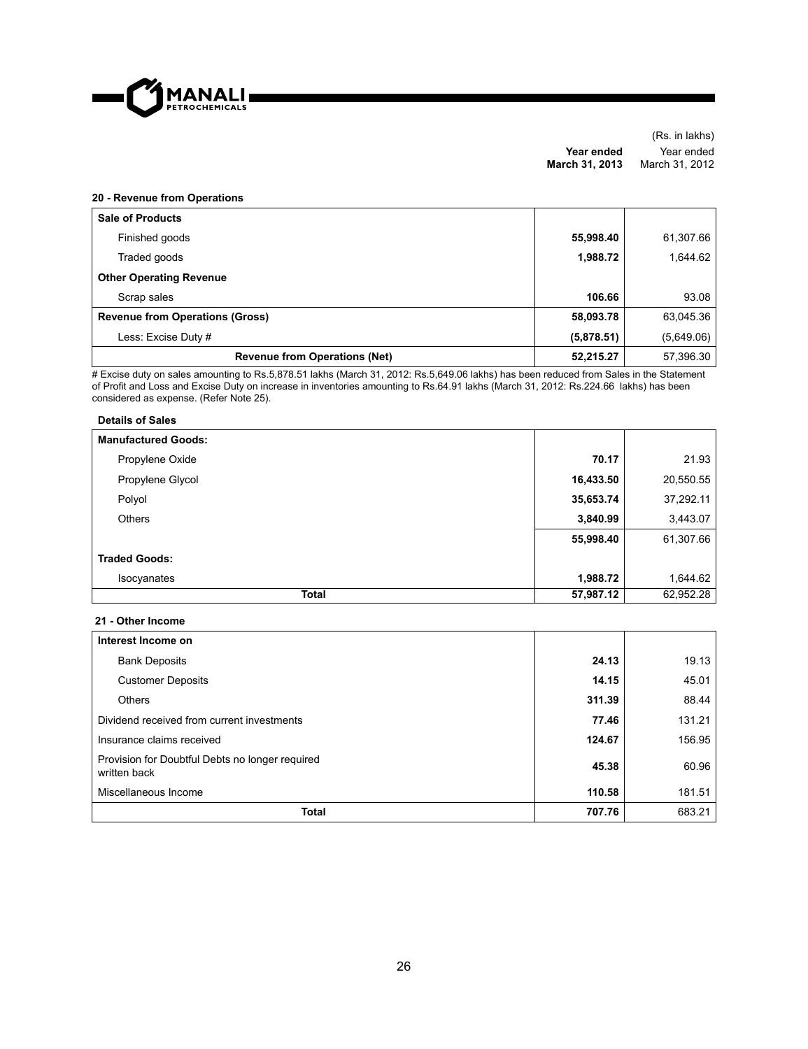(Rs. in lakhs)

### 20 - Revenue from Operations

| | Year ended March 31, 2013 | Year ended March 31, 2012 |
|---|---|---|
| **Sale of Products** | | |
| Finished goods | **55,998.40** | 61,307.66 |
| Traded goods | **1,988.72** | 1,644.62 |
| **Other Operating Revenue** | | |
| Scrap sales | **106.66** | 93.08 |
| **Revenue from Operations (Gross)** | **58,093.78** | 63,045.36 |
| Less: Excise Duty # | **(5,878.51)** | (5,649.06) |
| **Revenue from Operations (Net)** | **52,215.27** | 57,396.30 |

# Excise duty on sales amounting to Rs.5,878.51 lakhs (March 31, 2012: Rs.5,649.06 lakhs) has been reduced from Sales in the Statement of Profit and Loss and Excise Duty on increase in inventories amounting to Rs.64.91 lakhs (March 31, 2012: Rs.224.66 lakhs) has been considered as expense. (Refer Note 25).

**Details of Sales**

| | Year ended March 31, 2013 | Year ended March 31, 2012 |
|---|---|---|
| **Manufactured Goods:** | | |
| Propylene Oxide | **70.17** | 21.93 |
| Propylene Glycol | **16,433.50** | 20,550.55 |
| Polyol | **35,653.74** | 37,292.11 |
| Others | **3,840.99** | 3,443.07 |
| | **55,998.40** | 61,307.66 |
| **Traded Goods:** | | |
| Isocyanates | **1,988.72** | 1,644.62 |
| **Total** | **57,987.12** | 62,952.28 |

### 21 - Other Income

| | Year ended March 31, 2013 | Year ended March 31, 2012 |
|---|---|---|
| **Interest Income on** | | |
| Bank Deposits | **24.13** | 19.13 |
| Customer Deposits | **14.15** | 45.01 |
| Others | **311.39** | 88.44 |
| Dividend received from current investments | **77.46** | 131.21 |
| Insurance claims received | **124.67** | 156.95 |
| Provision for Doubtful Debts no longer required written back | **45.38** | 60.96 |
| Miscellaneous Income | **110.58** | 181.51 |
| **Total** | **707.76** | 683.21 |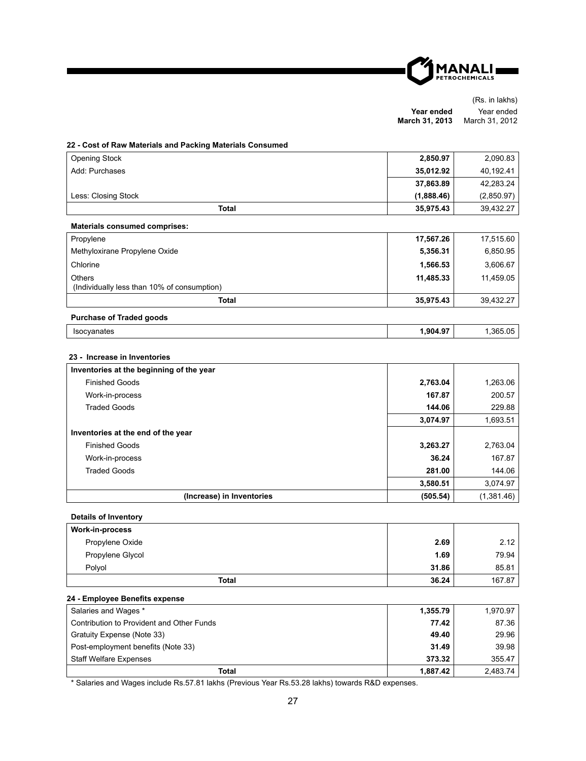(Rs. in lakhs)

### 22 - Cost of Raw Materials and Packing Materials Consumed

| | Year ended March 31, 2013 | Year ended March 31, 2012 |
|---|---|---|
| Opening Stock | **2,850.97** | 2,090.83 |
| Add: Purchases | **35,012.92** | 40,192.41 |
| | **37,863.89** | 42,283.24 |
| Less: Closing Stock | **(1,888.46)** | (2,850.97) |
| **Total** | **35,975.43** | 39,432.27 |

**Materials consumed comprises:**

| | Year ended March 31, 2013 | Year ended March 31, 2012 |
|---|---|---|
| Propylene | **17,567.26** | 17,515.60 |
| Methyloxirane Propylene Oxide | **5,356.31** | 6,850.95 |
| Chlorine | **1,566.53** | 3,606.67 |
| Others (Individually less than 10% of consumption) | **11,485.33** | 11,459.05 |
| **Total** | **35,975.43** | 39,432.27 |

**Purchase of Traded goods**

| | Year ended March 31, 2013 | Year ended March 31, 2012 |
|---|---|---|
| Isocyanates | **1,904.97** | 1,365.05 |

### 23 - Increase in Inventories

| | Year ended March 31, 2013 | Year ended March 31, 2012 |
|---|---|---|
| **Inventories at the beginning of the year** | | |
| Finished Goods | **2,763.04** | 1,263.06 |
| Work-in-process | **167.87** | 200.57 |
| Traded Goods | **144.06** | 229.88 |
| | **3,074.97** | 1,693.51 |
| **Inventories at the end of the year** | | |
| Finished Goods | **3,263.27** | 2,763.04 |
| Work-in-process | **36.24** | 167.87 |
| Traded Goods | **281.00** | 144.06 |
| | **3,580.51** | 3,074.97 |
| **(Increase) in Inventories** | **(505.54)** | (1,381.46) |

**Details of Inventory**

| | Year ended March 31, 2013 | Year ended March 31, 2012 |
|---|---|---|
| **Work-in-process** | | |
| Propylene Oxide | **2.69** | 2.12 |
| Propylene Glycol | **1.69** | 79.94 |
| Polyol | **31.86** | 85.81 |
| **Total** | **36.24** | 167.87 |

### 24 - Employee Benefits expense

| | Year ended March 31, 2013 | Year ended March 31, 2012 |
|---|---|---|
| Salaries and Wages * | **1,355.79** | 1,970.97 |
| Contribution to Provident and Other Funds | **77.42** | 87.36 |
| Gratuity Expense (Note 33) | **49.40** | 29.96 |
| Post-employment benefits (Note 33) | **31.49** | 39.98 |
| Staff Welfare Expenses | **373.32** | 355.47 |
| **Total** | **1,887.42** | 2,483.74 |

* Salaries and Wages include Rs.57.81 lakhs (Previous Year Rs.53.28 lakhs) towards R&D expenses.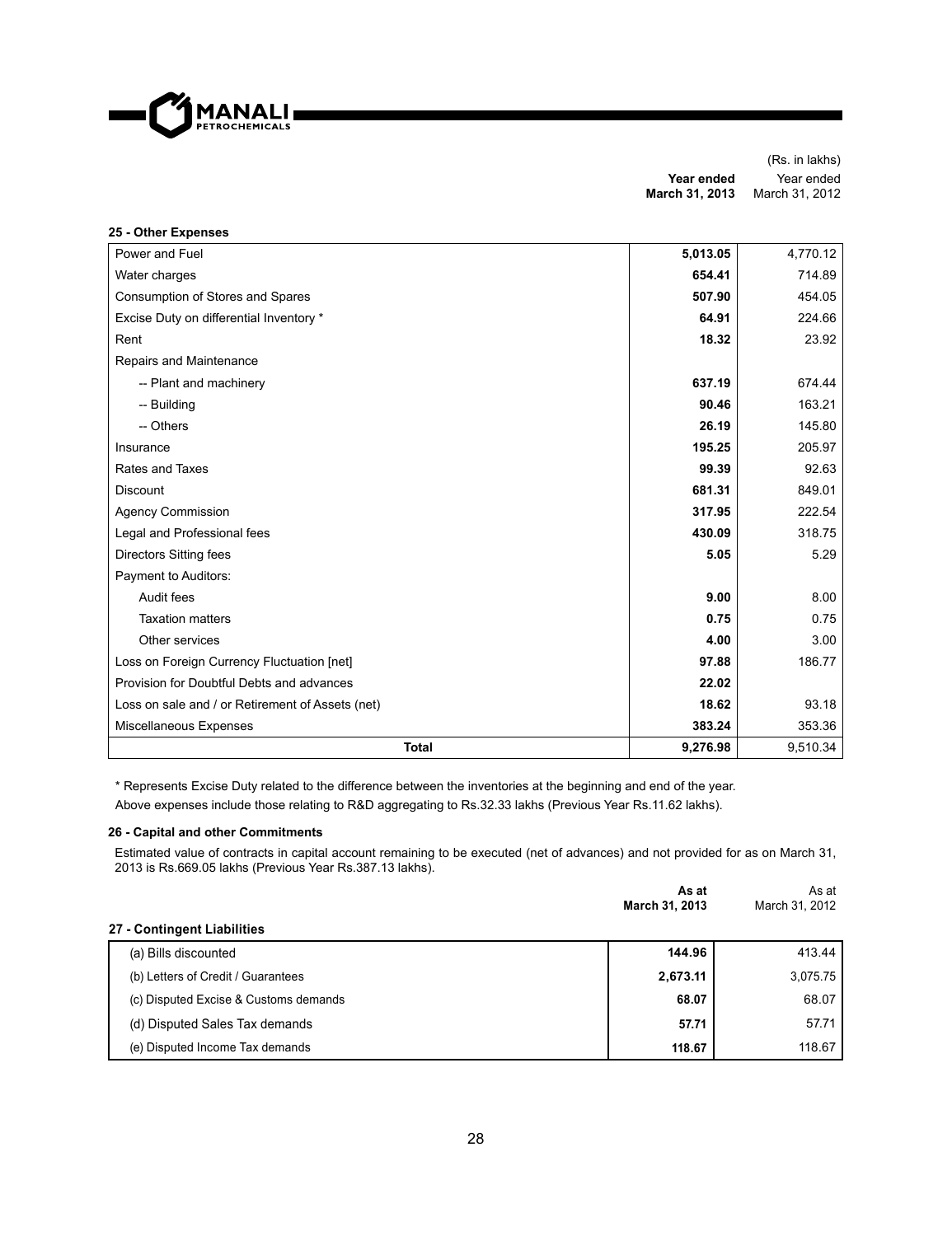(Rs. in lakhs)

## 25 - Other Expenses

| | Year ended March 31, 2013 | Year ended March 31, 2012 |
|---|---|---|
| Power and Fuel | **5,013.05** | 4,770.12 |
| Water charges | **654.41** | 714.89 |
| Consumption of Stores and Spares | **507.90** | 454.05 |
| Excise Duty on differential Inventory * | **64.91** | 224.66 |
| Rent | **18.32** | 23.92 |
| Repairs and Maintenance | | |
| -- Plant and machinery | **637.19** | 674.44 |
| -- Building | **90.46** | 163.21 |
| -- Others | **26.19** | 145.80 |
| Insurance | **195.25** | 205.97 |
| Rates and Taxes | **99.39** | 92.63 |
| Discount | **681.31** | 849.01 |
| Agency Commission | **317.95** | 222.54 |
| Legal and Professional fees | **430.09** | 318.75 |
| Directors Sitting fees | **5.05** | 5.29 |
| Payment to Auditors: | | |
| Audit fees | **9.00** | 8.00 |
| Taxation matters | **0.75** | 0.75 |
| Other services | **4.00** | 3.00 |
| Loss on Foreign Currency Fluctuation [net] | **97.88** | 186.77 |
| Provision for Doubtful Debts and advances | **22.02** | |
| Loss on sale and / or Retirement of Assets (net) | **18.62** | 93.18 |
| Miscellaneous Expenses | **383.24** | 353.36 |
| **Total** | **9,276.98** | 9,510.34 |

* Represents Excise Duty related to the difference between the inventories at the beginning and end of the year.

Above expenses include those relating to R&D aggregating to Rs.32.33 lakhs (Previous Year Rs.11.62 lakhs).

## 26 - Capital and other Commitments

Estimated value of contracts in capital account remaining to be executed (net of advances) and not provided for as on March 31, 2013 is Rs.669.05 lakhs (Previous Year Rs.387.13 lakhs).

## 27 - Contingent Liabilities

| | As at March 31, 2013 | As at March 31, 2012 |
|---|---|---|
| (a) Bills discounted | **144.96** | 413.44 |
| (b) Letters of Credit / Guarantees | **2,673.11** | 3,075.75 |
| (c) Disputed Excise & Customs demands | **68.07** | 68.07 |
| (d) Disputed Sales Tax demands | **57.71** | 57.71 |
| (e) Disputed Income Tax demands | **118.67** | 118.67 |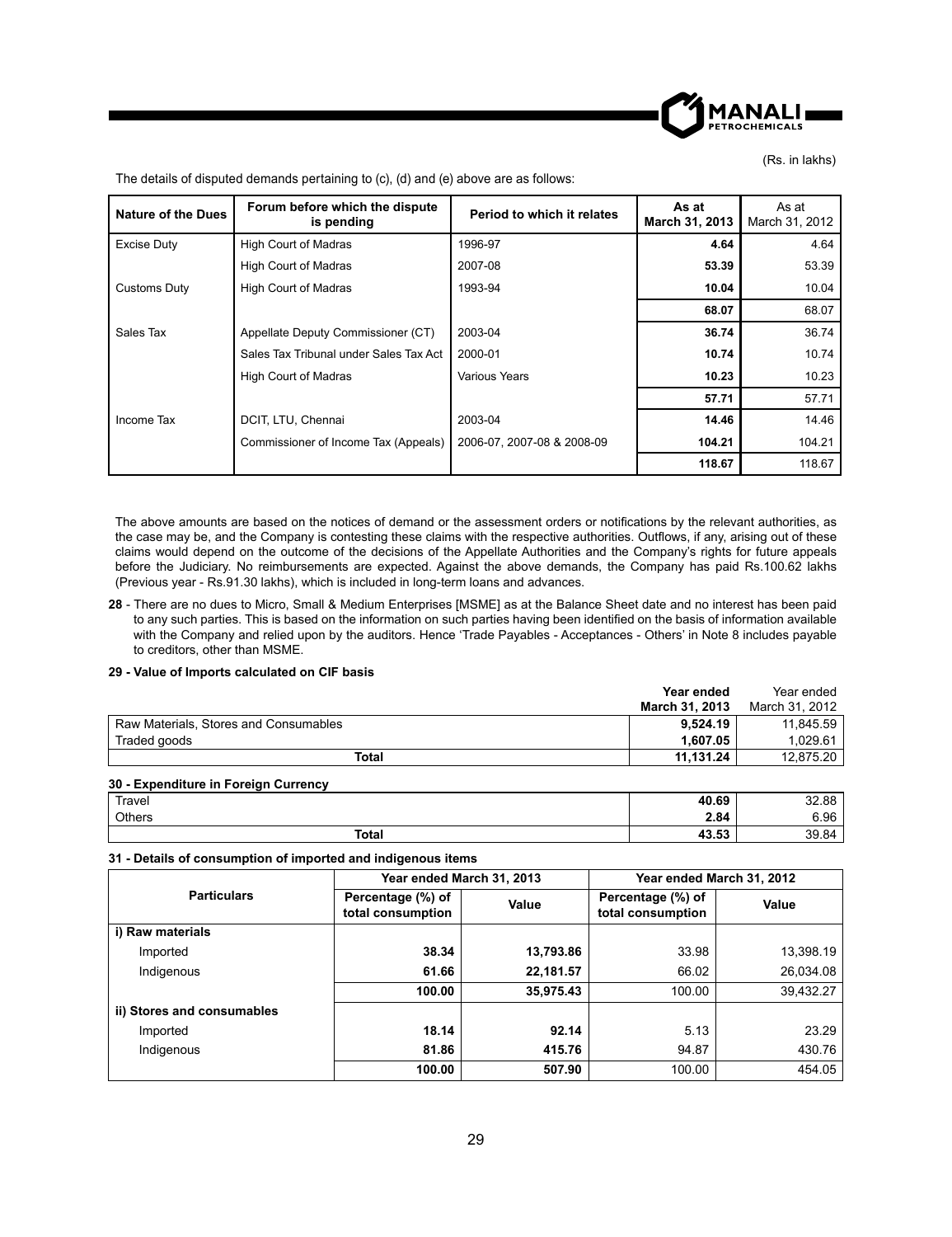(Rs. in lakhs)

The details of disputed demands pertaining to (c), (d) and (e) above are as follows:

| Nature of the Dues | Forum before which the dispute is pending | Period to which it relates | As at March 31, 2013 | As at March 31, 2012 |
|---|---|---|---|---|
| Excise Duty | High Court of Madras | 1996-97 | **4.64** | 4.64 |
| | High Court of Madras | 2007-08 | **53.39** | 53.39 |
| Customs Duty | High Court of Madras | 1993-94 | **10.04** | 10.04 |
| | | | **68.07** | 68.07 |
| Sales Tax | Appellate Deputy Commissioner (CT) | 2003-04 | **36.74** | 36.74 |
| | Sales Tax Tribunal under Sales Tax Act | 2000-01 | **10.74** | 10.74 |
| | High Court of Madras | Various Years | **10.23** | 10.23 |
| | | | **57.71** | 57.71 |
| Income Tax | DCIT, LTU, Chennai | 2003-04 | **14.46** | 14.46 |
| | Commissioner of Income Tax (Appeals) | 2006-07, 2007-08 & 2008-09 | **104.21** | 104.21 |
| | | | **118.67** | 118.67 |

The above amounts are based on the notices of demand or the assessment orders or notifications by the relevant authorities, as the case may be, and the Company is contesting these claims with the respective authorities. Outflows, if any, arising out of these claims would depend on the outcome of the decisions of the Appellate Authorities and the Company's rights for future appeals before the Judiciary. No reimbursements are expected. Against the above demands, the Company has paid Rs.100.62 lakhs (Previous year - Rs.91.30 lakhs), which is included in long-term loans and advances.

**28** - There are no dues to Micro, Small & Medium Enterprises [MSME] as at the Balance Sheet date and no interest has been paid to any such parties. This is based on the information on such parties having been identified on the basis of information available with the Company and relied upon by the auditors. Hence 'Trade Payables - Acceptances - Others' in Note 8 includes payable to creditors, other than MSME.

**29 - Value of Imports calculated on CIF basis**

| | Year ended March 31, 2013 | Year ended March 31, 2012 |
|---|---|---|
| Raw Materials, Stores and Consumables | **9,524.19** | 11,845.59 |
| Traded goods | **1,607.05** | 1,029.61 |
| **Total** | **11,131.24** | 12,875.20 |

**30 - Expenditure in Foreign Currency**

| | Year ended March 31, 2013 | Year ended March 31, 2012 |
|---|---|---|
| Travel | **40.69** | 32.88 |
| Others | **2.84** | 6.96 |
| **Total** | **43.53** | 39.84 |

**31 - Details of consumption of imported and indigenous items**

| Particulars | Year ended March 31, 2013 | | Year ended March 31, 2012 | |
|---|---|---|---|---|
| | Percentage (%) of total consumption | Value | Percentage (%) of total consumption | Value |
| **i) Raw materials** | | | | |
| Imported | **38.34** | **13,793.86** | 33.98 | 13,398.19 |
| Indigenous | **61.66** | **22,181.57** | 66.02 | 26,034.08 |
| | **100.00** | **35,975.43** | 100.00 | 39,432.27 |
| **ii) Stores and consumables** | | | | |
| Imported | **18.14** | **92.14** | 5.13 | 23.29 |
| Indigenous | **81.86** | **415.76** | 94.87 | 430.76 |
| | **100.00** | **507.90** | 100.00 | 454.05 |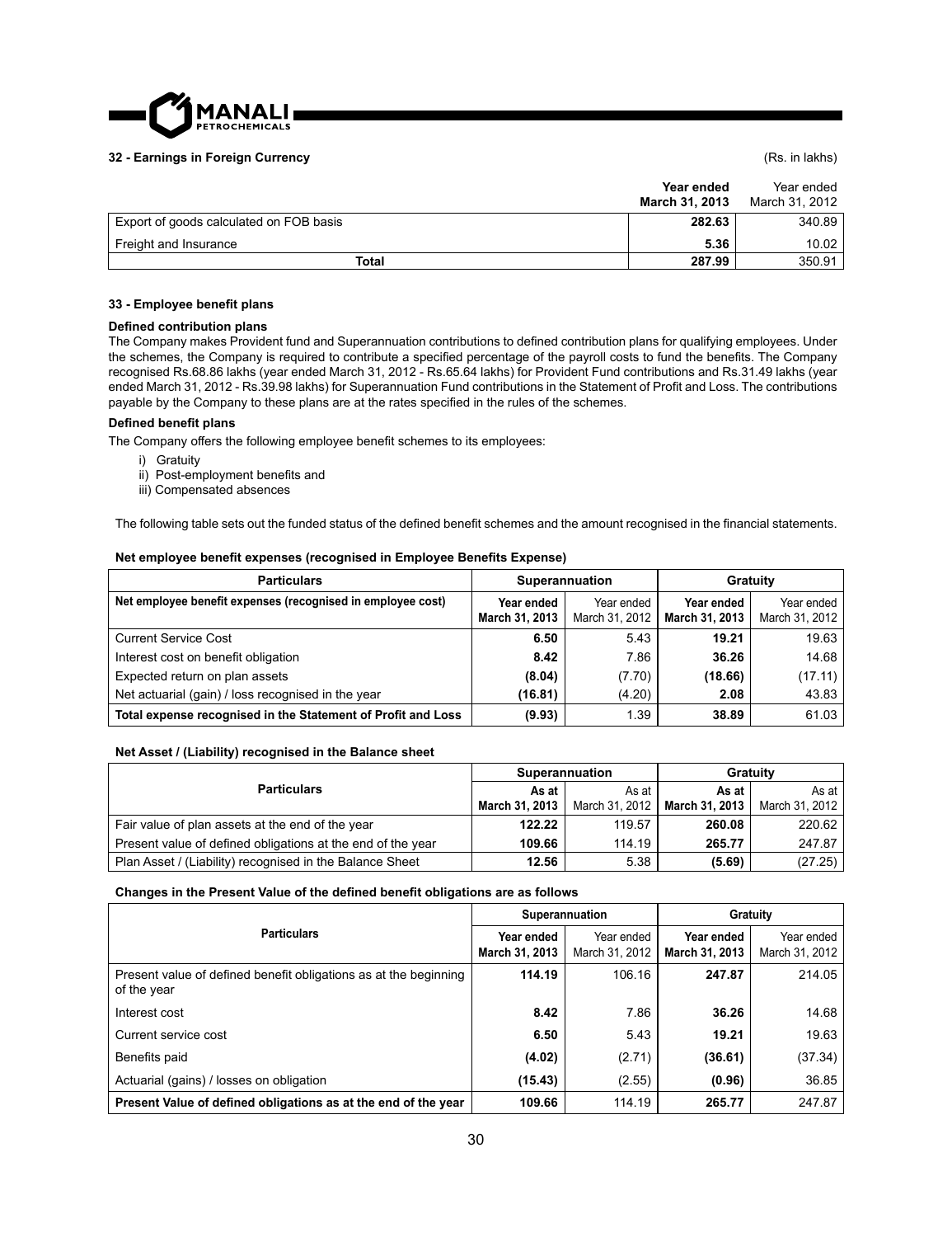### 32 - Earnings in Foreign Currency

(Rs. in lakhs)

| | Year ended March 31, 2013 | Year ended March 31, 2012 |
|---|---|---|
| Export of goods calculated on FOB basis | **282.63** | 340.89 |
| Freight and Insurance | **5.36** | 10.02 |
| **Total** | **287.99** | 350.91 |

### 33 - Employee benefit plans

**Defined contribution plans**

The Company makes Provident fund and Superannuation contributions to defined contribution plans for qualifying employees. Under the schemes, the Company is required to contribute a specified percentage of the payroll costs to fund the benefits. The Company recognised Rs.68.86 lakhs (year ended March 31, 2012 - Rs.65.64 lakhs) for Provident Fund contributions and Rs.31.49 lakhs (year ended March 31, 2012 - Rs.39.98 lakhs) for Superannuation Fund contributions in the Statement of Profit and Loss. The contributions payable by the Company to these plans are at the rates specified in the rules of the schemes.

**Defined benefit plans**

The Company offers the following employee benefit schemes to its employees:

i) Gratuity
ii) Post-employment benefits and
iii) Compensated absences

The following table sets out the funded status of the defined benefit schemes and the amount recognised in the financial statements.

**Net employee benefit expenses (recognised in Employee Benefits Expense)**

| Particulars | Superannuation | | Gratuity | |
|---|---|---|---|---|
| **Net employee benefit expenses (recognised in employee cost)** | **Year ended March 31, 2013** | Year ended March 31, 2012 | **Year ended March 31, 2013** | Year ended March 31, 2012 |
| Current Service Cost | **6.50** | 5.43 | **19.21** | 19.63 |
| Interest cost on benefit obligation | **8.42** | 7.86 | **36.26** | 14.68 |
| Expected return on plan assets | **(8.04)** | (7.70) | **(18.66)** | (17.11) |
| Net actuarial (gain) / loss recognised in the year | **(16.81)** | (4.20) | **2.08** | 43.83 |
| **Total expense recognised in the Statement of Profit and Loss** | **(9.93)** | 1.39 | **38.89** | 61.03 |

**Net Asset / (Liability) recognised in the Balance sheet**

| Particulars | Superannuation | | Gratuity | |
|---|---|---|---|---|
| | **As at March 31, 2013** | As at March 31, 2012 | **As at March 31, 2013** | As at March 31, 2012 |
| Fair value of plan assets at the end of the year | **122.22** | 119.57 | **260.08** | 220.62 |
| Present value of defined obligations at the end of the year | **109.66** | 114.19 | **265.77** | 247.87 |
| Plan Asset / (Liability) recognised in the Balance Sheet | **12.56** | 5.38 | **(5.69)** | (27.25) |

**Changes in the Present Value of the defined benefit obligations are as follows**

| Particulars | Superannuation | | Gratuity | |
|---|---|---|---|---|
| | **Year ended March 31, 2013** | Year ended March 31, 2012 | **Year ended March 31, 2013** | Year ended March 31, 2012 |
| Present value of defined benefit obligations as at the beginning of the year | **114.19** | 106.16 | **247.87** | 214.05 |
| Interest cost | **8.42** | 7.86 | **36.26** | 14.68 |
| Current service cost | **6.50** | 5.43 | **19.21** | 19.63 |
| Benefits paid | **(4.02)** | (2.71) | **(36.61)** | (37.34) |
| Actuarial (gains) / losses on obligation | **(15.43)** | (2.55) | **(0.96)** | 36.85 |
| **Present Value of defined obligations as at the end of the year** | **109.66** | 114.19 | **265.77** | 247.87 |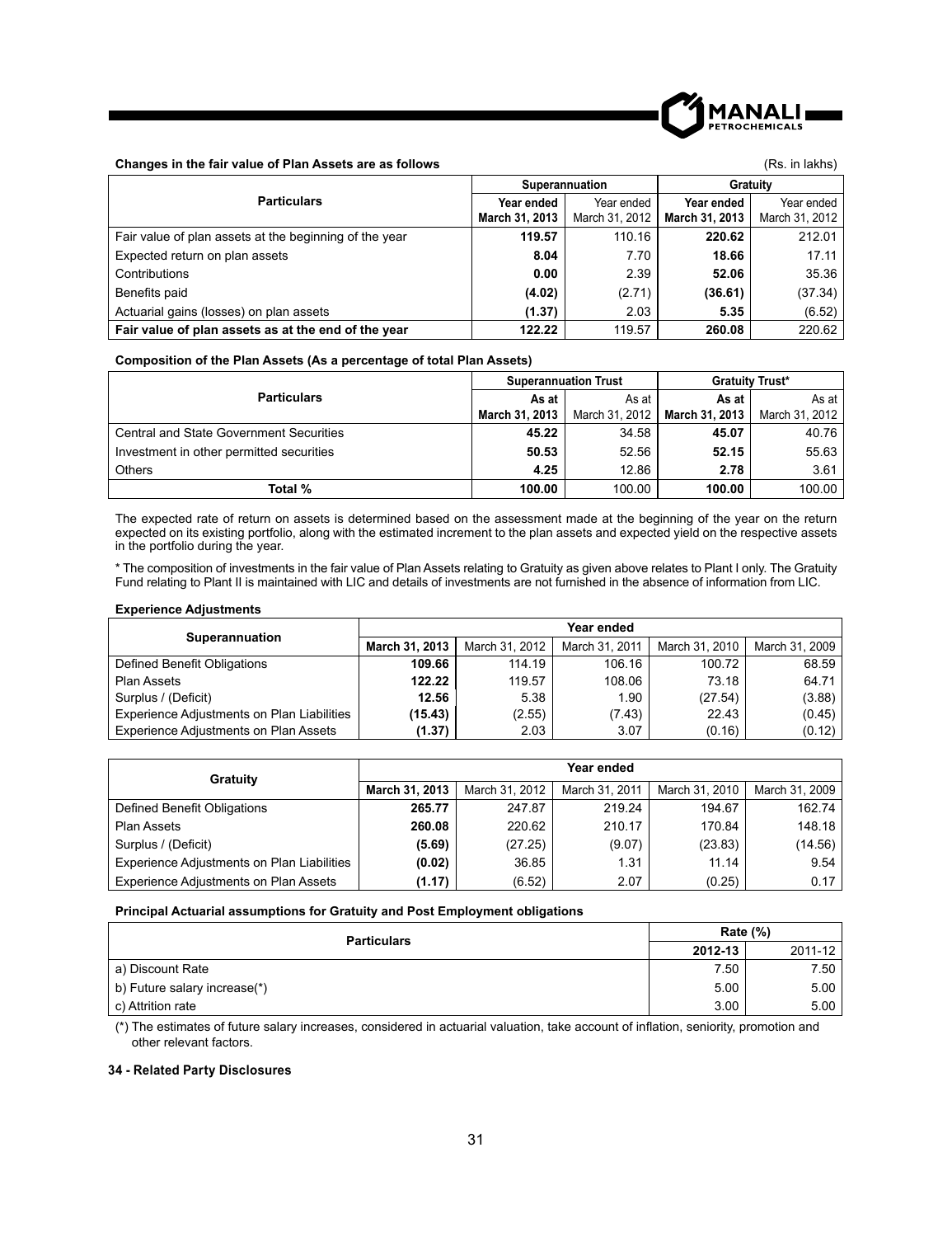**Changes in the fair value of Plan Assets are as follows** (Rs. in lakhs)

| Particulars | Superannuation | | Gratuity | |
|---|---|---|---|---|
| | **Year ended March 31, 2013** | Year ended March 31, 2012 | **Year ended March 31, 2013** | Year ended March 31, 2012 |
| Fair value of plan assets at the beginning of the year | **119.57** | 110.16 | **220.62** | 212.01 |
| Expected return on plan assets | **8.04** | 7.70 | **18.66** | 17.11 |
| Contributions | **0.00** | 2.39 | **52.06** | 35.36 |
| Benefits paid | **(4.02)** | (2.71) | **(36.61)** | (37.34) |
| Actuarial gains (losses) on plan assets | **(1.37)** | 2.03 | **5.35** | (6.52) |
| **Fair value of plan assets as at the end of the year** | **122.22** | 119.57 | **260.08** | 220.62 |

**Composition of the Plan Assets (As a percentage of total Plan Assets)**

| Particulars | Superannuation Trust | | Gratuity Trust* | |
|---|---|---|---|---|
| | **As at March 31, 2013** | As at March 31, 2012 | **As at March 31, 2013** | As at March 31, 2012 |
| Central and State Government Securities | **45.22** | 34.58 | **45.07** | 40.76 |
| Investment in other permitted securities | **50.53** | 52.56 | **52.15** | 55.63 |
| Others | **4.25** | 12.86 | **2.78** | 3.61 |
| **Total %** | **100.00** | 100.00 | **100.00** | 100.00 |

The expected rate of return on assets is determined based on the assessment made at the beginning of the year on the return expected on its existing portfolio, along with the estimated increment to the plan assets and expected yield on the respective assets in the portfolio during the year.

* The composition of investments in the fair value of Plan Assets relating to Gratuity as given above relates to Plant I only. The Gratuity Fund relating to Plant II is maintained with LIC and details of investments are not furnished in the absence of information from LIC.

**Experience Adjustments**

| Superannuation | Year ended | | | | |
|---|---|---|---|---|---|
| | **March 31, 2013** | March 31, 2012 | March 31, 2011 | March 31, 2010 | March 31, 2009 |
| Defined Benefit Obligations | **109.66** | 114.19 | 106.16 | 100.72 | 68.59 |
| Plan Assets | **122.22** | 119.57 | 108.06 | 73.18 | 64.71 |
| Surplus / (Deficit) | **12.56** | 5.38 | 1.90 | (27.54) | (3.88) |
| Experience Adjustments on Plan Liabilities | **(15.43)** | (2.55) | (7.43) | 22.43 | (0.45) |
| Experience Adjustments on Plan Assets | **(1.37)** | 2.03 | 3.07 | (0.16) | (0.12) |

| Gratuity | Year ended | | | | |
|---|---|---|---|---|---|
| | **March 31, 2013** | March 31, 2012 | March 31, 2011 | March 31, 2010 | March 31, 2009 |
| Defined Benefit Obligations | **265.77** | 247.87 | 219.24 | 194.67 | 162.74 |
| Plan Assets | **260.08** | 220.62 | 210.17 | 170.84 | 148.18 |
| Surplus / (Deficit) | **(5.69)** | (27.25) | (9.07) | (23.83) | (14.56) |
| Experience Adjustments on Plan Liabilities | **(0.02)** | 36.85 | 1.31 | 11.14 | 9.54 |
| Experience Adjustments on Plan Assets | **(1.17)** | (6.52) | 2.07 | (0.25) | 0.17 |

**Principal Actuarial assumptions for Gratuity and Post Employment obligations**

| Particulars | Rate (%) | |
|---|---|---|
| | **2012-13** | 2011-12 |
| a) Discount Rate | 7.50 | 7.50 |
| b) Future salary increase(*) | 5.00 | 5.00 |
| c) Attrition rate | 3.00 | 5.00 |

(*) The estimates of future salary increases, considered in actuarial valuation, take account of inflation, seniority, promotion and other relevant factors.

**34 - Related Party Disclosures**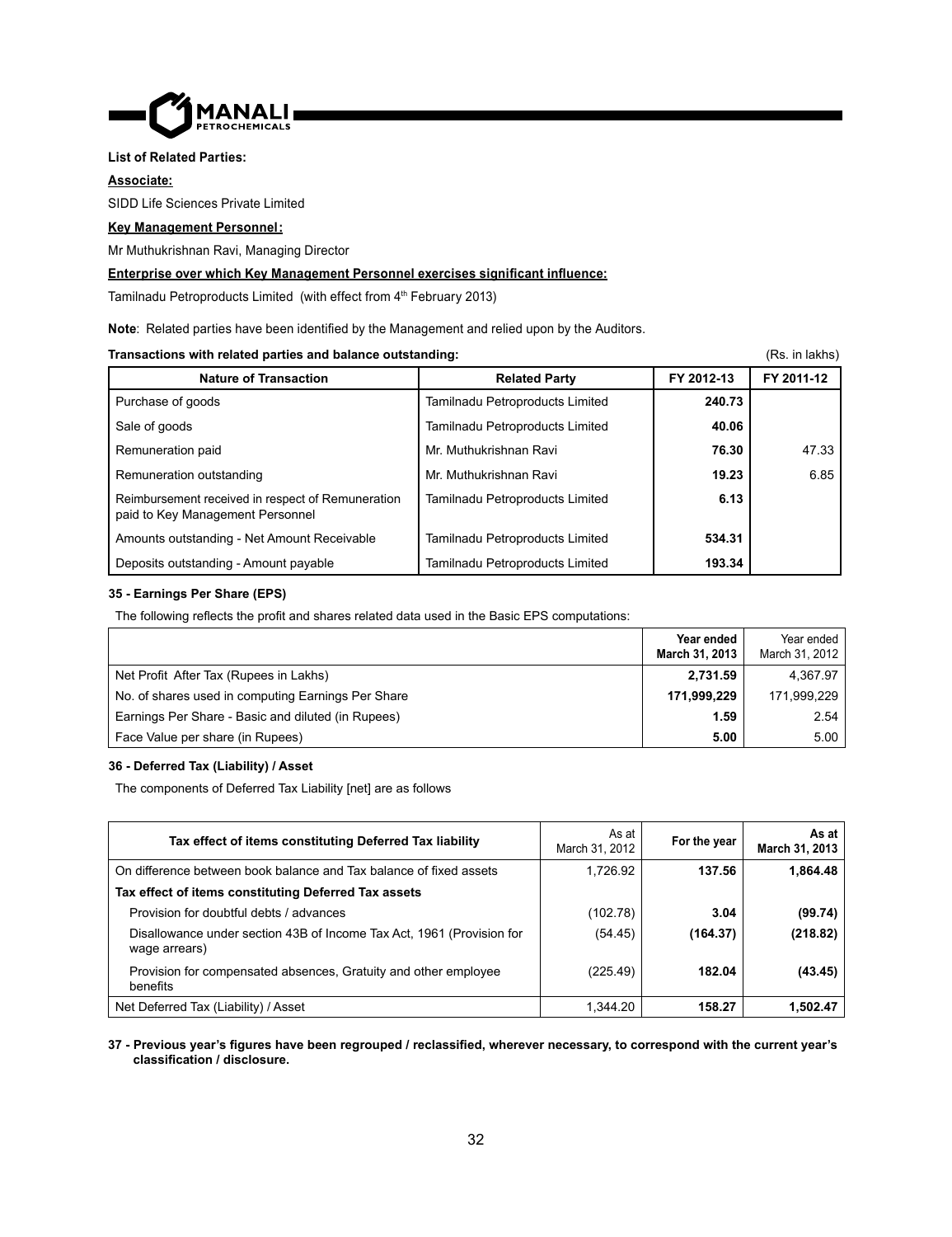**List of Related Parties:**

**Associate:**

SIDD Life Sciences Private Limited

**Key Management Personnel:**

Mr Muthukrishnan Ravi, Managing Director

**Enterprise over which Key Management Personnel exercises significant influence:**

Tamilnadu Petroproducts Limited (with effect from 4th February 2013)

**Note**: Related parties have been identified by the Management and relied upon by the Auditors.

**Transactions with related parties and balance outstanding:** (Rs. in lakhs)

| Nature of Transaction | Related Party | FY 2012-13 | FY 2011-12 |
|---|---|---|---|
| Purchase of goods | Tamilnadu Petroproducts Limited | **240.73** | |
| Sale of goods | Tamilnadu Petroproducts Limited | **40.06** | |
| Remuneration paid | Mr. Muthukrishnan Ravi | **76.30** | 47.33 |
| Remuneration outstanding | Mr. Muthukrishnan Ravi | **19.23** | 6.85 |
| Reimbursement received in respect of Remuneration paid to Key Management Personnel | Tamilnadu Petroproducts Limited | **6.13** | |
| Amounts outstanding - Net Amount Receivable | Tamilnadu Petroproducts Limited | **534.31** | |
| Deposits outstanding - Amount payable | Tamilnadu Petroproducts Limited | **193.34** | |

**35 - Earnings Per Share (EPS)**

The following reflects the profit and shares related data used in the Basic EPS computations:

| | **Year ended March 31, 2013** | Year ended March 31, 2012 |
|---|---|---|
| Net Profit After Tax (Rupees in Lakhs) | **2,731.59** | 4,367.97 |
| No. of shares used in computing Earnings Per Share | **171,999,229** | 171,999,229 |
| Earnings Per Share - Basic and diluted (in Rupees) | **1.59** | 2.54 |
| Face Value per share (in Rupees) | **5.00** | 5.00 |

**36 - Deferred Tax (Liability) / Asset**

The components of Deferred Tax Liability [net] are as follows

| **Tax effect of items constituting Deferred Tax liability** | As at March 31, 2012 | **For the year** | **As at March 31, 2013** |
|---|---|---|---|
| On difference between book balance and Tax balance of fixed assets | 1,726.92 | **137.56** | **1,864.48** |
| **Tax effect of items constituting Deferred Tax assets** | | | |
| Provision for doubtful debts / advances | (102.78) | **3.04** | **(99.74)** |
| Disallowance under section 43B of Income Tax Act, 1961 (Provision for wage arrears) | (54.45) | **(164.37)** | **(218.82)** |
| Provision for compensated absences, Gratuity and other employee benefits | (225.49) | **182.04** | **(43.45)** |
| Net Deferred Tax (Liability) / Asset | 1,344.20 | **158.27** | **1,502.47** |

**37 - Previous year's figures have been regrouped / reclassified, wherever necessary, to correspond with the current year's classification / disclosure.**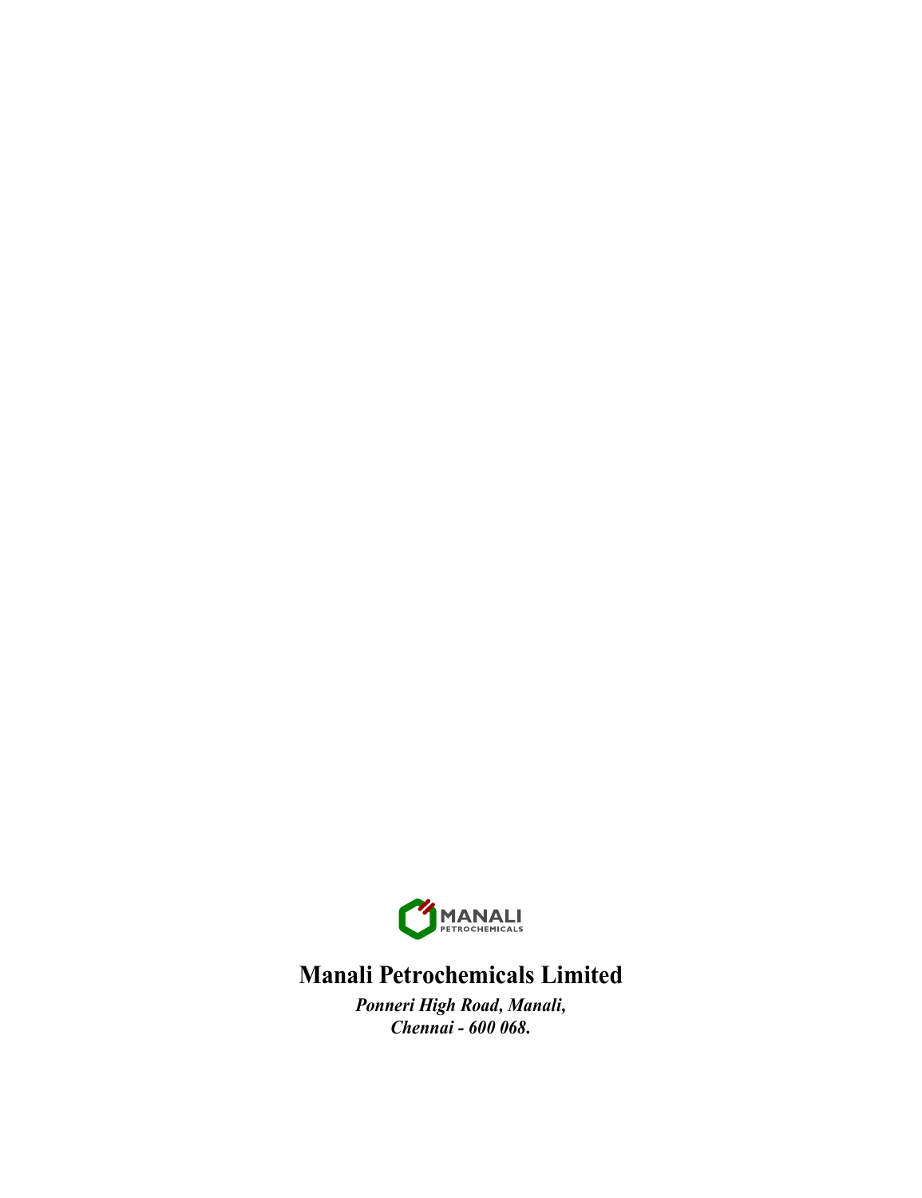MANALI
PETROCHEMICALS

**Manali Petrochemicals Limited**

***Ponneri High Road, Manali,***
***Chennai - 600 068.***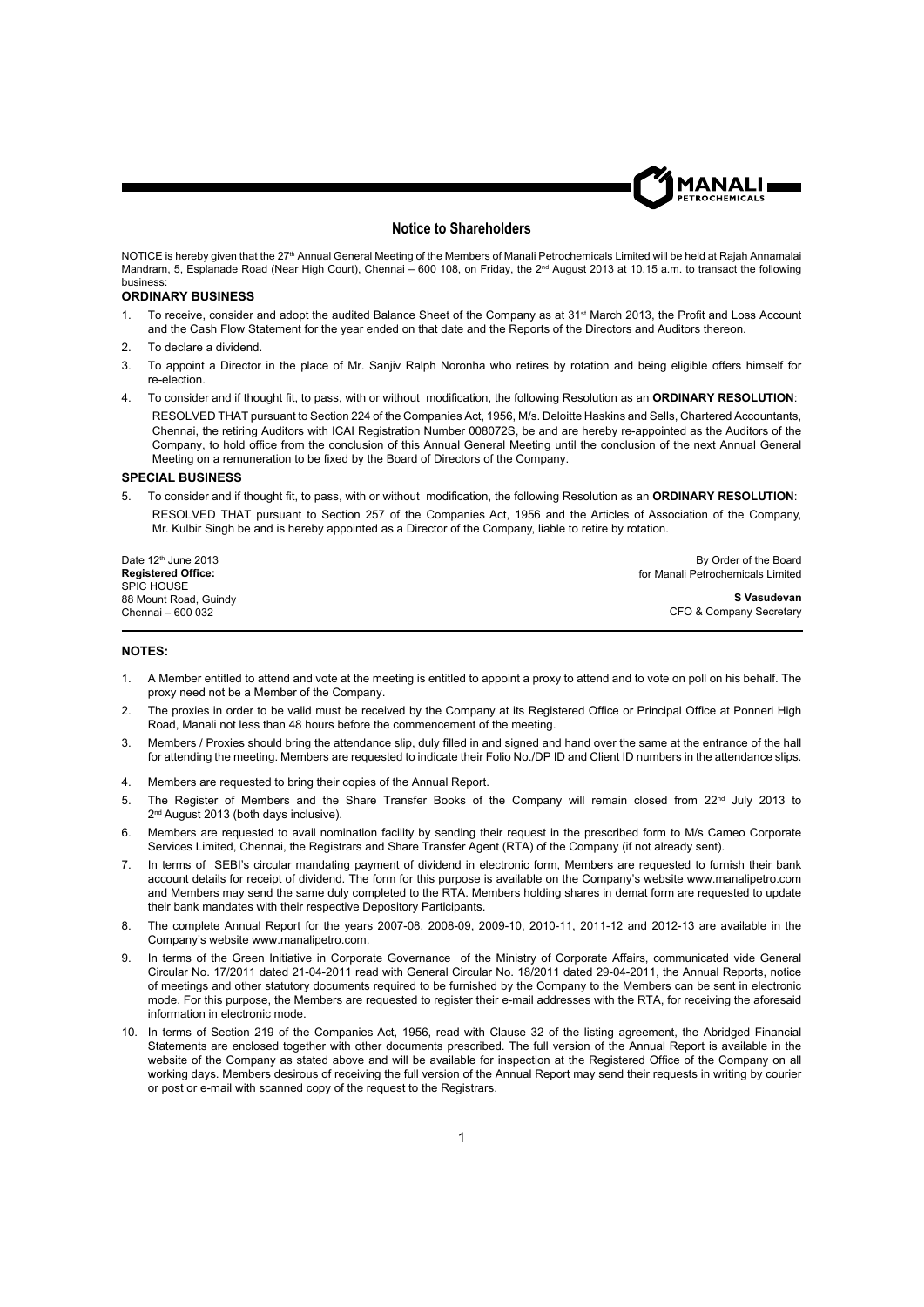## Notice to Shareholders

NOTICE is hereby given that the 27th Annual General Meeting of the Members of Manali Petrochemicals Limited will be held at Rajah Annamalai Mandram, 5, Esplanade Road (Near High Court), Chennai – 600 108, on Friday, the 2nd August 2013 at 10.15 a.m. to transact the following business:

### ORDINARY BUSINESS

1. To receive, consider and adopt the audited Balance Sheet of the Company as at 31st March 2013, the Profit and Loss Account and the Cash Flow Statement for the year ended on that date and the Reports of the Directors and Auditors thereon.
2. To declare a dividend.
3. To appoint a Director in the place of Mr. Sanjiv Ralph Noronha who retires by rotation and being eligible offers himself for re-election.
4. To consider and if thought fit, to pass, with or without modification, the following Resolution as an **ORDINARY RESOLUTION**:

   RESOLVED THAT pursuant to Section 224 of the Companies Act, 1956, M/s. Deloitte Haskins and Sells, Chartered Accountants, Chennai, the retiring Auditors with ICAI Registration Number 008072S, be and are hereby re-appointed as the Auditors of the Company, to hold office from the conclusion of this Annual General Meeting until the conclusion of the next Annual General Meeting on a remuneration to be fixed by the Board of Directors of the Company.

### SPECIAL BUSINESS

5. To consider and if thought fit, to pass, with or without modification, the following Resolution as an **ORDINARY RESOLUTION**:

   RESOLVED THAT pursuant to Section 257 of the Companies Act, 1956 and the Articles of Association of the Company, Mr. Kulbir Singh be and is hereby appointed as a Director of the Company, liable to retire by rotation.

Date 12th June 2013
**Registered Office:**
SPIC HOUSE
88 Mount Road, Guindy
Chennai – 600 032

By Order of the Board
for Manali Petrochemicals Limited

**S Vasudevan**
CFO & Company Secretary

### NOTES:

1. A Member entitled to attend and vote at the meeting is entitled to appoint a proxy to attend and to vote on poll on his behalf. The proxy need not be a Member of the Company.
2. The proxies in order to be valid must be received by the Company at its Registered Office or Principal Office at Ponneri High Road, Manali not less than 48 hours before the commencement of the meeting.
3. Members / Proxies should bring the attendance slip, duly filled in and signed and hand over the same at the entrance of the hall for attending the meeting. Members are requested to indicate their Folio No./DP ID and Client ID numbers in the attendance slips.
4. Members are requested to bring their copies of the Annual Report.
5. The Register of Members and the Share Transfer Books of the Company will remain closed from 22nd July 2013 to 2nd August 2013 (both days inclusive).
6. Members are requested to avail nomination facility by sending their request in the prescribed form to M/s Cameo Corporate Services Limited, Chennai, the Registrars and Share Transfer Agent (RTA) of the Company (if not already sent).
7. In terms of SEBI's circular mandating payment of dividend in electronic form, Members are requested to furnish their bank account details for receipt of dividend. The form for this purpose is available on the Company's website www.manalipetro.com and Members may send the same duly completed to the RTA. Members holding shares in demat form are requested to update their bank mandates with their respective Depository Participants.
8. The complete Annual Report for the years 2007-08, 2008-09, 2009-10, 2010-11, 2011-12 and 2012-13 are available in the Company's website www.manalipetro.com.
9. In terms of the Green Initiative in Corporate Governance of the Ministry of Corporate Affairs, communicated vide General Circular No. 17/2011 dated 21-04-2011 read with General Circular No. 18/2011 dated 29-04-2011, the Annual Reports, notice of meetings and other statutory documents required to be furnished by the Company to the Members can be sent in electronic mode. For this purpose, the Members are requested to register their e-mail addresses with the RTA, for receiving the aforesaid information in electronic mode.
10. In terms of Section 219 of the Companies Act, 1956, read with Clause 32 of the listing agreement, the Abridged Financial Statements are enclosed together with other documents prescribed. The full version of the Annual Report is available in the website of the Company as stated above and will be available for inspection at the Registered Office of the Company on all working days. Members desirous of receiving the full version of the Annual Report may send their requests in writing by courier or post or e-mail with scanned copy of the request to the Registrars.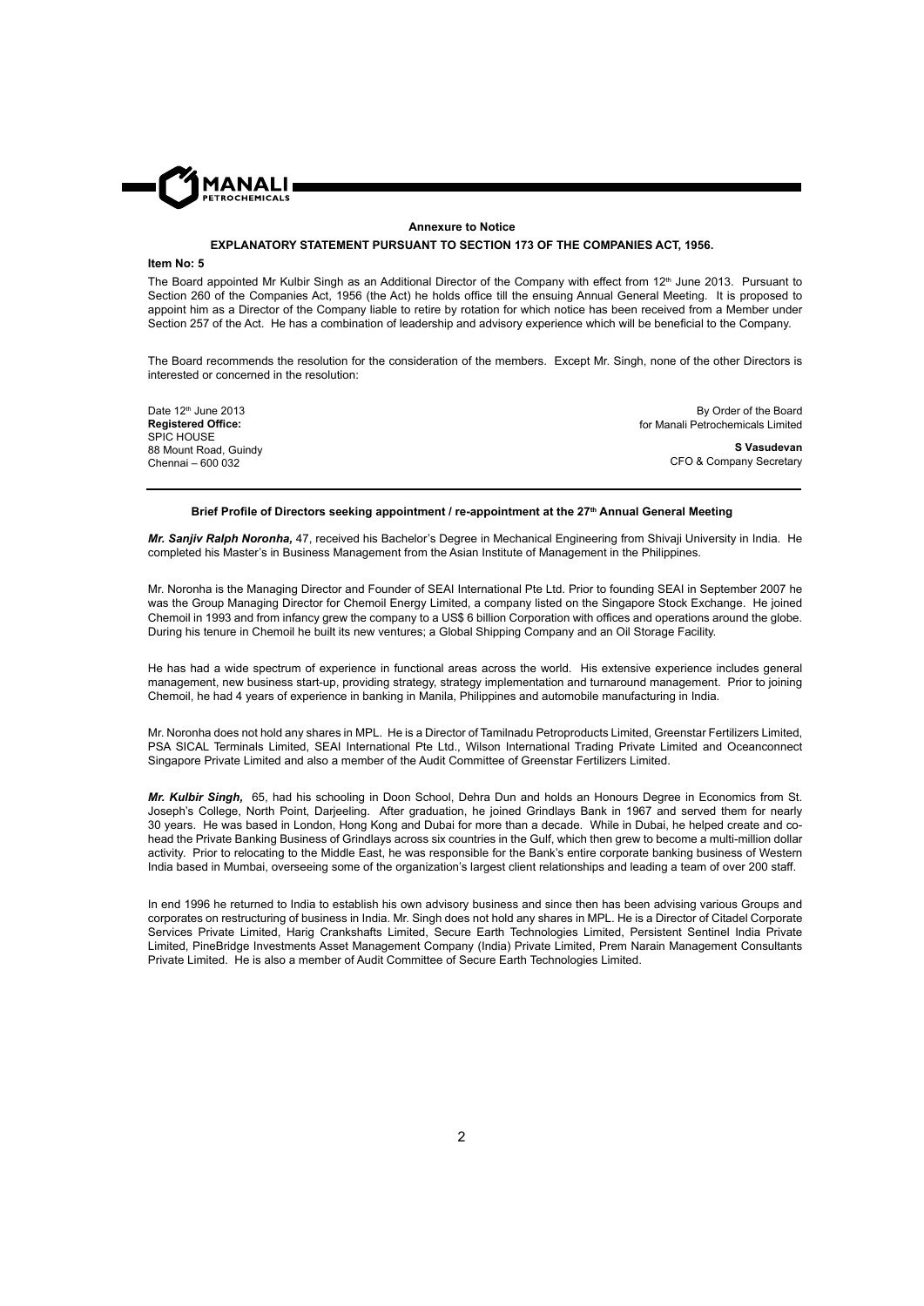## Annexure to Notice

### EXPLANATORY STATEMENT PURSUANT TO SECTION 173 OF THE COMPANIES ACT, 1956.

**Item No: 5**

The Board appointed Mr Kulbir Singh as an Additional Director of the Company with effect from 12th June 2013. Pursuant to Section 260 of the Companies Act, 1956 (the Act) he holds office till the ensuing Annual General Meeting. It is proposed to appoint him as a Director of the Company liable to retire by rotation for which notice has been received from a Member under Section 257 of the Act. He has a combination of leadership and advisory experience which will be beneficial to the Company.

The Board recommends the resolution for the consideration of the members. Except Mr. Singh, none of the other Directors is interested or concerned in the resolution:

Date 12th June 2013
**Registered Office:**
SPIC HOUSE
88 Mount Road, Guindy
Chennai – 600 032

By Order of the Board
for Manali Petrochemicals Limited

**S Vasudevan**
CFO & Company Secretary

---

### Brief Profile of Directors seeking appointment / re-appointment at the 27th Annual General Meeting

***Mr. Sanjiv Ralph Noronha,*** 47, received his Bachelor's Degree in Mechanical Engineering from Shivaji University in India. He completed his Master's in Business Management from the Asian Institute of Management in the Philippines.

Mr. Noronha is the Managing Director and Founder of SEAI International Pte Ltd. Prior to founding SEAI in September 2007 he was the Group Managing Director for Chemoil Energy Limited, a company listed on the Singapore Stock Exchange. He joined Chemoil in 1993 and from infancy grew the company to a US$ 6 billion Corporation with offices and operations around the globe. During his tenure in Chemoil he built its new ventures; a Global Shipping Company and an Oil Storage Facility.

He has had a wide spectrum of experience in functional areas across the world. His extensive experience includes general management, new business start-up, providing strategy, strategy implementation and turnaround management. Prior to joining Chemoil, he had 4 years of experience in banking in Manila, Philippines and automobile manufacturing in India.

Mr. Noronha does not hold any shares in MPL. He is a Director of Tamilnadu Petroproducts Limited, Greenstar Fertilizers Limited, PSA SICAL Terminals Limited, SEAI International Pte Ltd., Wilson International Trading Private Limited and Oceanconnect Singapore Private Limited and also a member of the Audit Committee of Greenstar Fertilizers Limited.

***Mr. Kulbir Singh,*** 65, had his schooling in Doon School, Dehra Dun and holds an Honours Degree in Economics from St. Joseph's College, North Point, Darjeeling. After graduation, he joined Grindlays Bank in 1967 and served them for nearly 30 years. He was based in London, Hong Kong and Dubai for more than a decade. While in Dubai, he helped create and co-head the Private Banking Business of Grindlays across six countries in the Gulf, which then grew to become a multi-million dollar activity. Prior to relocating to the Middle East, he was responsible for the Bank's entire corporate banking business of Western India based in Mumbai, overseeing some of the organization's largest client relationships and leading a team of over 200 staff.

In end 1996 he returned to India to establish his own advisory business and since then has been advising various Groups and corporates on restructuring of business in India. Mr. Singh does not hold any shares in MPL. He is a Director of Citadel Corporate Services Private Limited, Harig Crankshafts Limited, Secure Earth Technologies Limited, Persistent Sentinel India Private Limited, PineBridge Investments Asset Management Company (India) Private Limited, Prem Narain Management Consultants Private Limited. He is also a member of Audit Committee of Secure Earth Technologies Limited.